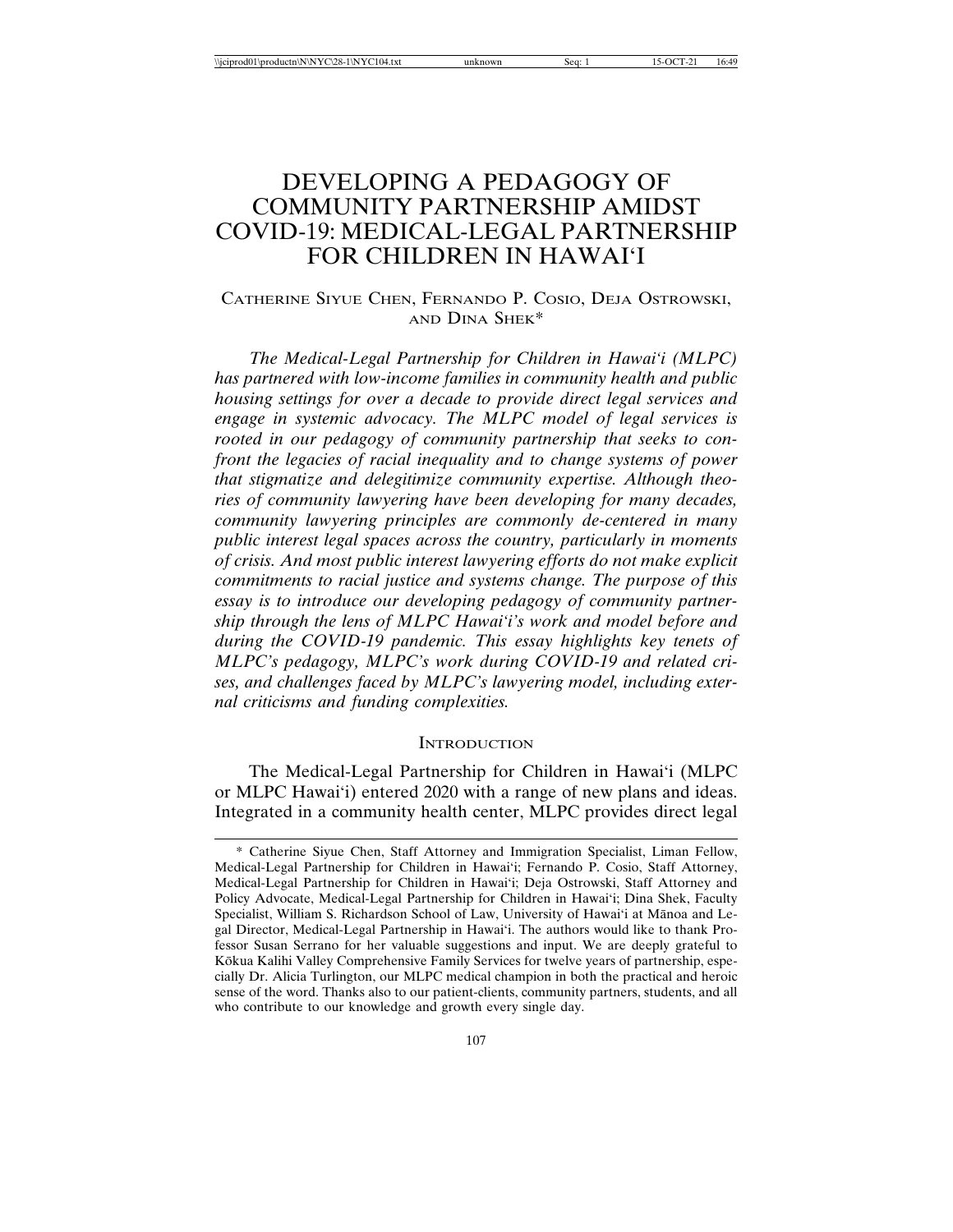# DEVELOPING A PEDAGOGY OF COMMUNITY PARTNERSHIP AMIDST COVID-19: MEDICAL-LEGAL PARTNERSHIP FOR CHILDREN IN HAWAIʻI

CATHERINE SIYUE CHEN, FERNANDO P. COSIO, DEJA OSTROWSKI, AND DINA SHEK*

*The Medical-Legal Partnership for Children in Hawaiʻi (MLPC) has partnered with low-income families in community health and public housing settings for over a decade to provide direct legal services and engage in systemic advocacy. The MLPC model of legal services is rooted in our pedagogy of community partnership that seeks to confront the legacies of racial inequality and to change systems of power that stigmatize and delegitimize community expertise. Although theories of community lawyering have been developing for many decades, community lawyering principles are commonly de-centered in many public interest legal spaces across the country, particularly in moments of crisis. And most public interest lawyering efforts do not make explicit commitments to racial justice and systems change. The purpose of this essay is to introduce our developing pedagogy of community partnership through the lens of MLPC Hawaiʻi's work and model before and during the COVID-19 pandemic. This essay highlights key tenets of MLPC's pedagogy, MLPC's work during COVID-19 and related crises, and challenges faced by MLPC's lawyering model, including external criticisms and funding complexities.*

## INTRODUCTION

The Medical-Legal Partnership for Children in Hawaiʻi (MLPC or MLPC Hawaiʻi) entered 2020 with a range of new plans and ideas. Integrated in a community health center, MLPC provides direct legal

---

\* Catherine Siyue Chen, Staff Attorney and Immigration Specialist, Liman Fellow, Medical-Legal Partnership for Children in Hawaiʻi; Fernando P. Cosio, Staff Attorney, Medical-Legal Partnership for Children in Hawaiʻi; Deja Ostrowski, Staff Attorney and Policy Advocate, Medical-Legal Partnership for Children in Hawaiʻi; Dina Shek, Faculty Specialist, William S. Richardson School of Law, University of Hawaiʻi at Mānoa and Legal Director, Medical-Legal Partnership in Hawaiʻi. The authors would like to thank Professor Susan Serrano for her valuable suggestions and input. We are deeply grateful to Kōkua Kalihi Valley Comprehensive Family Services for twelve years of partnership, especially Dr. Alicia Turlington, our MLPC medical champion in both the practical and heroic sense of the word. Thanks also to our patient-clients, community partners, students, and all who contribute to our knowledge and growth every single day.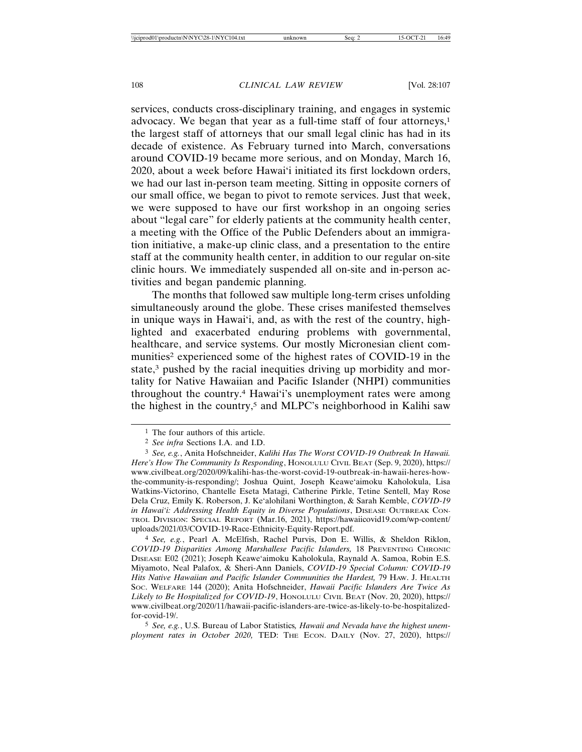services, conducts cross-disciplinary training, and engages in systemic advocacy. We began that year as a full-time staff of four attorneys,[1] the largest staff of attorneys that our small legal clinic has had in its decade of existence. As February turned into March, conversations around COVID-19 became more serious, and on Monday, March 16, 2020, about a week before Hawai'i initiated its first lockdown orders, we had our last in-person team meeting. Sitting in opposite corners of our small office, we began to pivot to remote services. Just that week, we were supposed to have our first workshop in an ongoing series about "legal care" for elderly patients at the community health center, a meeting with the Office of the Public Defenders about an immigration initiative, a make-up clinic class, and a presentation to the entire staff at the community health center, in addition to our regular on-site clinic hours. We immediately suspended all on-site and in-person activities and began pandemic planning.

The months that followed saw multiple long-term crises unfolding simultaneously around the globe. These crises manifested themselves in unique ways in Hawai'i, and, as with the rest of the country, highlighted and exacerbated enduring problems with governmental, healthcare, and service systems. Our mostly Micronesian client communities[2] experienced some of the highest rates of COVID-19 in the state,[3] pushed by the racial inequities driving up morbidity and mortality for Native Hawaiian and Pacific Islander (NHPI) communities throughout the country.[4] Hawai'i's unemployment rates were among the highest in the country,[5] and MLPC's neighborhood in Kalihi saw

---

[1] The four authors of this article.

[2] *See infra* Sections I.A. and I.D.

[3] *See, e.g.*, Anita Hofschneider, *Kalihi Has The Worst COVID-19 Outbreak In Hawaii. Here's How The Community Is Responding*, HONOLULU CIVIL BEAT (Sep. 9, 2020), https://www.civilbeat.org/2020/09/kalihi-has-the-worst-covid-19-outbreak-in-hawaii-heres-how-the-community-is-responding/; Joshua Quint, Joseph Keawe'aimoku Kaholokula, Lisa Watkins-Victorino, Chantelle Eseta Matagi, Catherine Pirkle, Tetine Sentell, May Rose Dela Cruz, Emily K. Roberson, J. Ke'alohilani Worthington, & Sarah Kemble, *COVID-19 in Hawai'i: Addressing Health Equity in Diverse Populations*, DISEASE OUTBREAK CONTROL DIVISION: SPECIAL REPORT (Mar.16, 2021), https://hawaiicovid19.com/wp-content/uploads/2021/03/COVID-19-Race-Ethnicity-Equity-Report.pdf.

[4] *See, e.g.*, Pearl A. McElfish, Rachel Purvis, Don E. Willis, & Sheldon Riklon, *COVID-19 Disparities Among Marshallese Pacific Islanders,* 18 PREVENTING CHRONIC DISEASE E02 (2021); Joseph Keawe'aimoku Kaholokula, Raynald A. Samoa, Robin E.S. Miyamoto, Neal Palafox, & Sheri-Ann Daniels, *COVID-19 Special Column: COVID-19 Hits Native Hawaiian and Pacific Islander Communities the Hardest,* 79 HAW. J. HEALTH SOC. WELFARE 144 (2020); Anita Hofschneider, *Hawaii Pacific Islanders Are Twice As Likely to Be Hospitalized for COVID-19*, HONOLULU CIVIL BEAT (Nov. 20, 2020), https://www.civilbeat.org/2020/11/hawaii-pacific-islanders-are-twice-as-likely-to-be-hospitalized-for-covid-19/.

[5] *See, e.g.*, U.S. Bureau of Labor Statistics*, Hawaii and Nevada have the highest unemployment rates in October 2020,* TED: THE ECON. DAILY (Nov. 27, 2020), https://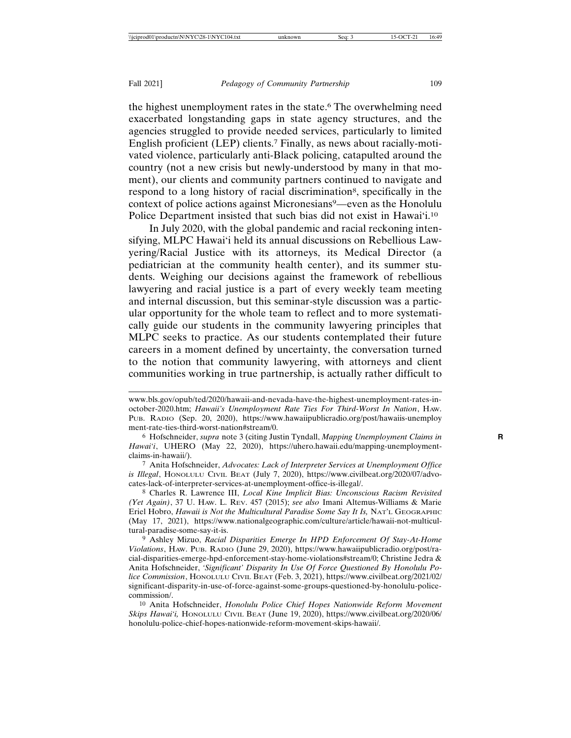the highest unemployment rates in the state.[6] The overwhelming need exacerbated longstanding gaps in state agency structures, and the agencies struggled to provide needed services, particularly to limited English proficient (LEP) clients.[7] Finally, as news about racially-motivated violence, particularly anti-Black policing, catapulted around the country (not a new crisis but newly-understood by many in that moment), our clients and community partners continued to navigate and respond to a long history of racial discrimination[8], specifically in the context of police actions against Micronesians[9]—even as the Honolulu Police Department insisted that such bias did not exist in Hawai'i.[10]

In July 2020, with the global pandemic and racial reckoning intensifying, MLPC Hawai'i held its annual discussions on Rebellious Lawyering/Racial Justice with its attorneys, its Medical Director (a pediatrician at the community health center), and its summer students. Weighing our decisions against the framework of rebellious lawyering and racial justice is a part of every weekly team meeting and internal discussion, but this seminar-style discussion was a particular opportunity for the whole team to reflect and to more systematically guide our students in the community lawyering principles that MLPC seeks to practice. As our students contemplated their future careers in a moment defined by uncertainty, the conversation turned to the notion that community lawyering, with attorneys and client communities working in true partnership, is actually rather difficult to

---

www.bls.gov/opub/ted/2020/hawaii-and-nevada-have-the-highest-unemployment-rates-in-october-2020.htm; *Hawaii's Unemployment Rate Ties For Third-Worst In Nation*, HAW. PUB. RADIO (Sep. 20, 2020), https://www.hawaiipublicradio.org/post/hawaiis-unemployment-rate-ties-third-worst-nation#stream/0.

6 Hofschneider, *supra* note 3 (citing Justin Tyndall, *Mapping Unemployment Claims in Hawai'i*, UHERO (May 22, 2020), https://uhero.hawaii.edu/mapping-unemployment-claims-in-hawaii/).

7 Anita Hofschneider, *Advocates: Lack of Interpreter Services at Unemployment Office is Illegal*, HONOLULU CIVIL BEAT (July 7, 2020), https://www.civilbeat.org/2020/07/advocates-lack-of-interpreter-services-at-unemployment-office-is-illegal/.

8 Charles R. Lawrence III, *Local Kine Implicit Bias: Unconscious Racism Revisited (Yet Again)*, 37 U. HAW. L. REV. 457 (2015); *see also* Imani Altemus-Williams & Marie Eriel Hobro, *Hawaii is Not the Multicultural Paradise Some Say It Is,* NAT'L GEOGRAPHIC (May 17, 2021), https://www.nationalgeographic.com/culture/article/hawaii-not-multicultural-paradise-some-say-it-is.

9 Ashley Mizuo, *Racial Disparities Emerge In HPD Enforcement Of Stay-At-Home Violations*, HAW. PUB. RADIO (June 29, 2020), https://www.hawaiipublicradio.org/post/racial-disparities-emerge-hpd-enforcement-stay-home-violations#stream/0; Christine Jedra & Anita Hofschneider, *'Significant' Disparity In Use Of Force Questioned By Honolulu Police Commission*, HONOLULU CIVIL BEAT (Feb. 3, 2021), https://www.civilbeat.org/2021/02/significant-disparity-in-use-of-force-against-some-groups-questioned-by-honolulu-police-commission/.

10 Anita Hofschneider, *Honolulu Police Chief Hopes Nationwide Reform Movement Skips Hawai'i,* HONOLULU CIVIL BEAT (June 19, 2020), https://www.civilbeat.org/2020/06/honolulu-police-chief-hopes-nationwide-reform-movement-skips-hawaii/.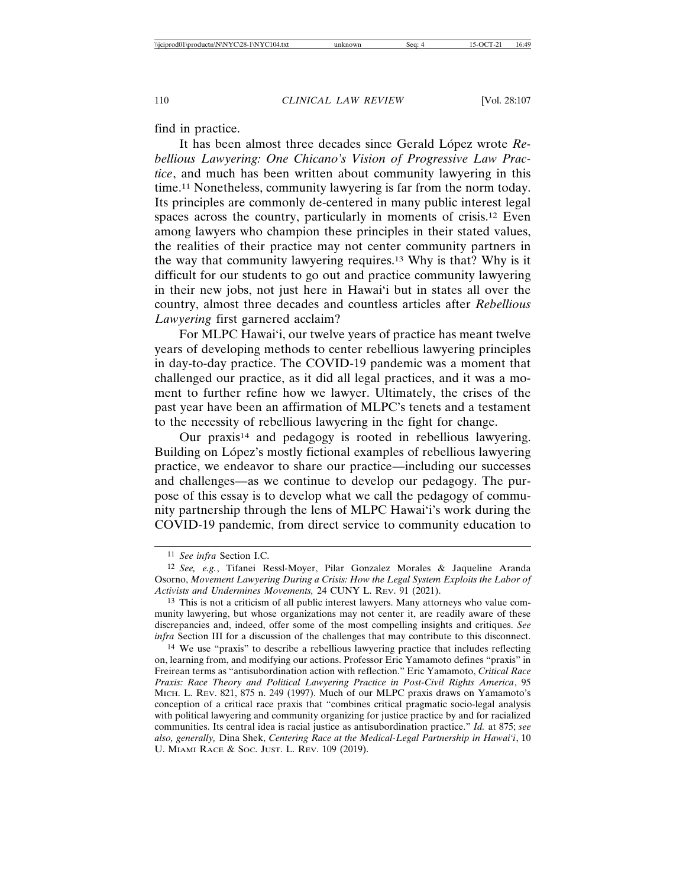find in practice.

It has been almost three decades since Gerald López wrote *Rebellious Lawyering: One Chicano's Vision of Progressive Law Practice*, and much has been written about community lawyering in this time.[11] Nonetheless, community lawyering is far from the norm today. Its principles are commonly de-centered in many public interest legal spaces across the country, particularly in moments of crisis.[12] Even among lawyers who champion these principles in their stated values, the realities of their practice may not center community partners in the way that community lawyering requires.[13] Why is that? Why is it difficult for our students to go out and practice community lawyering in their new jobs, not just here in Hawai'i but in states all over the country, almost three decades and countless articles after *Rebellious Lawyering* first garnered acclaim?

For MLPC Hawai'i, our twelve years of practice has meant twelve years of developing methods to center rebellious lawyering principles in day-to-day practice. The COVID-19 pandemic was a moment that challenged our practice, as it did all legal practices, and it was a moment to further refine how we lawyer. Ultimately, the crises of the past year have been an affirmation of MLPC's tenets and a testament to the necessity of rebellious lawyering in the fight for change.

Our praxis[14] and pedagogy is rooted in rebellious lawyering. Building on López's mostly fictional examples of rebellious lawyering practice, we endeavor to share our practice—including our successes and challenges—as we continue to develop our pedagogy. The purpose of this essay is to develop what we call the pedagogy of community partnership through the lens of MLPC Hawai'i's work during the COVID-19 pandemic, from direct service to community education to

---

[11] *See infra* Section I.C.

[12] *See, e.g.*, Tifanei Ressl-Moyer, Pilar Gonzalez Morales & Jaqueline Aranda Osorno, *Movement Lawyering During a Crisis: How the Legal System Exploits the Labor of Activists and Undermines Movements,* 24 CUNY L. Rev. 91 (2021).

[13] This is not a criticism of all public interest lawyers. Many attorneys who value community lawyering, but whose organizations may not center it, are readily aware of these discrepancies and, indeed, offer some of the most compelling insights and critiques. *See infra* Section III for a discussion of the challenges that may contribute to this disconnect.

[14] We use "praxis" to describe a rebellious lawyering practice that includes reflecting on, learning from, and modifying our actions. Professor Eric Yamamoto defines "praxis" in Freirean terms as "antisubordination action with reflection." Eric Yamamoto, *Critical Race Praxis: Race Theory and Political Lawyering Practice in Post-Civil Rights America*, 95 Mich. L. Rev. 821, 875 n. 249 (1997). Much of our MLPC praxis draws on Yamamoto's conception of a critical race praxis that "combines critical pragmatic socio-legal analysis with political lawyering and community organizing for justice practice by and for racialized communities. Its central idea is racial justice as antisubordination practice." *Id.* at 875; *see also, generally,* Dina Shek, *Centering Race at the Medical-Legal Partnership in Hawai'i*, 10 U. Miami Race & Soc. Just. L. Rev. 109 (2019).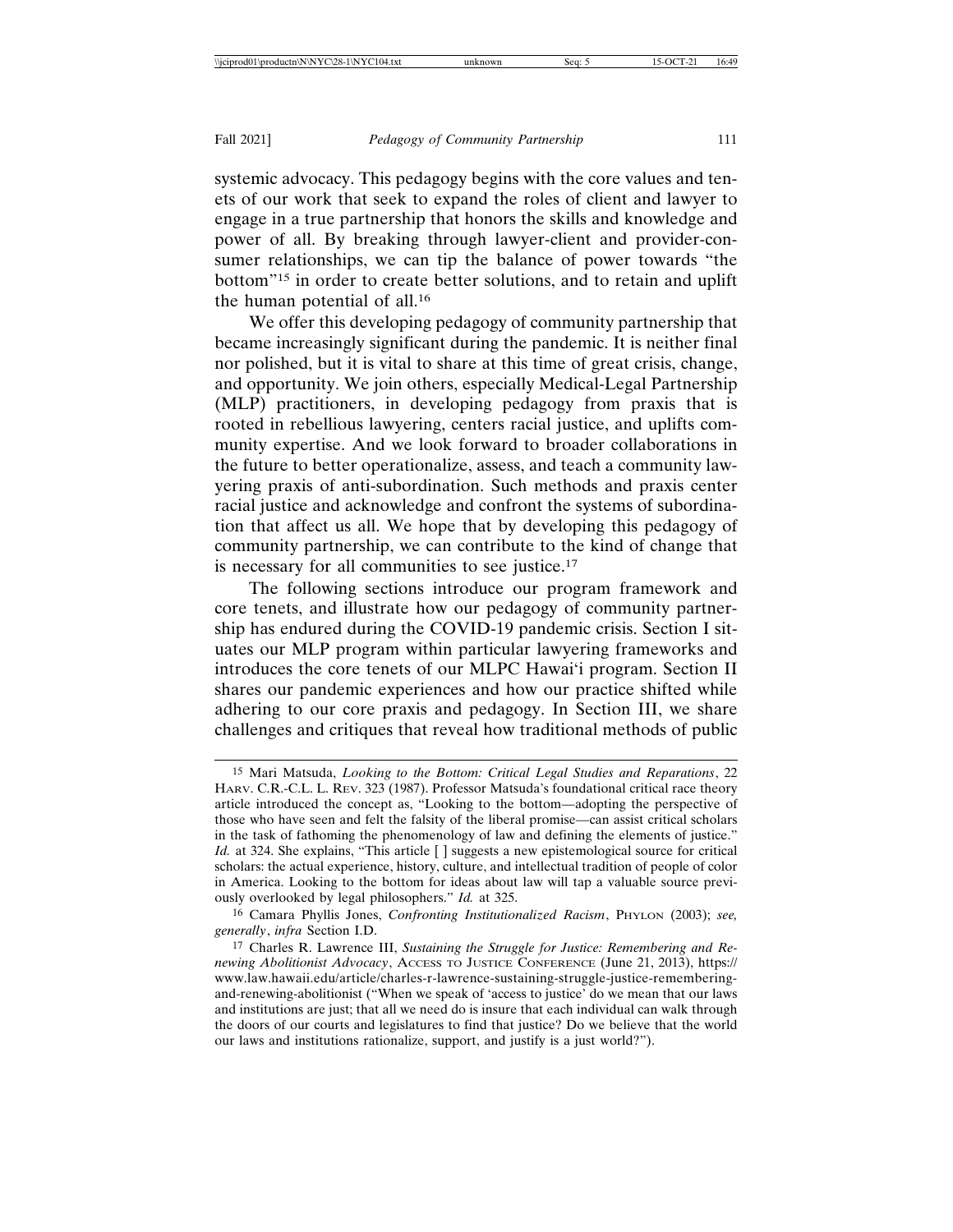systemic advocacy. This pedagogy begins with the core values and tenets of our work that seek to expand the roles of client and lawyer to engage in a true partnership that honors the skills and knowledge and power of all. By breaking through lawyer-client and provider-consumer relationships, we can tip the balance of power towards "the bottom"[15] in order to create better solutions, and to retain and uplift the human potential of all.[16]

We offer this developing pedagogy of community partnership that became increasingly significant during the pandemic. It is neither final nor polished, but it is vital to share at this time of great crisis, change, and opportunity. We join others, especially Medical-Legal Partnership (MLP) practitioners, in developing pedagogy from praxis that is rooted in rebellious lawyering, centers racial justice, and uplifts community expertise. And we look forward to broader collaborations in the future to better operationalize, assess, and teach a community lawyering praxis of anti-subordination. Such methods and praxis center racial justice and acknowledge and confront the systems of subordination that affect us all. We hope that by developing this pedagogy of community partnership, we can contribute to the kind of change that is necessary for all communities to see justice.[17]

The following sections introduce our program framework and core tenets, and illustrate how our pedagogy of community partnership has endured during the COVID-19 pandemic crisis. Section I situates our MLP program within particular lawyering frameworks and introduces the core tenets of our MLPC Hawai'i program. Section II shares our pandemic experiences and how our practice shifted while adhering to our core praxis and pedagogy. In Section III, we share challenges and critiques that reveal how traditional methods of public

---

[15] Mari Matsuda, *Looking to the Bottom: Critical Legal Studies and Reparations*, 22 HARV. C.R.-C.L. L. REV. 323 (1987). Professor Matsuda's foundational critical race theory article introduced the concept as, "Looking to the bottom—adopting the perspective of those who have seen and felt the falsity of the liberal promise—can assist critical scholars in the task of fathoming the phenomenology of law and defining the elements of justice." *Id.* at 324. She explains, "This article [ ] suggests a new epistemological source for critical scholars: the actual experience, history, culture, and intellectual tradition of people of color in America. Looking to the bottom for ideas about law will tap a valuable source previously overlooked by legal philosophers." *Id.* at 325.

[16] Camara Phyllis Jones, *Confronting Institutionalized Racism*, PHYLON (2003); *see, generally*, *infra* Section I.D.

[17] Charles R. Lawrence III, *Sustaining the Struggle for Justice: Remembering and Renewing Abolitionist Advocacy*, ACCESS TO JUSTICE CONFERENCE (June 21, 2013), https://www.law.hawaii.edu/article/charles-r-lawrence-sustaining-struggle-justice-remembering-and-renewing-abolitionist ("When we speak of 'access to justice' do we mean that our laws and institutions are just; that all we need do is insure that each individual can walk through the doors of our courts and legislatures to find that justice? Do we believe that the world our laws and institutions rationalize, support, and justify is a just world?").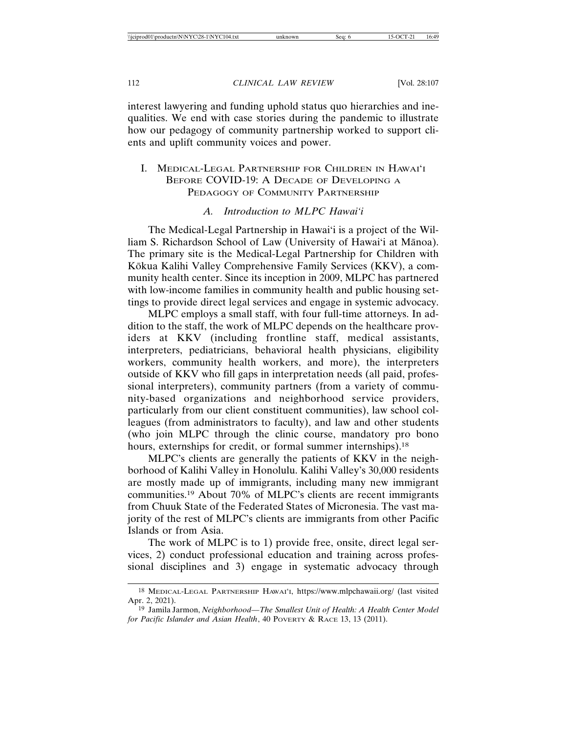interest lawyering and funding uphold status quo hierarchies and inequalities. We end with case stories during the pandemic to illustrate how our pedagogy of community partnership worked to support clients and uplift community voices and power.

## I. Medical-Legal Partnership for Children in Hawaiʻi Before COVID-19: A Decade of Developing a Pedagogy of Community Partnership

### A. *Introduction to MLPC Hawaiʻi*

The Medical-Legal Partnership in Hawaiʻi is a project of the William S. Richardson School of Law (University of Hawaiʻi at Mānoa). The primary site is the Medical-Legal Partnership for Children with Kōkua Kalihi Valley Comprehensive Family Services (KKV), a community health center. Since its inception in 2009, MLPC has partnered with low-income families in community health and public housing settings to provide direct legal services and engage in systemic advocacy.

MLPC employs a small staff, with four full-time attorneys. In addition to the staff, the work of MLPC depends on the healthcare providers at KKV (including frontline staff, medical assistants, interpreters, pediatricians, behavioral health physicians, eligibility workers, community health workers, and more), the interpreters outside of KKV who fill gaps in interpretation needs (all paid, professional interpreters), community partners (from a variety of community-based organizations and neighborhood service providers, particularly from our client constituent communities), law school colleagues (from administrators to faculty), and law and other students (who join MLPC through the clinic course, mandatory pro bono hours, externships for credit, or formal summer internships).[18]

MLPC's clients are generally the patients of KKV in the neighborhood of Kalihi Valley in Honolulu. Kalihi Valley's 30,000 residents are mostly made up of immigrants, including many new immigrant communities.[19] About 70% of MLPC's clients are recent immigrants from Chuuk State of the Federated States of Micronesia. The vast majority of the rest of MLPC's clients are immigrants from other Pacific Islands or from Asia.

The work of MLPC is to 1) provide free, onsite, direct legal services, 2) conduct professional education and training across professional disciplines and 3) engage in systematic advocacy through

---

[18] Medical-Legal Partnership Hawaiʻi, https://www.mlpchawaii.org/ (last visited Apr. 2, 2021).

[19] Jamila Jarmon, *Neighborhood—The Smallest Unit of Health: A Health Center Model for Pacific Islander and Asian Health*, 40 Poverty & Race 13, 13 (2011).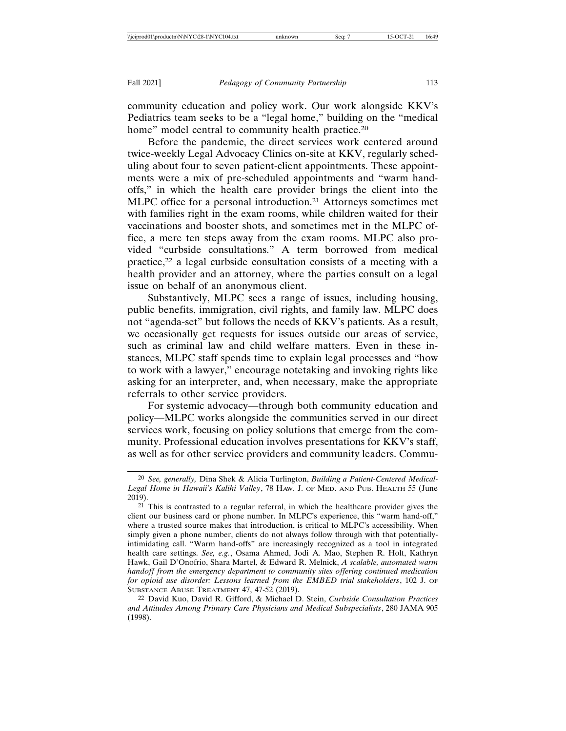community education and policy work. Our work alongside KKV's Pediatrics team seeks to be a "legal home," building on the "medical home" model central to community health practice.[20]

Before the pandemic, the direct services work centered around twice-weekly Legal Advocacy Clinics on-site at KKV, regularly scheduling about four to seven patient-client appointments. These appointments were a mix of pre-scheduled appointments and "warm handoffs," in which the health care provider brings the client into the MLPC office for a personal introduction.[21] Attorneys sometimes met with families right in the exam rooms, while children waited for their vaccinations and booster shots, and sometimes met in the MLPC office, a mere ten steps away from the exam rooms. MLPC also provided "curbside consultations." A term borrowed from medical practice,[22] a legal curbside consultation consists of a meeting with a health provider and an attorney, where the parties consult on a legal issue on behalf of an anonymous client.

Substantively, MLPC sees a range of issues, including housing, public benefits, immigration, civil rights, and family law. MLPC does not "agenda-set" but follows the needs of KKV's patients. As a result, we occasionally get requests for issues outside our areas of service, such as criminal law and child welfare matters. Even in these instances, MLPC staff spends time to explain legal processes and "how to work with a lawyer," encourage notetaking and invoking rights like asking for an interpreter, and, when necessary, make the appropriate referrals to other service providers.

For systemic advocacy—through both community education and policy—MLPC works alongside the communities served in our direct services work, focusing on policy solutions that emerge from the community. Professional education involves presentations for KKV's staff, as well as for other service providers and community leaders. Commu-

---

[20] *See, generally,* Dina Shek & Alicia Turlington, *Building a Patient-Centered Medical-Legal Home in Hawaii's Kalihi Valley*, 78 HAW. J. OF MED. AND PUB. HEALTH 55 (June 2019).

[21] This is contrasted to a regular referral, in which the healthcare provider gives the client our business card or phone number. In MLPC's experience, this "warm hand-off," where a trusted source makes that introduction, is critical to MLPC's accessibility. When simply given a phone number, clients do not always follow through with that potentially-intimidating call. "Warm hand-offs" are increasingly recognized as a tool in integrated health care settings. *See, e.g.*, Osama Ahmed, Jodi A. Mao, Stephen R. Holt, Kathryn Hawk, Gail D'Onofrio, Shara Martel, & Edward R. Melnick, *A scalable, automated warm handoff from the emergency department to community sites offering continued medication for opioid use disorder: Lessons learned from the EMBED trial stakeholders*, 102 J. OF SUBSTANCE ABUSE TREATMENT 47, 47-52 (2019).

[22] David Kuo, David R. Gifford, & Michael D. Stein, *Curbside Consultation Practices and Attitudes Among Primary Care Physicians and Medical Subspecialists*, 280 JAMA 905 (1998).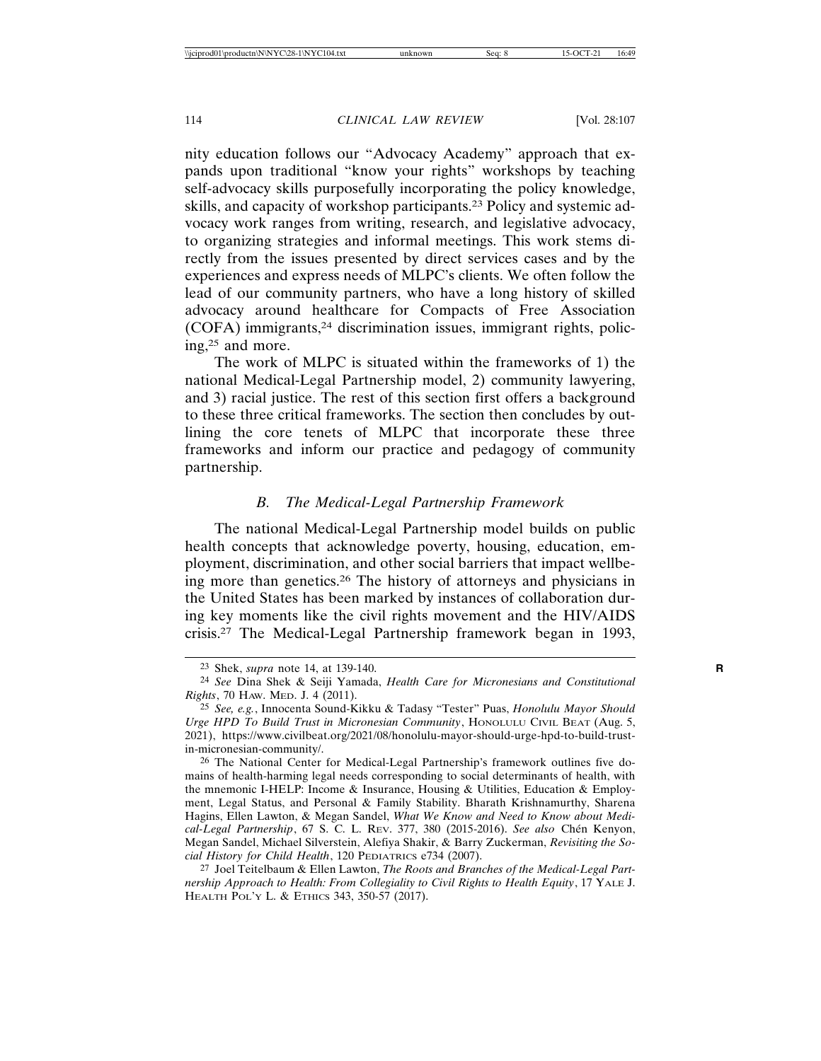nity education follows our "Advocacy Academy" approach that expands upon traditional "know your rights" workshops by teaching self-advocacy skills purposefully incorporating the policy knowledge, skills, and capacity of workshop participants.[23] Policy and systemic advocacy work ranges from writing, research, and legislative advocacy, to organizing strategies and informal meetings. This work stems directly from the issues presented by direct services cases and by the experiences and express needs of MLPC's clients. We often follow the lead of our community partners, who have a long history of skilled advocacy around healthcare for Compacts of Free Association (COFA) immigrants,[24] discrimination issues, immigrant rights, policing,[25] and more.

The work of MLPC is situated within the frameworks of 1) the national Medical-Legal Partnership model, 2) community lawyering, and 3) racial justice. The rest of this section first offers a background to these three critical frameworks. The section then concludes by outlining the core tenets of MLPC that incorporate these three frameworks and inform our practice and pedagogy of community partnership.

### *B. The Medical-Legal Partnership Framework*

The national Medical-Legal Partnership model builds on public health concepts that acknowledge poverty, housing, education, employment, discrimination, and other social barriers that impact wellbeing more than genetics.[26] The history of attorneys and physicians in the United States has been marked by instances of collaboration during key moments like the civil rights movement and the HIV/AIDS crisis.[27] The Medical-Legal Partnership framework began in 1993,

---

[23] Shek, *supra* note 14, at 139-140.

[24] *See* Dina Shek & Seiji Yamada, *Health Care for Micronesians and Constitutional Rights*, 70 HAW. MED. J. 4 (2011).

[25] *See, e.g.*, Innocenta Sound-Kikku & Tadasy "Tester" Puas, *Honolulu Mayor Should Urge HPD To Build Trust in Micronesian Community*, HONOLULU CIVIL BEAT (Aug. 5, 2021), https://www.civilbeat.org/2021/08/honolulu-mayor-should-urge-hpd-to-build-trust-in-micronesian-community/.

[26] The National Center for Medical-Legal Partnership's framework outlines five domains of health-harming legal needs corresponding to social determinants of health, with the mnemonic I-HELP: Income & Insurance, Housing & Utilities, Education & Employment, Legal Status, and Personal & Family Stability. Bharath Krishnamurthy, Sharena Hagins, Ellen Lawton, & Megan Sandel, *What We Know and Need to Know about Medical-Legal Partnership*, 67 S. C. L. REV. 377, 380 (2015-2016). *See also* Chén Kenyon, Megan Sandel, Michael Silverstein, Alefiya Shakir, & Barry Zuckerman, *Revisiting the Social History for Child Health*, 120 PEDIATRICS e734 (2007).

[27] Joel Teitelbaum & Ellen Lawton, *The Roots and Branches of the Medical-Legal Partnership Approach to Health: From Collegiality to Civil Rights to Health Equity*, 17 YALE J. HEALTH POL'Y L. & ETHICS 343, 350-57 (2017).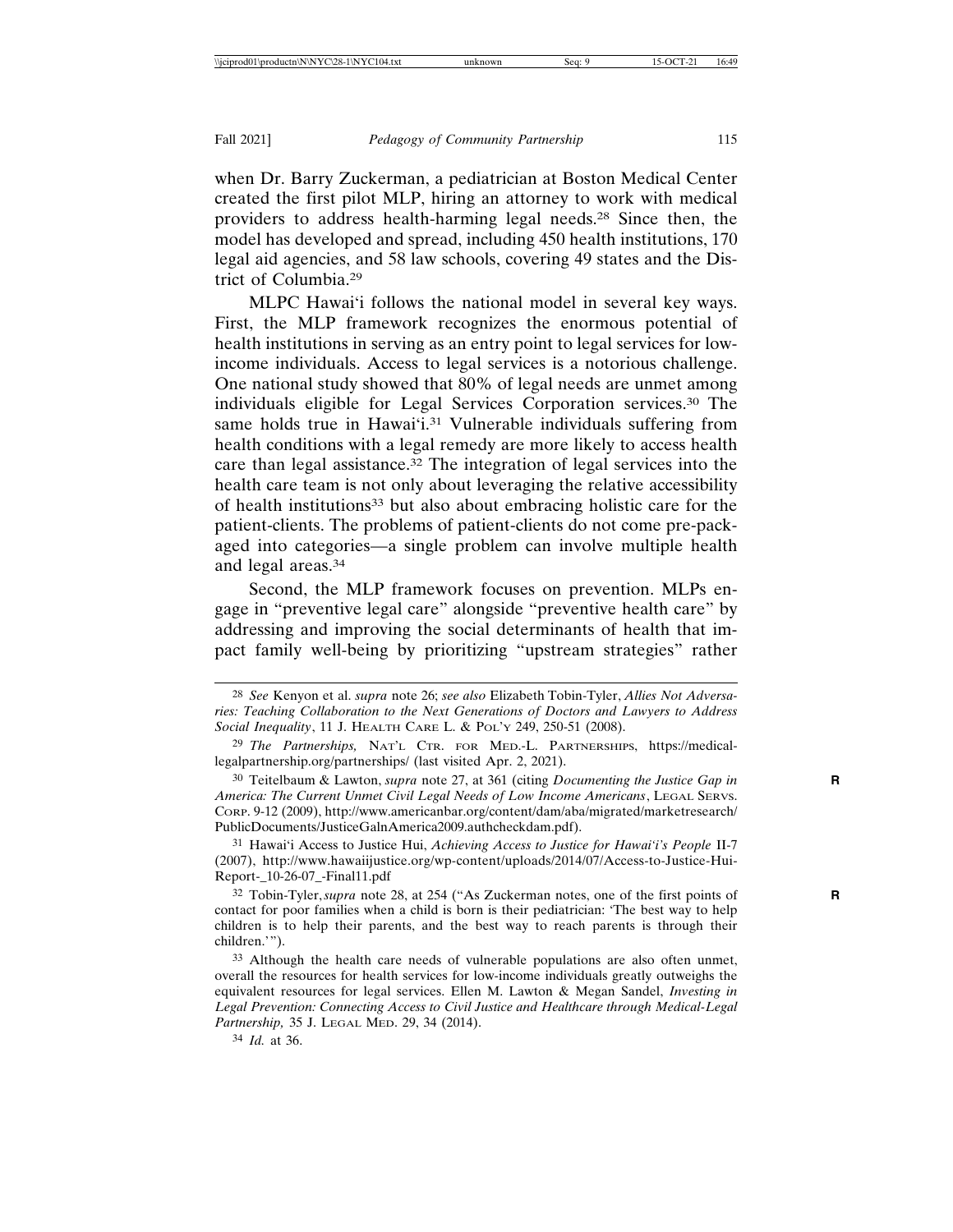when Dr. Barry Zuckerman, a pediatrician at Boston Medical Center created the first pilot MLP, hiring an attorney to work with medical providers to address health-harming legal needs.[28] Since then, the model has developed and spread, including 450 health institutions, 170 legal aid agencies, and 58 law schools, covering 49 states and the District of Columbia.[29]

MLPC Hawai'i follows the national model in several key ways. First, the MLP framework recognizes the enormous potential of health institutions in serving as an entry point to legal services for low-income individuals. Access to legal services is a notorious challenge. One national study showed that 80% of legal needs are unmet among individuals eligible for Legal Services Corporation services.[30] The same holds true in Hawai'i.[31] Vulnerable individuals suffering from health conditions with a legal remedy are more likely to access health care than legal assistance.[32] The integration of legal services into the health care team is not only about leveraging the relative accessibility of health institutions[33] but also about embracing holistic care for the patient-clients. The problems of patient-clients do not come pre-packaged into categories—a single problem can involve multiple health and legal areas.[34]

Second, the MLP framework focuses on prevention. MLPs engage in "preventive legal care" alongside "preventive health care" by addressing and improving the social determinants of health that impact family well-being by prioritizing "upstream strategies" rather

---

[28] *See* Kenyon et al. *supra* note 26; *see also* Elizabeth Tobin-Tyler, *Allies Not Adversaries: Teaching Collaboration to the Next Generations of Doctors and Lawyers to Address Social Inequality*, 11 J. HEALTH CARE L. & POL'Y 249, 250-51 (2008).

[29] *The Partnerships,* NAT'L CTR. FOR MED.-L. PARTNERSHIPS, https://medical-legalpartnership.org/partnerships/ (last visited Apr. 2, 2021).

[30] Teitelbaum & Lawton, *supra* note 27, at 361 (citing *Documenting the Justice Gap in America: The Current Unmet Civil Legal Needs of Low Income Americans*, LEGAL SERVS. CORP. 9-12 (2009), http://www.americanbar.org/content/dam/aba/migrated/marketresearch/PublicDocuments/JusticeGalnAmerica2009.authcheckdam.pdf).

[31] Hawai'i Access to Justice Hui, *Achieving Access to Justice for Hawai'i's People* II-7 (2007), http://www.hawaiijustice.org/wp-content/uploads/2014/07/Access-to-Justice-Hui-Report-_10-26-07_-Final11.pdf

[32] Tobin-Tyler, *supra* note 28, at 254 ("As Zuckerman notes, one of the first points of contact for poor families when a child is born is their pediatrician: 'The best way to help children is to help their parents, and the best way to reach parents is through their children.'").

[33] Although the health care needs of vulnerable populations are also often unmet, overall the resources for health services for low-income individuals greatly outweighs the equivalent resources for legal services. Ellen M. Lawton & Megan Sandel, *Investing in Legal Prevention: Connecting Access to Civil Justice and Healthcare through Medical-Legal Partnership,* 35 J. LEGAL MED. 29, 34 (2014).

[34] *Id.* at 36.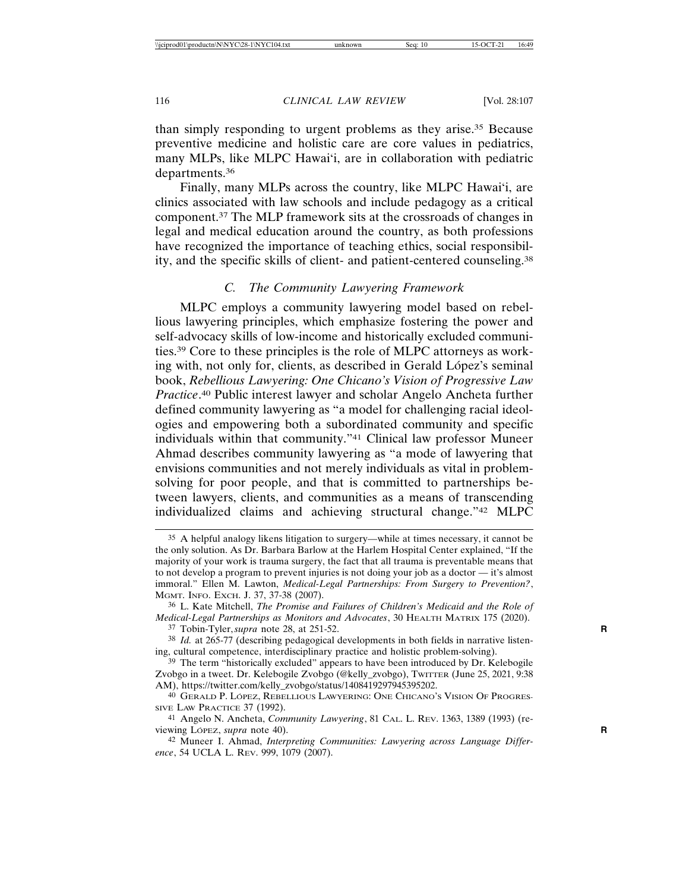than simply responding to urgent problems as they arise.[35] Because preventive medicine and holistic care are core values in pediatrics, many MLPs, like MLPC Hawai'i, are in collaboration with pediatric departments.[36]

Finally, many MLPs across the country, like MLPC Hawai'i, are clinics associated with law schools and include pedagogy as a critical component.[37] The MLP framework sits at the crossroads of changes in legal and medical education around the country, as both professions have recognized the importance of teaching ethics, social responsibility, and the specific skills of client- and patient-centered counseling.[38]

### *C. The Community Lawyering Framework*

MLPC employs a community lawyering model based on rebellious lawyering principles, which emphasize fostering the power and self-advocacy skills of low-income and historically excluded communities.[39] Core to these principles is the role of MLPC attorneys as working with, not only for, clients, as described in Gerald López's seminal book, *Rebellious Lawyering: One Chicano's Vision of Progressive Law Practice*.[40] Public interest lawyer and scholar Angelo Ancheta further defined community lawyering as "a model for challenging racial ideologies and empowering both a subordinated community and specific individuals within that community."[41] Clinical law professor Muneer Ahmad describes community lawyering as "a mode of lawyering that envisions communities and not merely individuals as vital in problem-solving for poor people, and that is committed to partnerships between lawyers, clients, and communities as a means of transcending individualized claims and achieving structural change."[42] MLPC

---

35 A helpful analogy likens litigation to surgery—while at times necessary, it cannot be the only solution. As Dr. Barbara Barlow at the Harlem Hospital Center explained, "If the majority of your work is trauma surgery, the fact that all trauma is preventable means that to not develop a program to prevent injuries is not doing your job as a doctor — it's almost immoral." Ellen M. Lawton, *Medical-Legal Partnerships: From Surgery to Prevention?*, MGMT. INFO. EXCH. J. 37, 37-38 (2007).

36 L. Kate Mitchell, *The Promise and Failures of Children's Medicaid and the Role of Medical-Legal Partnerships as Monitors and Advocates*, 30 HEALTH MATRIX 175 (2020).

37 Tobin-Tyler, *supra* note 28, at 251-52.

38 *Id.* at 265-77 (describing pedagogical developments in both fields in narrative listening, cultural competence, interdisciplinary practice and holistic problem-solving).

39 The term "historically excluded" appears to have been introduced by Dr. Kelebogile Zvobgo in a tweet. Dr. Kelebogile Zvobgo (@kelly_zvobgo), TWITTER (June 25, 2021, 9:38 AM), https://twitter.com/kelly_zvobgo/status/1408419297945395202.

40 GERALD P. LÓPEZ, REBELLIOUS LAWYERING: ONE CHICANO'S VISION OF PROGRESSIVE LAW PRACTICE 37 (1992).

41 Angelo N. Ancheta, *Community Lawyering*, 81 CAL. L. REV. 1363, 1389 (1993) (reviewing LÓPEZ, *supra* note 40).

42 Muneer I. Ahmad, *Interpreting Communities: Lawyering across Language Difference*, 54 UCLA L. REV. 999, 1079 (2007).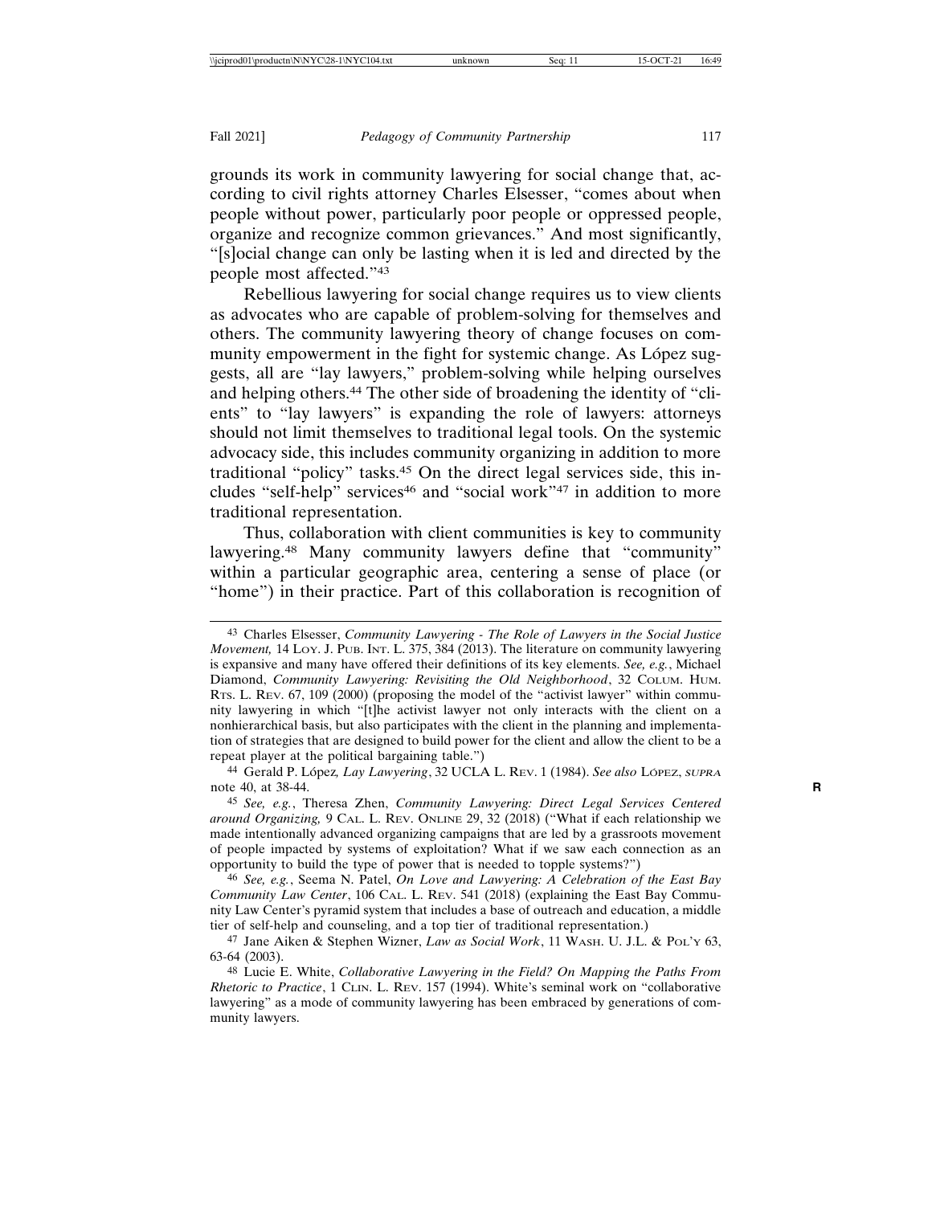grounds its work in community lawyering for social change that, according to civil rights attorney Charles Elsesser, "comes about when people without power, particularly poor people or oppressed people, organize and recognize common grievances." And most significantly, "[s]ocial change can only be lasting when it is led and directed by the people most affected."[43]

Rebellious lawyering for social change requires us to view clients as advocates who are capable of problem-solving for themselves and others. The community lawyering theory of change focuses on community empowerment in the fight for systemic change. As López suggests, all are "lay lawyers," problem-solving while helping ourselves and helping others.[44] The other side of broadening the identity of "clients" to "lay lawyers" is expanding the role of lawyers: attorneys should not limit themselves to traditional legal tools. On the systemic advocacy side, this includes community organizing in addition to more traditional "policy" tasks.[45] On the direct legal services side, this includes "self-help" services[46] and "social work"[47] in addition to more traditional representation.

Thus, collaboration with client communities is key to community lawyering.[48] Many community lawyers define that "community" within a particular geographic area, centering a sense of place (or "home") in their practice. Part of this collaboration is recognition of

---

[43] Charles Elsesser, *Community Lawyering - The Role of Lawyers in the Social Justice Movement,* 14 Loy. J. Pub. Int. L. 375, 384 (2013). The literature on community lawyering is expansive and many have offered their definitions of its key elements. *See, e.g.*, Michael Diamond, *Community Lawyering: Revisiting the Old Neighborhood*, 32 Colum. Hum. Rts. L. Rev. 67, 109 (2000) (proposing the model of the "activist lawyer" within community lawyering in which "[t]he activist lawyer not only interacts with the client on a nonhierarchical basis, but also participates with the client in the planning and implementation of strategies that are designed to build power for the client and allow the client to be a repeat player at the political bargaining table.")

[44] Gerald P. López, *Lay Lawyering*, 32 UCLA L. Rev. 1 (1984). *See also* López, *supra* note 40, at 38-44.

[45] *See, e.g.*, Theresa Zhen, *Community Lawyering: Direct Legal Services Centered around Organizing,* 9 Cal. L. Rev. Online 29, 32 (2018) ("What if each relationship we made intentionally advanced organizing campaigns that are led by a grassroots movement of people impacted by systems of exploitation? What if we saw each connection as an opportunity to build the type of power that is needed to topple systems?")

[46] *See, e.g.*, Seema N. Patel, *On Love and Lawyering: A Celebration of the East Bay Community Law Center*, 106 Cal. L. Rev. 541 (2018) (explaining the East Bay Community Law Center's pyramid system that includes a base of outreach and education, a middle tier of self-help and counseling, and a top tier of traditional representation.)

[47] Jane Aiken & Stephen Wizner, *Law as Social Work*, 11 Wash. U. J.L. & Pol'y 63, 63-64 (2003).

[48] Lucie E. White, *Collaborative Lawyering in the Field? On Mapping the Paths From Rhetoric to Practice*, 1 Clin. L. Rev. 157 (1994). White's seminal work on "collaborative lawyering" as a mode of community lawyering has been embraced by generations of community lawyers.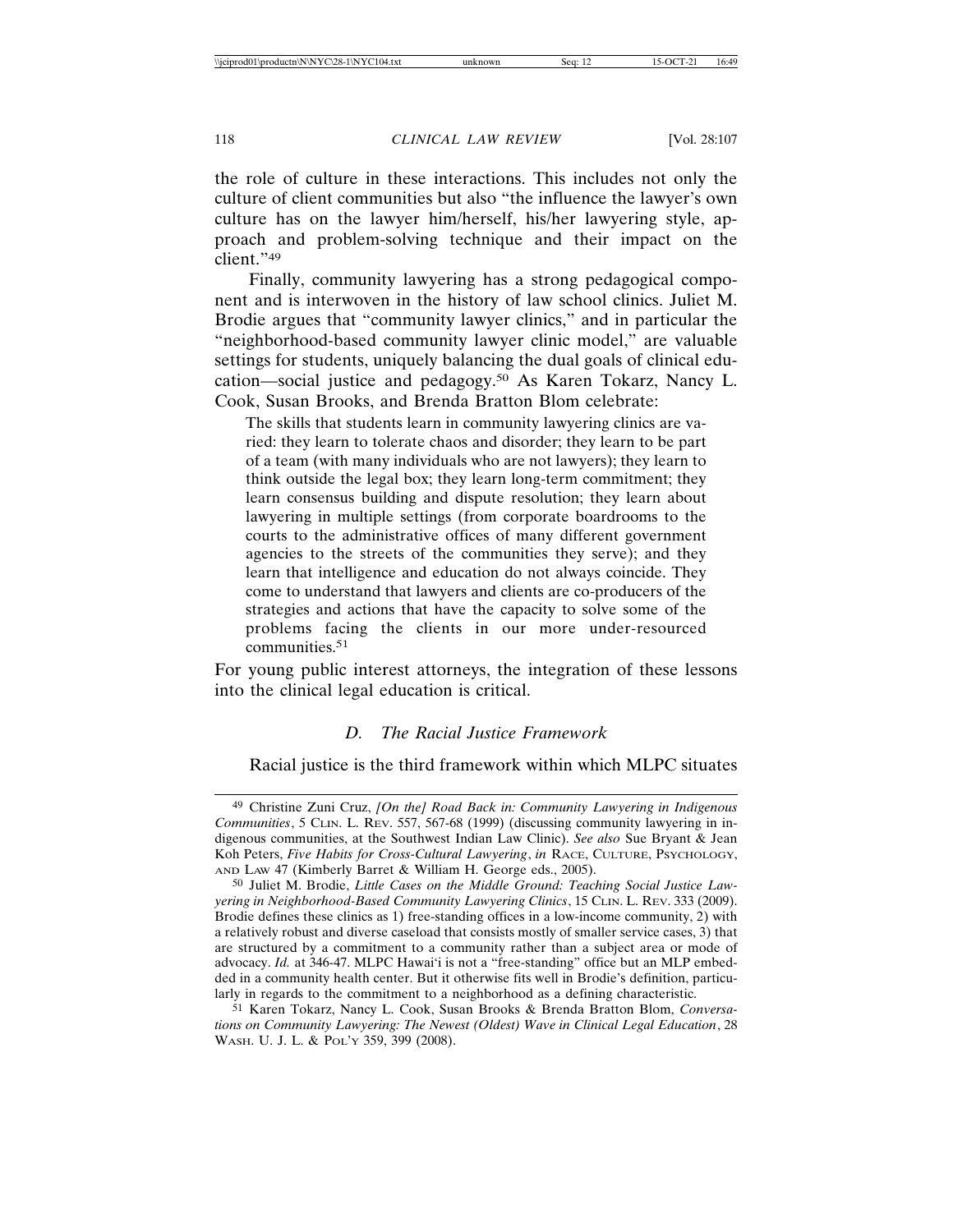the role of culture in these interactions. This includes not only the culture of client communities but also "the influence the lawyer's own culture has on the lawyer him/herself, his/her lawyering style, approach and problem-solving technique and their impact on the client."[49]

Finally, community lawyering has a strong pedagogical component and is interwoven in the history of law school clinics. Juliet M. Brodie argues that "community lawyer clinics," and in particular the "neighborhood-based community lawyer clinic model," are valuable settings for students, uniquely balancing the dual goals of clinical education—social justice and pedagogy.[50] As Karen Tokarz, Nancy L. Cook, Susan Brooks, and Brenda Bratton Blom celebrate:

> The skills that students learn in community lawyering clinics are varied: they learn to tolerate chaos and disorder; they learn to be part of a team (with many individuals who are not lawyers); they learn to think outside the legal box; they learn long-term commitment; they learn consensus building and dispute resolution; they learn about lawyering in multiple settings (from corporate boardrooms to the courts to the administrative offices of many different government agencies to the streets of the communities they serve); and they learn that intelligence and education do not always coincide. They come to understand that lawyers and clients are co-producers of the strategies and actions that have the capacity to solve some of the problems facing the clients in our more under-resourced communities.[51]

For young public interest attorneys, the integration of these lessons into the clinical legal education is critical.

### *D. The Racial Justice Framework*

Racial justice is the third framework within which MLPC situates

---

[49] Christine Zuni Cruz, *[On the] Road Back in: Community Lawyering in Indigenous Communities*, 5 CLIN. L. REV. 557, 567-68 (1999) (discussing community lawyering in indigenous communities, at the Southwest Indian Law Clinic). *See also* Sue Bryant & Jean Koh Peters, *Five Habits for Cross-Cultural Lawyering*, *in* RACE, CULTURE, PSYCHOLOGY, AND LAW 47 (Kimberly Barret & William H. George eds., 2005).

[50] Juliet M. Brodie, *Little Cases on the Middle Ground: Teaching Social Justice Lawyering in Neighborhood-Based Community Lawyering Clinics*, 15 CLIN. L. REV. 333 (2009). Brodie defines these clinics as 1) free-standing offices in a low-income community, 2) with a relatively robust and diverse caseload that consists mostly of smaller service cases, 3) that are structured by a commitment to a community rather than a subject area or mode of advocacy. *Id.* at 346-47. MLPC Hawai'i is not a "free-standing" office but an MLP embedded in a community health center. But it otherwise fits well in Brodie's definition, particularly in regards to the commitment to a neighborhood as a defining characteristic.

[51] Karen Tokarz, Nancy L. Cook, Susan Brooks & Brenda Bratton Blom, *Conversations on Community Lawyering: The Newest (Oldest) Wave in Clinical Legal Education*, 28 WASH. U. J. L. & POL'Y 359, 399 (2008).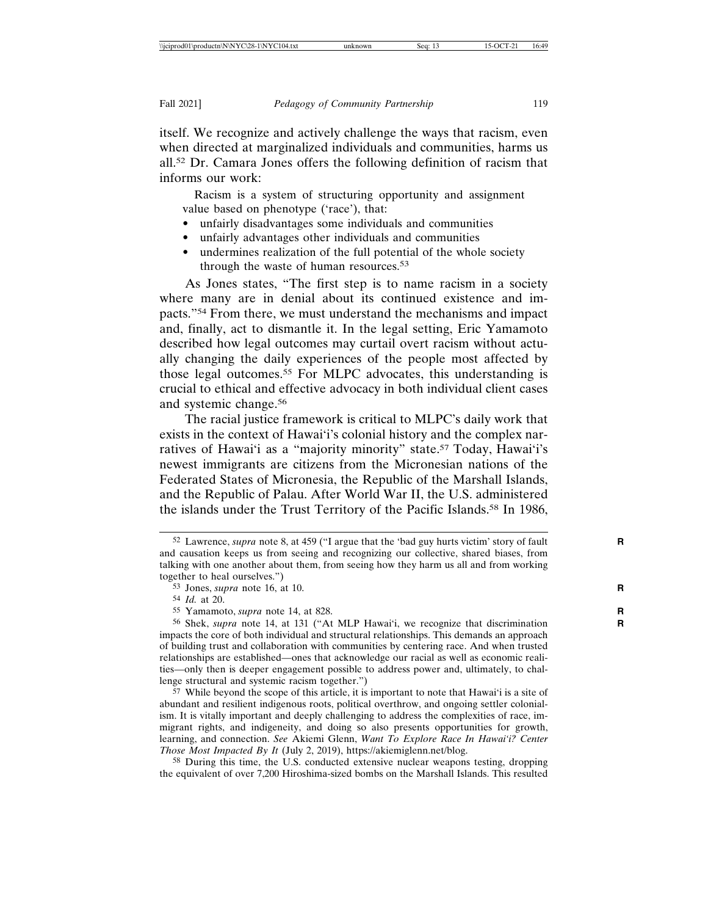itself. We recognize and actively challenge the ways that racism, even when directed at marginalized individuals and communities, harms us all.[52] Dr. Camara Jones offers the following definition of racism that informs our work:

> Racism is a system of structuring opportunity and assignment value based on phenotype ('race'), that:
> - unfairly disadvantages some individuals and communities
> - unfairly advantages other individuals and communities
> - undermines realization of the full potential of the whole society through the waste of human resources.[53]

As Jones states, "The first step is to name racism in a society where many are in denial about its continued existence and impacts."[54] From there, we must understand the mechanisms and impact and, finally, act to dismantle it. In the legal setting, Eric Yamamoto described how legal outcomes may curtail overt racism without actually changing the daily experiences of the people most affected by those legal outcomes.[55] For MLPC advocates, this understanding is crucial to ethical and effective advocacy in both individual client cases and systemic change.[56]

The racial justice framework is critical to MLPC's daily work that exists in the context of Hawai'i's colonial history and the complex narratives of Hawai'i as a "majority minority" state.[57] Today, Hawai'i's newest immigrants are citizens from the Micronesian nations of the Federated States of Micronesia, the Republic of the Marshall Islands, and the Republic of Palau. After World War II, the U.S. administered the islands under the Trust Territory of the Pacific Islands.[58] In 1986,

---

[52] Lawrence, *supra* note 8, at 459 ("I argue that the 'bad guy hurts victim' story of fault and causation keeps us from seeing and recognizing our collective, shared biases, from talking with one another about them, from seeing how they harm us all and from working together to heal ourselves.")

[53] Jones, *supra* note 16, at 10.

[54] *Id.* at 20.

[55] Yamamoto, *supra* note 14, at 828.

[56] Shek, *supra* note 14, at 131 ("At MLP Hawai'i, we recognize that discrimination impacts the core of both individual and structural relationships. This demands an approach of building trust and collaboration with communities by centering race. And when trusted relationships are established—ones that acknowledge our racial as well as economic realities—only then is deeper engagement possible to address power and, ultimately, to challenge structural and systemic racism together.")

[57] While beyond the scope of this article, it is important to note that Hawai'i is a site of abundant and resilient indigenous roots, political overthrow, and ongoing settler colonialism. It is vitally important and deeply challenging to address the complexities of race, immigrant rights, and indigeneity, and doing so also presents opportunities for growth, learning, and connection. *See* Akiemi Glenn, *Want To Explore Race In Hawai'i? Center Those Most Impacted By It* (July 2, 2019), https://akiemiglenn.net/blog.

[58] During this time, the U.S. conducted extensive nuclear weapons testing, dropping the equivalent of over 7,200 Hiroshima-sized bombs on the Marshall Islands. This resulted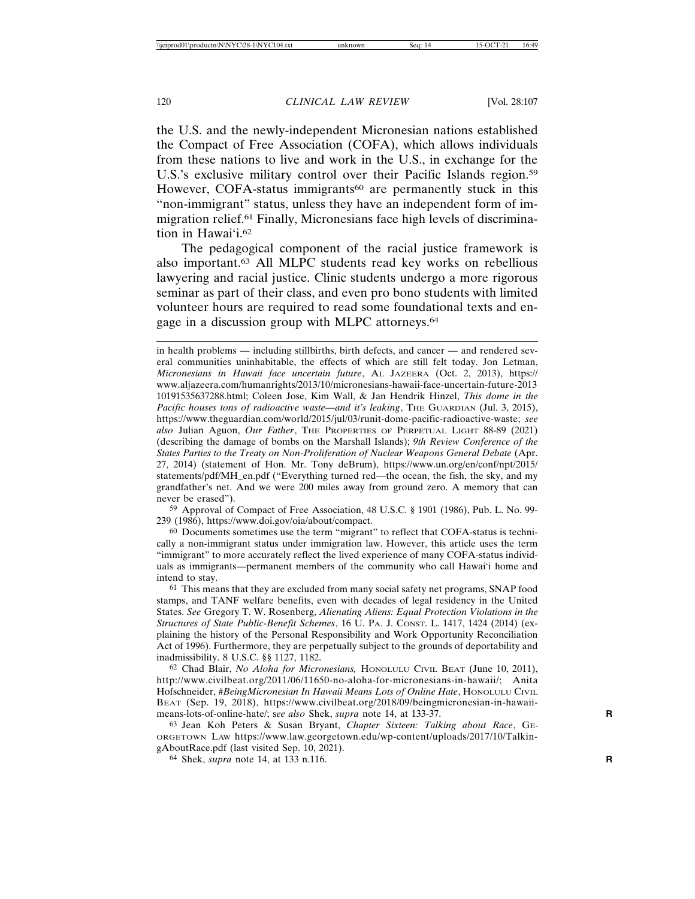the U.S. and the newly-independent Micronesian nations established the Compact of Free Association (COFA), which allows individuals from these nations to live and work in the U.S., in exchange for the U.S.'s exclusive military control over their Pacific Islands region.[59] However, COFA-status immigrants[60] are permanently stuck in this "non-immigrant" status, unless they have an independent form of immigration relief.[61] Finally, Micronesians face high levels of discrimination in Hawai'i.[62]

The pedagogical component of the racial justice framework is also important.[63] All MLPC students read key works on rebellious lawyering and racial justice. Clinic students undergo a more rigorous seminar as part of their class, and even pro bono students with limited volunteer hours are required to read some foundational texts and engage in a discussion group with MLPC attorneys.[64]

---

in health problems — including stillbirths, birth defects, and cancer — and rendered several communities uninhabitable, the effects of which are still felt today. Jon Letman, *Micronesians in Hawaii face uncertain future*, Al Jazeera (Oct. 2, 2013), https://www.aljazeera.com/humanrights/2013/10/micronesians-hawaii-face-uncertain-future-2013 10191535637288.html; Coleen Jose, Kim Wall, & Jan Hendrik Hinzel, *This dome in the Pacific houses tons of radioactive waste—and it's leaking*, The Guardian (Jul. 3, 2015), https://www.theguardian.com/world/2015/jul/03/runit-dome-pacific-radioactive-waste; *see also* Julian Aguon, *Our Father*, The Properties of Perpetual Light 88-89 (2021) (describing the damage of bombs on the Marshall Islands); *9th Review Conference of the States Parties to the Treaty on Non-Proliferation of Nuclear Weapons General Debate* (Apr. 27, 2014) (statement of Hon. Mr. Tony deBrum), https://www.un.org/en/conf/npt/2015/statements/pdf/MH_en.pdf ("Everything turned red—the ocean, the fish, the sky, and my grandfather's net. And we were 200 miles away from ground zero. A memory that can never be erased").

[59] Approval of Compact of Free Association, 48 U.S.C. § 1901 (1986), Pub. L. No. 99-239 (1986), https://www.doi.gov/oia/about/compact.

[60] Documents sometimes use the term "migrant" to reflect that COFA-status is technically a non-immigrant status under immigration law. However, this article uses the term "immigrant" to more accurately reflect the lived experience of many COFA-status individuals as immigrants—permanent members of the community who call Hawai'i home and intend to stay.

[61] This means that they are excluded from many social safety net programs, SNAP food stamps, and TANF welfare benefits, even with decades of legal residency in the United States. *See* Gregory T. W. Rosenberg, *Alienating Aliens: Equal Protection Violations in the Structures of State Public-Benefit Schemes*, 16 U. Pa. J. Const. L. 1417, 1424 (2014) (explaining the history of the Personal Responsibility and Work Opportunity Reconciliation Act of 1996). Furthermore, they are perpetually subject to the grounds of deportability and inadmissibility. 8 U.S.C. §§ 1127, 1182.

[62] Chad Blair, *No Aloha for Micronesians,* Honolulu Civil Beat (June 10, 2011), http://www.civilbeat.org/2011/06/11650-no-aloha-for-micronesians-in-hawaii/; Anita Hofschneider, *#BeingMicronesian In Hawaii Means Lots of Online Hate*, Honolulu Civil Beat (Sep. 19, 2018), https://www.civilbeat.org/2018/09/beingmicronesian-in-hawaii-means-lots-of-online-hate/; s*ee also* Shek, *supra* note 14, at 133-37.

[63] Jean Koh Peters & Susan Bryant, *Chapter Sixteen: Talking about Race*, Georgetown Law https://www.law.georgetown.edu/wp-content/uploads/2017/10/TalkingAboutRace.pdf (last visited Sep. 10, 2021).

[64] Shek, *supra* note 14, at 133 n.116.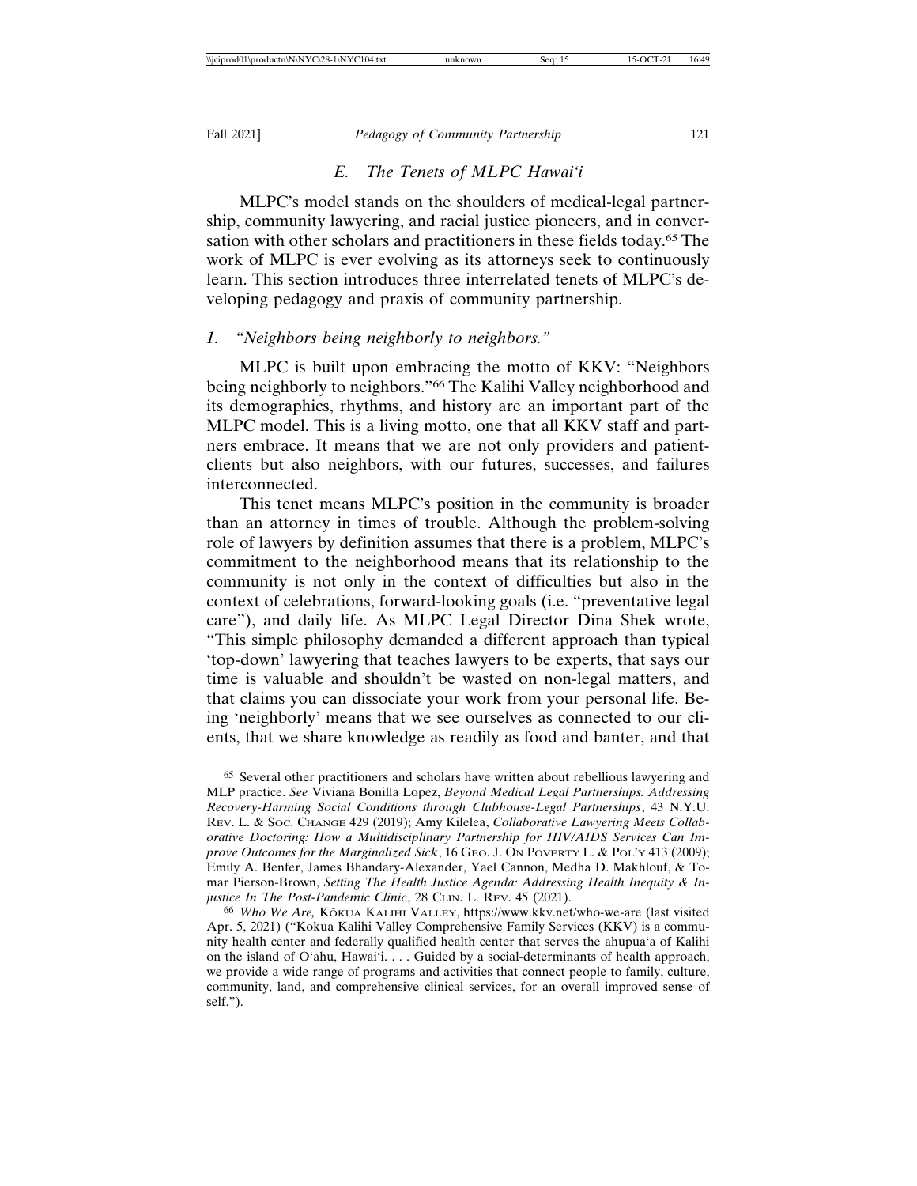### *E. The Tenets of MLPC Hawai'i*

MLPC's model stands on the shoulders of medical-legal partnership, community lawyering, and racial justice pioneers, and in conversation with other scholars and practitioners in these fields today.[65] The work of MLPC is ever evolving as its attorneys seek to continuously learn. This section introduces three interrelated tenets of MLPC's developing pedagogy and praxis of community partnership.

#### *1. "Neighbors being neighborly to neighbors."*

MLPC is built upon embracing the motto of KKV: "Neighbors being neighborly to neighbors."[66] The Kalihi Valley neighborhood and its demographics, rhythms, and history are an important part of the MLPC model. This is a living motto, one that all KKV staff and partners embrace. It means that we are not only providers and patient-clients but also neighbors, with our futures, successes, and failures interconnected.

This tenet means MLPC's position in the community is broader than an attorney in times of trouble. Although the problem-solving role of lawyers by definition assumes that there is a problem, MLPC's commitment to the neighborhood means that its relationship to the community is not only in the context of difficulties but also in the context of celebrations, forward-looking goals (i.e. "preventative legal care"), and daily life. As MLPC Legal Director Dina Shek wrote, "This simple philosophy demanded a different approach than typical 'top-down' lawyering that teaches lawyers to be experts, that says our time is valuable and shouldn't be wasted on non-legal matters, and that claims you can dissociate your work from your personal life. Being 'neighborly' means that we see ourselves as connected to our clients, that we share knowledge as readily as food and banter, and that

---

[65] Several other practitioners and scholars have written about rebellious lawyering and MLP practice. *See* Viviana Bonilla Lopez, *Beyond Medical Legal Partnerships: Addressing Recovery-Harming Social Conditions through Clubhouse-Legal Partnerships*, 43 N.Y.U. Rev. L. & Soc. Change 429 (2019); Amy Kilelea, *Collaborative Lawyering Meets Collaborative Doctoring: How a Multidisciplinary Partnership for HIV/AIDS Services Can Improve Outcomes for the Marginalized Sick*, 16 Geo. J. On Poverty L. & Pol'y 413 (2009); Emily A. Benfer, James Bhandary-Alexander, Yael Cannon, Medha D. Makhlouf, & Tomar Pierson-Brown, *Setting The Health Justice Agenda: Addressing Health Inequity & Injustice In The Post-Pandemic Clinic*, 28 Clin. L. Rev. 45 (2021).

[66] *Who We Are,* Kōkua Kalihi Valley, https://www.kkv.net/who-we-are (last visited Apr. 5, 2021) ("Kōkua Kalihi Valley Comprehensive Family Services (KKV) is a community health center and federally qualified health center that serves the ahupua'a of Kalihi on the island of O'ahu, Hawai'i. . . . Guided by a social-determinants of health approach, we provide a wide range of programs and activities that connect people to family, culture, community, land, and comprehensive clinical services, for an overall improved sense of self.").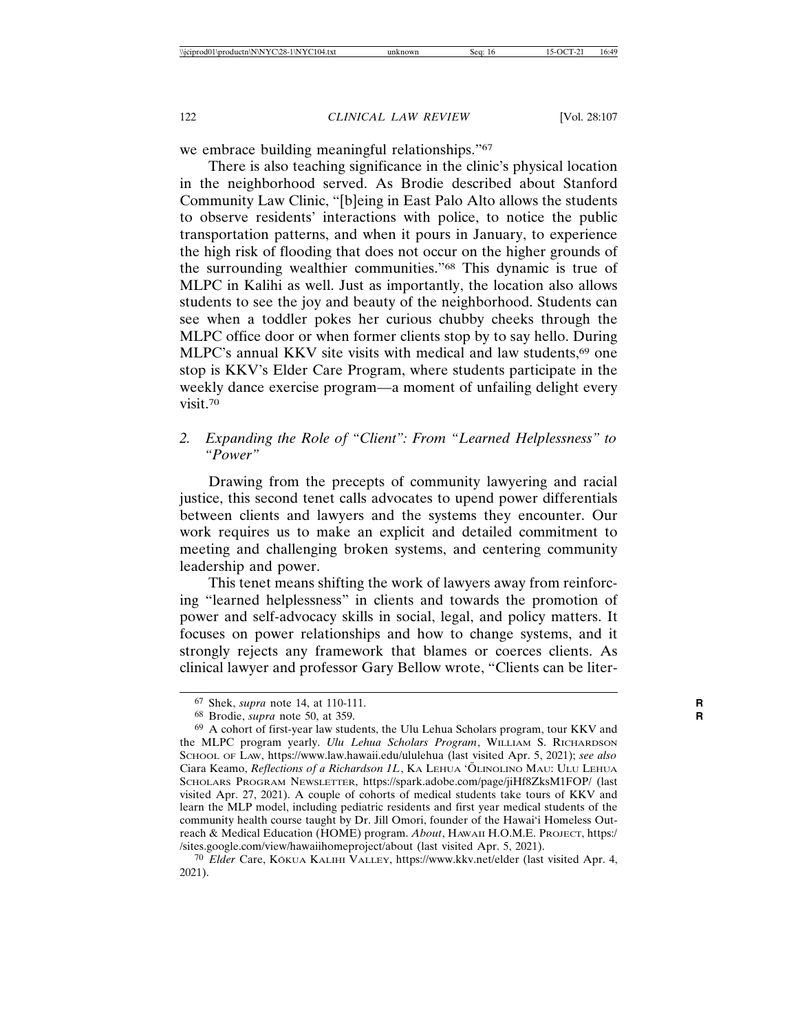we embrace building meaningful relationships."[67]

There is also teaching significance in the clinic's physical location in the neighborhood served. As Brodie described about Stanford Community Law Clinic, "[b]eing in East Palo Alto allows the students to observe residents' interactions with police, to notice the public transportation patterns, and when it pours in January, to experience the high risk of flooding that does not occur on the higher grounds of the surrounding wealthier communities."[68] This dynamic is true of MLPC in Kalihi as well. Just as importantly, the location also allows students to see the joy and beauty of the neighborhood. Students can see when a toddler pokes her curious chubby cheeks through the MLPC office door or when former clients stop by to say hello. During MLPC's annual KKV site visits with medical and law students,[69] one stop is KKV's Elder Care Program, where students participate in the weekly dance exercise program—a moment of unfailing delight every visit.[70]

### 2. *Expanding the Role of "Client": From "Learned Helplessness" to "Power"*

Drawing from the precepts of community lawyering and racial justice, this second tenet calls advocates to upend power differentials between clients and lawyers and the systems they encounter. Our work requires us to make an explicit and detailed commitment to meeting and challenging broken systems, and centering community leadership and power.

This tenet means shifting the work of lawyers away from reinforcing "learned helplessness" in clients and towards the promotion of power and self-advocacy skills in social, legal, and policy matters. It focuses on power relationships and how to change systems, and it strongly rejects any framework that blames or coerces clients. As clinical lawyer and professor Gary Bellow wrote, "Clients can be liter-

---

[67] Shek, *supra* note 14, at 110-111.

[68] Brodie, *supra* note 50, at 359.

[69] A cohort of first-year law students, the Ulu Lehua Scholars program, tour KKV and the MLPC program yearly. *Ulu Lehua Scholars Program*, William S. Richardson School of Law, https://www.law.hawaii.edu/ululehua (last visited Apr. 5, 2021); *see also* Ciara Keamo, *Reflections of a Richardson 1L*, Ka Lehua ʻŌlinolino Mau: Ulu Lehua Scholars Program Newsletter, https://spark.adobe.com/page/jiHf8ZksM1FOP/ (last visited Apr. 27, 2021). A couple of cohorts of medical students take tours of KKV and learn the MLP model, including pediatric residents and first year medical students of the community health course taught by Dr. Jill Omori, founder of the Hawaiʻi Homeless Outreach & Medical Education (HOME) program. *About*, Hawaii H.O.M.E. Project, https://sites.google.com/view/hawaiihomeproject/about (last visited Apr. 5, 2021).

[70] *Elder* Care, Kōkua Kalihi Valley, https://www.kkv.net/elder (last visited Apr. 4, 2021).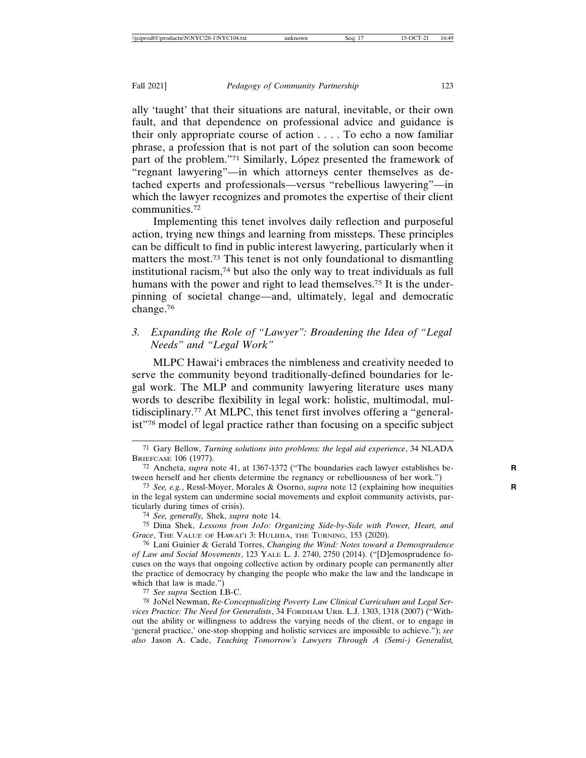ally 'taught' that their situations are natural, inevitable, or their own fault, and that dependence on professional advice and guidance is their only appropriate course of action . . . . To echo a now familiar phrase, a profession that is not part of the solution can soon become part of the problem."[71] Similarly, López presented the framework of "regnant lawyering"—in which attorneys center themselves as detached experts and professionals—versus "rebellious lawyering"—in which the lawyer recognizes and promotes the expertise of their client communities.[72]

Implementing this tenet involves daily reflection and purposeful action, trying new things and learning from missteps. These principles can be difficult to find in public interest lawyering, particularly when it matters the most.[73] This tenet is not only foundational to dismantling institutional racism,[74] but also the only way to treat individuals as full humans with the power and right to lead themselves.[75] It is the underpinning of societal change—and, ultimately, legal and democratic change.[76]

### 3. Expanding the Role of "Lawyer": Broadening the Idea of "Legal Needs" and "Legal Work"

MLPC Hawai'i embraces the nimbleness and creativity needed to serve the community beyond traditionally-defined boundaries for legal work. The MLP and community lawyering literature uses many words to describe flexibility in legal work: holistic, multimodal, multidisciplinary.[77] At MLPC, this tenet first involves offering a "generalist"[78] model of legal practice rather than focusing on a specific subject

---

71 Gary Bellow, *Turning solutions into problems: the legal aid experience*, 34 NLADA BRIEFCASE 106 (1977).

72 Ancheta, *supra* note 41, at 1367-1372 ("The boundaries each lawyer establishes between herself and her clients determine the regnancy or rebelliousness of her work.")

73 *See, e.g.*, Ressl-Moyer, Morales & Osorno, *supra* note 12 (explaining how inequities in the legal system can undermine social movements and exploit community activists, particularly during times of crisis).

74 *See, generally,* Shek, *supra* note 14.

75 Dina Shek, *Lessons from JoJo: Organizing Side-by-Side with Power, Heart, and Grace*, THE VALUE OF HAWAI'I 3: HULIHIA, THE TURNING, 153 (2020).

76 Lani Guinier & Gerald Torres, *Changing the Wind: Notes toward a Demosprudence of Law and Social Movements*, 123 YALE L. J. 2740, 2750 (2014). ("[D]emosprudence focuses on the ways that ongoing collective action by ordinary people can permanently alter the practice of democracy by changing the people who make the law and the landscape in which that law is made.")

77 *See supra* Section I.B-C.

78 JoNel Newman, *Re-Conceptualizing Poverty Law Clinical Curriculum and Legal Services Practice: The Need for Generalists*, 34 FORDHAM URB. L.J. 1303, 1318 (2007) ("Without the ability or willingness to address the varying needs of the client, or to engage in 'general practice,' one-stop shopping and holistic services are impossible to achieve."); *see also* Jason A. Cade, *Teaching Tomorrow's Lawyers Through A (Semi-) Generalist,*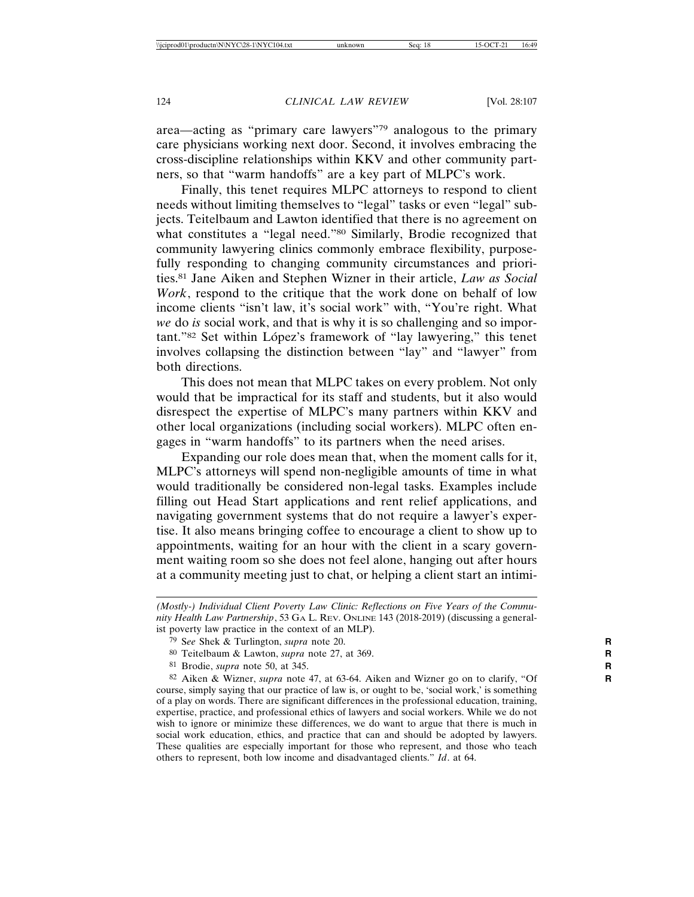area—acting as "primary care lawyers"[79] analogous to the primary care physicians working next door. Second, it involves embracing the cross-discipline relationships within KKV and other community partners, so that "warm handoffs" are a key part of MLPC's work.

Finally, this tenet requires MLPC attorneys to respond to client needs without limiting themselves to "legal" tasks or even "legal" subjects. Teitelbaum and Lawton identified that there is no agreement on what constitutes a "legal need."[80] Similarly, Brodie recognized that community lawyering clinics commonly embrace flexibility, purposefully responding to changing community circumstances and priorities.[81] Jane Aiken and Stephen Wizner in their article, *Law as Social Work*, respond to the critique that the work done on behalf of low income clients "isn't law, it's social work" with, "You're right. What *we* do *is* social work, and that is why it is so challenging and so important."[82] Set within López's framework of "lay lawyering," this tenet involves collapsing the distinction between "lay" and "lawyer" from both directions.

This does not mean that MLPC takes on every problem. Not only would that be impractical for its staff and students, but it also would disrespect the expertise of MLPC's many partners within KKV and other local organizations (including social workers). MLPC often engages in "warm handoffs" to its partners when the need arises.

Expanding our role does mean that, when the moment calls for it, MLPC's attorneys will spend non-negligible amounts of time in what would traditionally be considered non-legal tasks. Examples include filling out Head Start applications and rent relief applications, and navigating government systems that do not require a lawyer's expertise. It also means bringing coffee to encourage a client to show up to appointments, waiting for an hour with the client in a scary government waiting room so she does not feel alone, hanging out after hours at a community meeting just to chat, or helping a client start an intimi-

---

*(Mostly-) Individual Client Poverty Law Clinic: Reflections on Five Years of the Community Health Law Partnership*, 53 GA L. REV. ONLINE 143 (2018-2019) (discussing a generalist poverty law practice in the context of an MLP).

[79] S*ee* Shek & Turlington, *supra* note 20.

[80] Teitelbaum & Lawton, *supra* note 27, at 369.

[81] Brodie, *supra* note 50, at 345.

[82] Aiken & Wizner, *supra* note 47, at 63-64. Aiken and Wizner go on to clarify, "Of course, simply saying that our practice of law is, or ought to be, 'social work,' is something of a play on words. There are significant differences in the professional education, training, expertise, practice, and professional ethics of lawyers and social workers. While we do not wish to ignore or minimize these differences, we do want to argue that there is much in social work education, ethics, and practice that can and should be adopted by lawyers. These qualities are especially important for those who represent, and those who teach others to represent, both low income and disadvantaged clients." *Id*. at 64.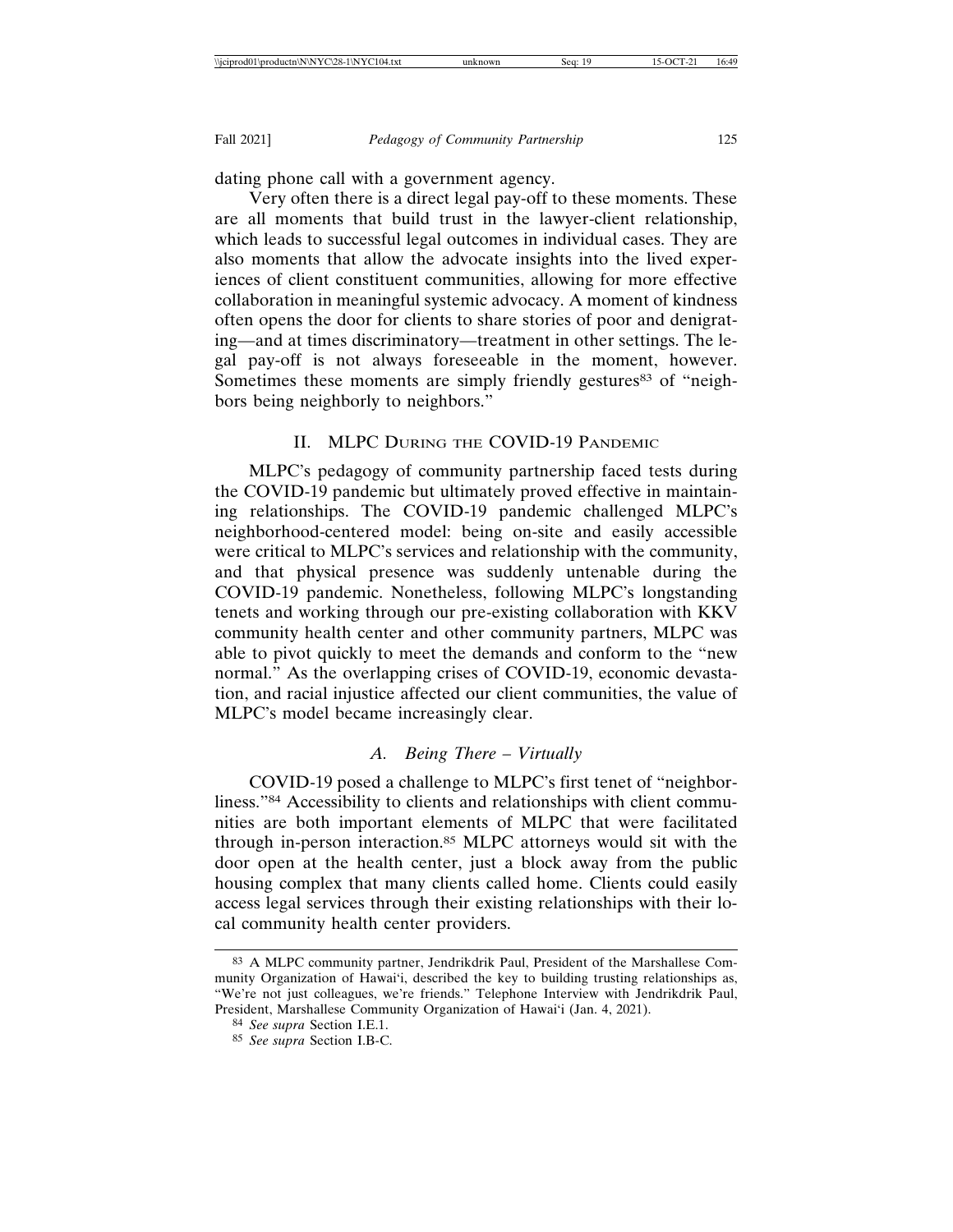dating phone call with a government agency.

Very often there is a direct legal pay-off to these moments. These are all moments that build trust in the lawyer-client relationship, which leads to successful legal outcomes in individual cases. They are also moments that allow the advocate insights into the lived experiences of client constituent communities, allowing for more effective collaboration in meaningful systemic advocacy. A moment of kindness often opens the door for clients to share stories of poor and denigrating—and at times discriminatory—treatment in other settings. The legal pay-off is not always foreseeable in the moment, however. Sometimes these moments are simply friendly gestures[83] of "neighbors being neighborly to neighbors."

## II. MLPC During the COVID-19 Pandemic

MLPC's pedagogy of community partnership faced tests during the COVID-19 pandemic but ultimately proved effective in maintaining relationships. The COVID-19 pandemic challenged MLPC's neighborhood-centered model: being on-site and easily accessible were critical to MLPC's services and relationship with the community, and that physical presence was suddenly untenable during the COVID-19 pandemic. Nonetheless, following MLPC's longstanding tenets and working through our pre-existing collaboration with KKV community health center and other community partners, MLPC was able to pivot quickly to meet the demands and conform to the "new normal." As the overlapping crises of COVID-19, economic devastation, and racial injustice affected our client communities, the value of MLPC's model became increasingly clear.

### *A. Being There – Virtually*

COVID-19 posed a challenge to MLPC's first tenet of "neighborliness."[84] Accessibility to clients and relationships with client communities are both important elements of MLPC that were facilitated through in-person interaction.[85] MLPC attorneys would sit with the door open at the health center, just a block away from the public housing complex that many clients called home. Clients could easily access legal services through their existing relationships with their local community health center providers.

---

[83] A MLPC community partner, Jendrikdrik Paul, President of the Marshallese Community Organization of Hawai'i, described the key to building trusting relationships as, "We're not just colleagues, we're friends." Telephone Interview with Jendrikdrik Paul, President, Marshallese Community Organization of Hawai'i (Jan. 4, 2021).

[84] *See supra* Section I.E.1.

[85] *See supra* Section I.B-C.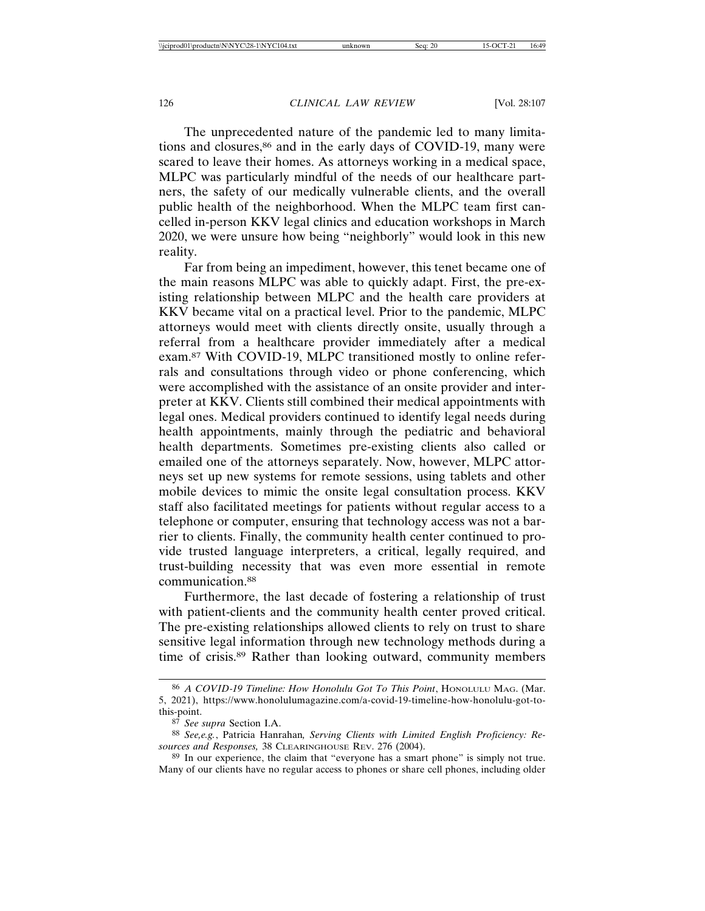The unprecedented nature of the pandemic led to many limitations and closures,[86] and in the early days of COVID-19, many were scared to leave their homes. As attorneys working in a medical space, MLPC was particularly mindful of the needs of our healthcare partners, the safety of our medically vulnerable clients, and the overall public health of the neighborhood. When the MLPC team first cancelled in-person KKV legal clinics and education workshops in March 2020, we were unsure how being "neighborly" would look in this new reality.

Far from being an impediment, however, this tenet became one of the main reasons MLPC was able to quickly adapt. First, the pre-existing relationship between MLPC and the health care providers at KKV became vital on a practical level. Prior to the pandemic, MLPC attorneys would meet with clients directly onsite, usually through a referral from a healthcare provider immediately after a medical exam.[87] With COVID-19, MLPC transitioned mostly to online referrals and consultations through video or phone conferencing, which were accomplished with the assistance of an onsite provider and interpreter at KKV. Clients still combined their medical appointments with legal ones. Medical providers continued to identify legal needs during health appointments, mainly through the pediatric and behavioral health departments. Sometimes pre-existing clients also called or emailed one of the attorneys separately. Now, however, MLPC attorneys set up new systems for remote sessions, using tablets and other mobile devices to mimic the onsite legal consultation process. KKV staff also facilitated meetings for patients without regular access to a telephone or computer, ensuring that technology access was not a barrier to clients. Finally, the community health center continued to provide trusted language interpreters, a critical, legally required, and trust-building necessity that was even more essential in remote communication.[88]

Furthermore, the last decade of fostering a relationship of trust with patient-clients and the community health center proved critical. The pre-existing relationships allowed clients to rely on trust to share sensitive legal information through new technology methods during a time of crisis.[89] Rather than looking outward, community members

---

[86] *A COVID-19 Timeline: How Honolulu Got To This Point*, HONOLULU MAG. (Mar. 5, 2021), https://www.honolulumagazine.com/a-covid-19-timeline-how-honolulu-got-to-this-point.

[87] *See supra* Section I.A.

[88] *See,e.g.*, Patricia Hanrahan*, Serving Clients with Limited English Proficiency: Resources and Responses,* 38 CLEARINGHOUSE REV. 276 (2004).

[89] In our experience, the claim that "everyone has a smart phone" is simply not true. Many of our clients have no regular access to phones or share cell phones, including older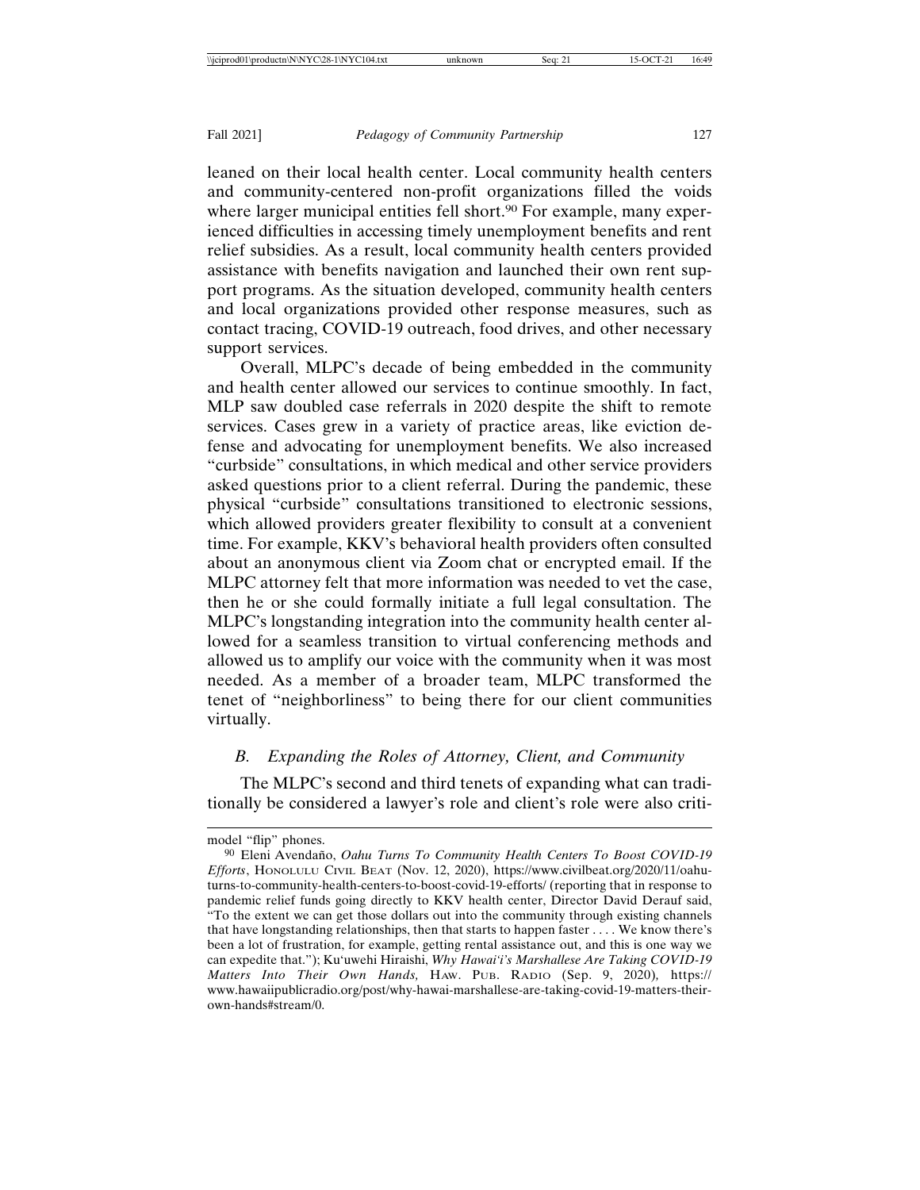leaned on their local health center. Local community health centers and community-centered non-profit organizations filled the voids where larger municipal entities fell short.[90] For example, many experienced difficulties in accessing timely unemployment benefits and rent relief subsidies. As a result, local community health centers provided assistance with benefits navigation and launched their own rent support programs. As the situation developed, community health centers and local organizations provided other response measures, such as contact tracing, COVID-19 outreach, food drives, and other necessary support services.

Overall, MLPC's decade of being embedded in the community and health center allowed our services to continue smoothly. In fact, MLP saw doubled case referrals in 2020 despite the shift to remote services. Cases grew in a variety of practice areas, like eviction defense and advocating for unemployment benefits. We also increased "curbside" consultations, in which medical and other service providers asked questions prior to a client referral. During the pandemic, these physical "curbside" consultations transitioned to electronic sessions, which allowed providers greater flexibility to consult at a convenient time. For example, KKV's behavioral health providers often consulted about an anonymous client via Zoom chat or encrypted email. If the MLPC attorney felt that more information was needed to vet the case, then he or she could formally initiate a full legal consultation. The MLPC's longstanding integration into the community health center allowed for a seamless transition to virtual conferencing methods and allowed us to amplify our voice with the community when it was most needed. As a member of a broader team, MLPC transformed the tenet of "neighborliness" to being there for our client communities virtually.

### *B. Expanding the Roles of Attorney, Client, and Community*

The MLPC's second and third tenets of expanding what can traditionally be considered a lawyer's role and client's role were also criti-

---

model "flip" phones.

[90] Eleni Avendaño, *Oahu Turns To Community Health Centers To Boost COVID-19 Efforts*, HONOLULU CIVIL BEAT (Nov. 12, 2020), https://www.civilbeat.org/2020/11/oahu-turns-to-community-health-centers-to-boost-covid-19-efforts/ (reporting that in response to pandemic relief funds going directly to KKV health center, Director David Derauf said, "To the extent we can get those dollars out into the community through existing channels that have longstanding relationships, then that starts to happen faster . . . . We know there's been a lot of frustration, for example, getting rental assistance out, and this is one way we can expedite that."); Ku'uwehi Hiraishi, *Why Hawai'i's Marshallese Are Taking COVID-19 Matters Into Their Own Hands,* HAW. PUB. RADIO (Sep. 9, 2020), https://www.hawaiipublicradio.org/post/why-hawai-marshallese-are-taking-covid-19-matters-their-own-hands#stream/0.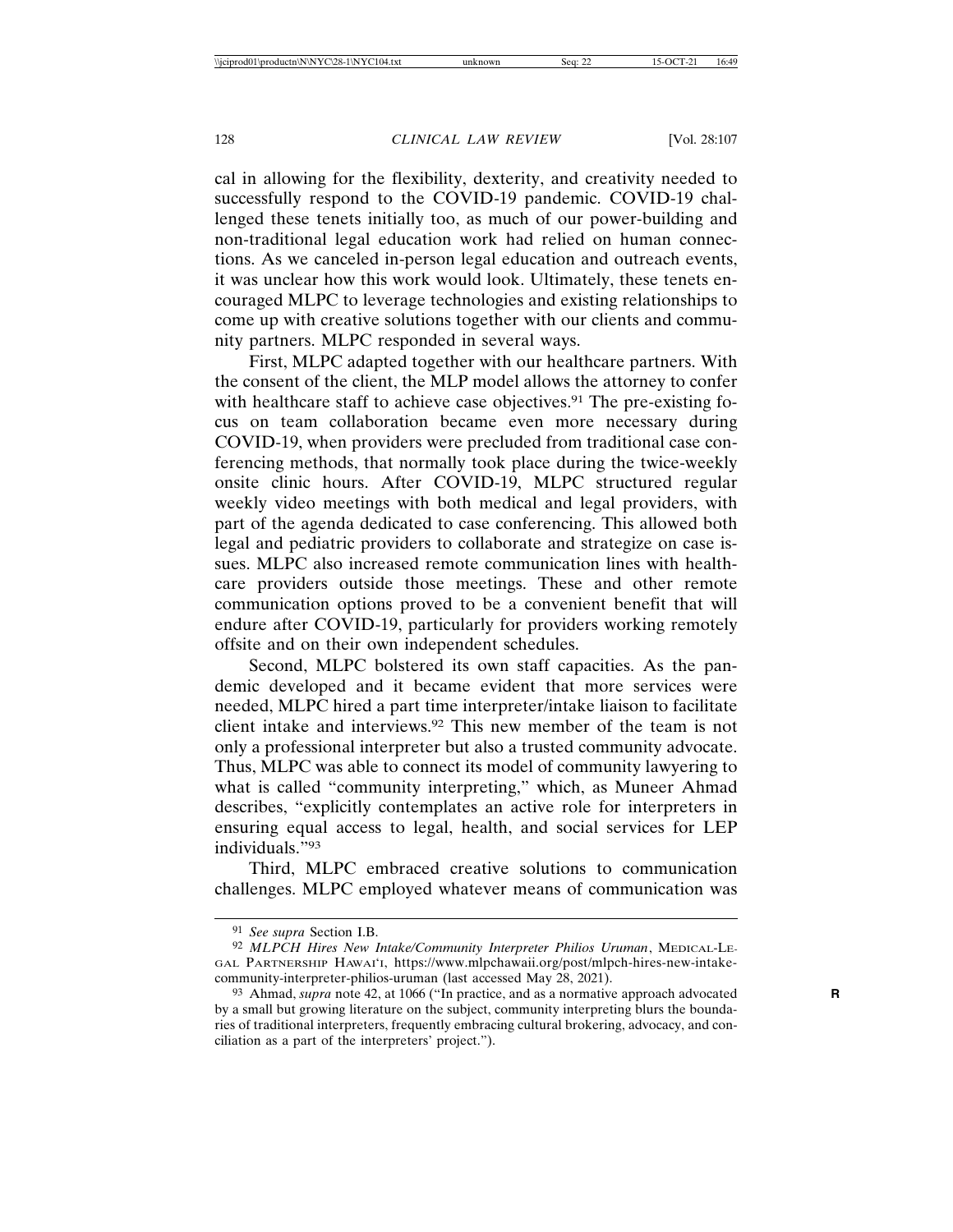cal in allowing for the flexibility, dexterity, and creativity needed to successfully respond to the COVID-19 pandemic. COVID-19 challenged these tenets initially too, as much of our power-building and non-traditional legal education work had relied on human connections. As we canceled in-person legal education and outreach events, it was unclear how this work would look. Ultimately, these tenets encouraged MLPC to leverage technologies and existing relationships to come up with creative solutions together with our clients and community partners. MLPC responded in several ways.

First, MLPC adapted together with our healthcare partners. With the consent of the client, the MLP model allows the attorney to confer with healthcare staff to achieve case objectives.[91] The pre-existing focus on team collaboration became even more necessary during COVID-19, when providers were precluded from traditional case conferencing methods, that normally took place during the twice-weekly onsite clinic hours. After COVID-19, MLPC structured regular weekly video meetings with both medical and legal providers, with part of the agenda dedicated to case conferencing. This allowed both legal and pediatric providers to collaborate and strategize on case issues. MLPC also increased remote communication lines with healthcare providers outside those meetings. These and other remote communication options proved to be a convenient benefit that will endure after COVID-19, particularly for providers working remotely offsite and on their own independent schedules.

Second, MLPC bolstered its own staff capacities. As the pandemic developed and it became evident that more services were needed, MLPC hired a part time interpreter/intake liaison to facilitate client intake and interviews.[92] This new member of the team is not only a professional interpreter but also a trusted community advocate. Thus, MLPC was able to connect its model of community lawyering to what is called "community interpreting," which, as Muneer Ahmad describes, "explicitly contemplates an active role for interpreters in ensuring equal access to legal, health, and social services for LEP individuals."[93]

Third, MLPC embraced creative solutions to communication challenges. MLPC employed whatever means of communication was

---

[91] *See supra* Section I.B.

[92] *MLPCH Hires New Intake/Community Interpreter Philios Uruman*, Medical-Legal Partnership Hawai'i, https://www.mlpchawaii.org/post/mlpch-hires-new-intake-community-interpreter-philios-uruman (last accessed May 28, 2021).

[93] Ahmad, *supra* note 42, at 1066 ("In practice, and as a normative approach advocated by a small but growing literature on the subject, community interpreting blurs the boundaries of traditional interpreters, frequently embracing cultural brokering, advocacy, and conciliation as a part of the interpreters' project.").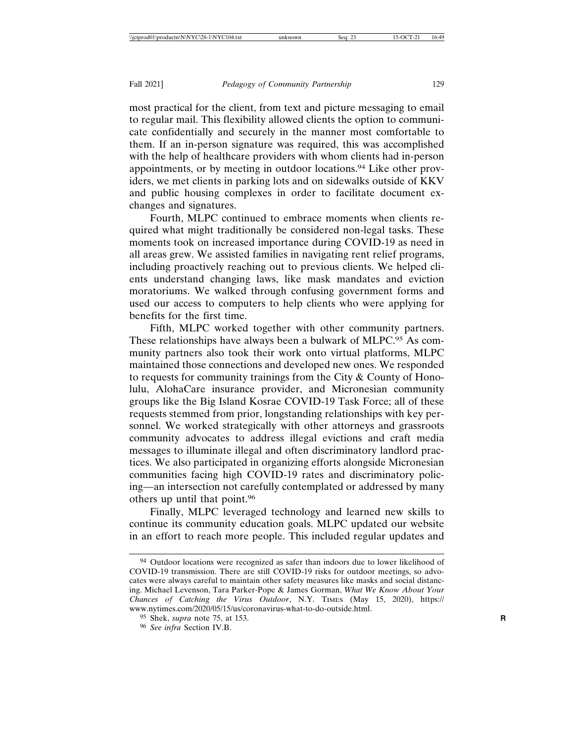most practical for the client, from text and picture messaging to email to regular mail. This flexibility allowed clients the option to communicate confidentially and securely in the manner most comfortable to them. If an in-person signature was required, this was accomplished with the help of healthcare providers with whom clients had in-person appointments, or by meeting in outdoor locations.[94] Like other providers, we met clients in parking lots and on sidewalks outside of KKV and public housing complexes in order to facilitate document exchanges and signatures.

Fourth, MLPC continued to embrace moments when clients required what might traditionally be considered non-legal tasks. These moments took on increased importance during COVID-19 as need in all areas grew. We assisted families in navigating rent relief programs, including proactively reaching out to previous clients. We helped clients understand changing laws, like mask mandates and eviction moratoriums. We walked through confusing government forms and used our access to computers to help clients who were applying for benefits for the first time.

Fifth, MLPC worked together with other community partners. These relationships have always been a bulwark of MLPC.[95] As community partners also took their work onto virtual platforms, MLPC maintained those connections and developed new ones. We responded to requests for community trainings from the City & County of Honolulu, AlohaCare insurance provider, and Micronesian community groups like the Big Island Kosrae COVID-19 Task Force; all of these requests stemmed from prior, longstanding relationships with key personnel. We worked strategically with other attorneys and grassroots community advocates to address illegal evictions and craft media messages to illuminate illegal and often discriminatory landlord practices. We also participated in organizing efforts alongside Micronesian communities facing high COVID-19 rates and discriminatory policing—an intersection not carefully contemplated or addressed by many others up until that point.[96]

Finally, MLPC leveraged technology and learned new skills to continue its community education goals. MLPC updated our website in an effort to reach more people. This included regular updates and

---

[94] Outdoor locations were recognized as safer than indoors due to lower likelihood of COVID-19 transmission. There are still COVID-19 risks for outdoor meetings, so advocates were always careful to maintain other safety measures like masks and social distancing. Michael Levenson, Tara Parker-Pope & James Gorman, *What We Know About Your Chances of Catching the Virus Outdoor*, N.Y. Times (May 15, 2020), https://www.nytimes.com/2020/05/15/us/coronavirus-what-to-do-outside.html.

[95] Shek, *supra* note 75, at 153.

[96] *See infra* Section IV.B.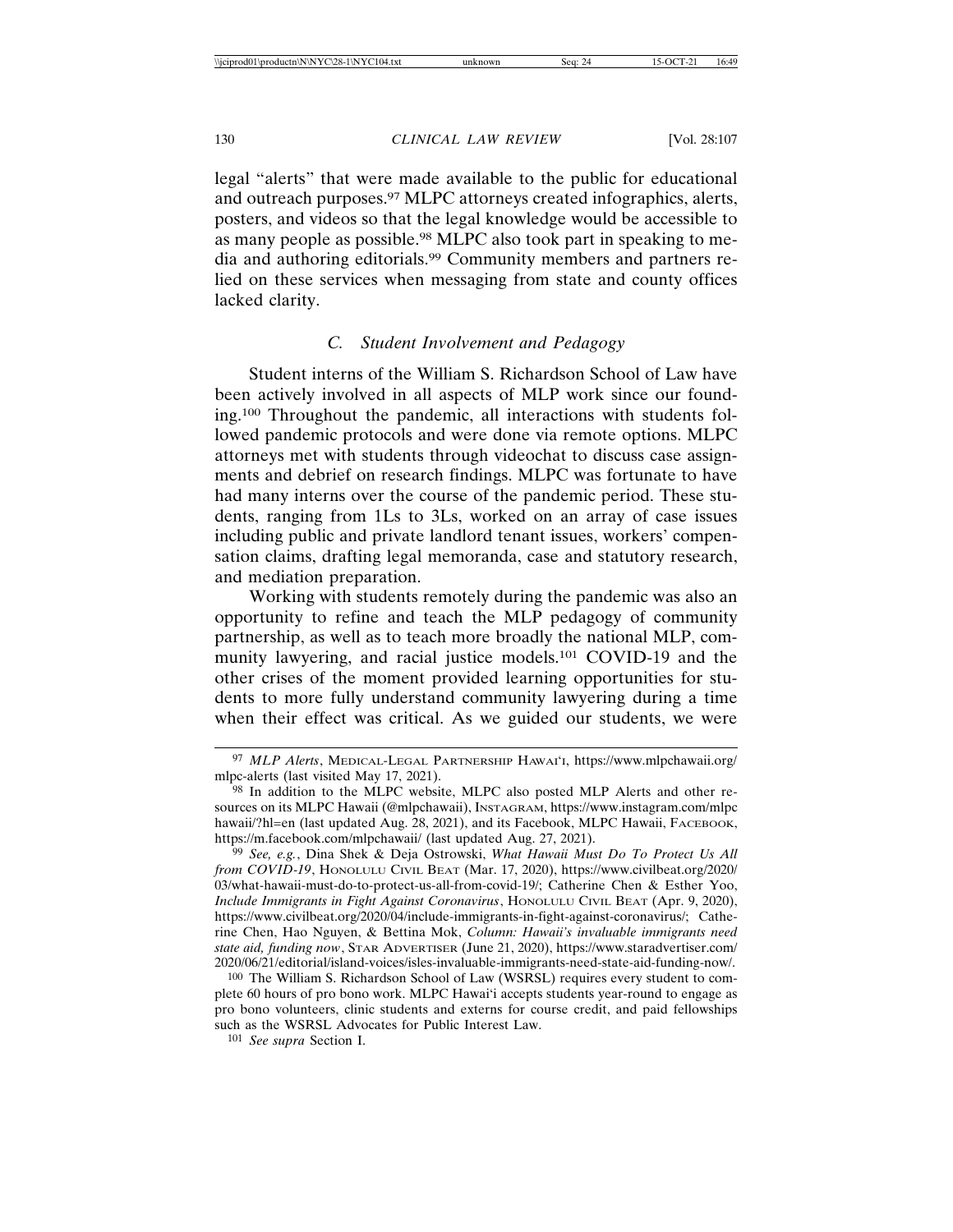legal "alerts" that were made available to the public for educational and outreach purposes.[97] MLPC attorneys created infographics, alerts, posters, and videos so that the legal knowledge would be accessible to as many people as possible.[98] MLPC also took part in speaking to media and authoring editorials.[99] Community members and partners relied on these services when messaging from state and county offices lacked clarity.

### *C. Student Involvement and Pedagogy*

Student interns of the William S. Richardson School of Law have been actively involved in all aspects of MLP work since our founding.[100] Throughout the pandemic, all interactions with students followed pandemic protocols and were done via remote options. MLPC attorneys met with students through videochat to discuss case assignments and debrief on research findings. MLPC was fortunate to have had many interns over the course of the pandemic period. These students, ranging from 1Ls to 3Ls, worked on an array of case issues including public and private landlord tenant issues, workers' compensation claims, drafting legal memoranda, case and statutory research, and mediation preparation.

Working with students remotely during the pandemic was also an opportunity to refine and teach the MLP pedagogy of community partnership, as well as to teach more broadly the national MLP, community lawyering, and racial justice models.[101] COVID-19 and the other crises of the moment provided learning opportunities for students to more fully understand community lawyering during a time when their effect was critical. As we guided our students, we were

---

[97] *MLP Alerts*, MEDICAL-LEGAL PARTNERSHIP HAWAI'I, https://www.mlpchawaii.org/mlpc-alerts (last visited May 17, 2021).

[98] In addition to the MLPC website, MLPC also posted MLP Alerts and other resources on its MLPC Hawaii (@mlpchawaii), INSTAGRAM, https://www.instagram.com/mlpchawaii/?hl=en (last updated Aug. 28, 2021), and its Facebook, MLPC Hawaii, FACEBOOK, https://m.facebook.com/mlpchawaii/ (last updated Aug. 27, 2021).

[99] *See, e.g.*, Dina Shek & Deja Ostrowski, *What Hawaii Must Do To Protect Us All from COVID-19*, HONOLULU CIVIL BEAT (Mar. 17, 2020), https://www.civilbeat.org/2020/03/what-hawaii-must-do-to-protect-us-all-from-covid-19/; Catherine Chen & Esther Yoo, *Include Immigrants in Fight Against Coronavirus*, HONOLULU CIVIL BEAT (Apr. 9, 2020), https://www.civilbeat.org/2020/04/include-immigrants-in-fight-against-coronavirus/; Catherine Chen, Hao Nguyen, & Bettina Mok, *Column: Hawaii's invaluable immigrants need state aid, funding now*, STAR ADVERTISER (June 21, 2020), https://www.staradvertiser.com/2020/06/21/editorial/island-voices/isles-invaluable-immigrants-need-state-aid-funding-now/.

[100] The William S. Richardson School of Law (WSRSL) requires every student to complete 60 hours of pro bono work. MLPC Hawai'i accepts students year-round to engage as pro bono volunteers, clinic students and externs for course credit, and paid fellowships such as the WSRSL Advocates for Public Interest Law.

[101] *See supra* Section I.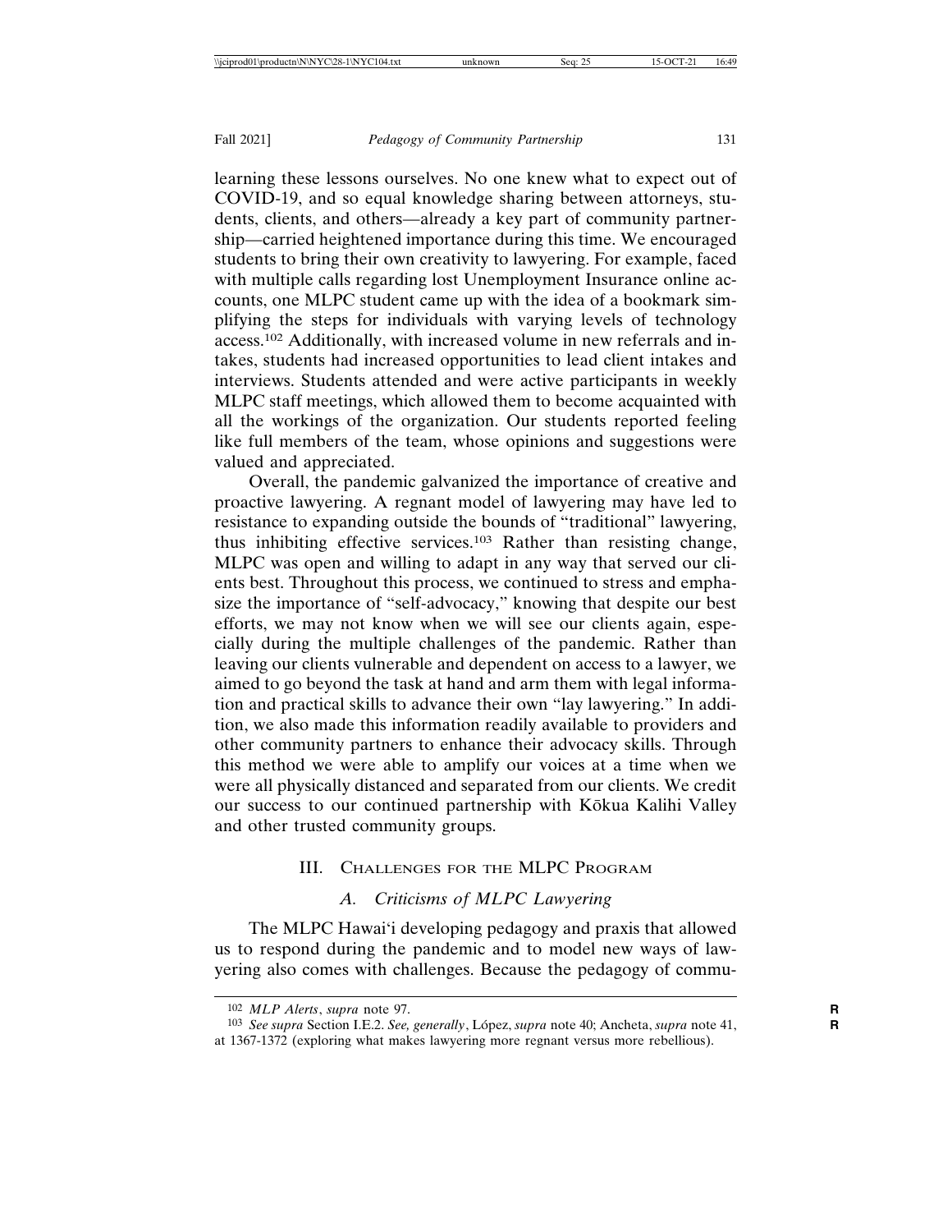learning these lessons ourselves. No one knew what to expect out of COVID-19, and so equal knowledge sharing between attorneys, students, clients, and others—already a key part of community partnership—carried heightened importance during this time. We encouraged students to bring their own creativity to lawyering. For example, faced with multiple calls regarding lost Unemployment Insurance online accounts, one MLPC student came up with the idea of a bookmark simplifying the steps for individuals with varying levels of technology access.[102] Additionally, with increased volume in new referrals and intakes, students had increased opportunities to lead client intakes and interviews. Students attended and were active participants in weekly MLPC staff meetings, which allowed them to become acquainted with all the workings of the organization. Our students reported feeling like full members of the team, whose opinions and suggestions were valued and appreciated.

Overall, the pandemic galvanized the importance of creative and proactive lawyering. A regnant model of lawyering may have led to resistance to expanding outside the bounds of "traditional" lawyering, thus inhibiting effective services.[103] Rather than resisting change, MLPC was open and willing to adapt in any way that served our clients best. Throughout this process, we continued to stress and emphasize the importance of "self-advocacy," knowing that despite our best efforts, we may not know when we will see our clients again, especially during the multiple challenges of the pandemic. Rather than leaving our clients vulnerable and dependent on access to a lawyer, we aimed to go beyond the task at hand and arm them with legal information and practical skills to advance their own "lay lawyering." In addition, we also made this information readily available to providers and other community partners to enhance their advocacy skills. Through this method we were able to amplify our voices at a time when we were all physically distanced and separated from our clients. We credit our success to our continued partnership with Kōkua Kalihi Valley and other trusted community groups.

## III. Challenges for the MLPC Program

### A. Criticisms of MLPC Lawyering

The MLPC Hawai'i developing pedagogy and praxis that allowed us to respond during the pandemic and to model new ways of lawyering also comes with challenges. Because the pedagogy of commu-

---

[102] *MLP Alerts*, *supra* note 97.

[103] *See supra* Section I.E.2. *See, generally*, López, *supra* note 40; Ancheta, *supra* note 41, at 1367-1372 (exploring what makes lawyering more regnant versus more rebellious).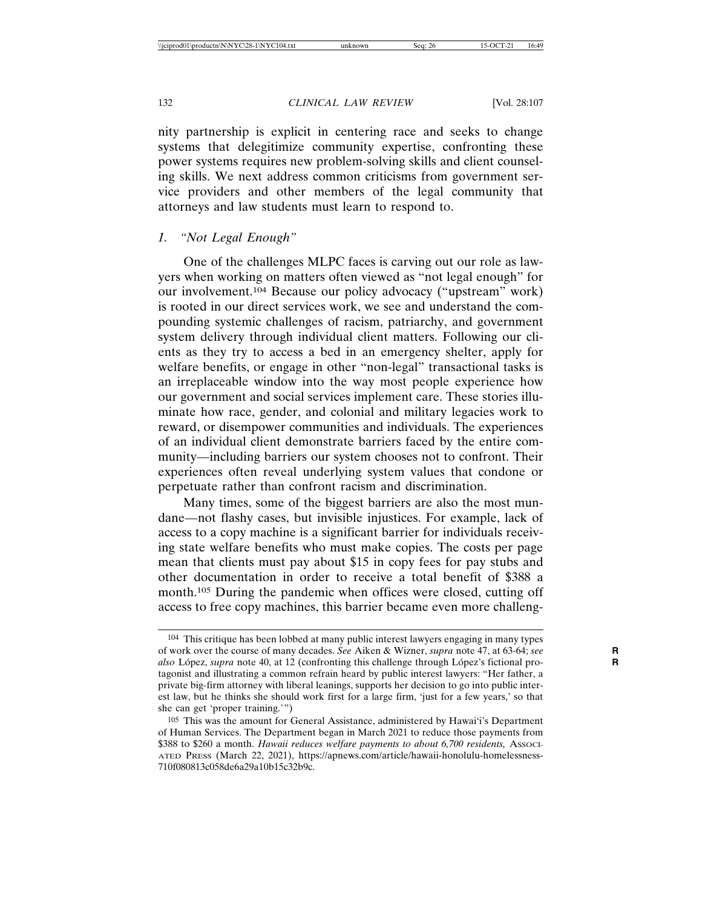nity partnership is explicit in centering race and seeks to change systems that delegitimize community expertise, confronting these power systems requires new problem-solving skills and client counseling skills. We next address common criticisms from government service providers and other members of the legal community that attorneys and law students must learn to respond to.

### *1. "Not Legal Enough"*

One of the challenges MLPC faces is carving out our role as lawyers when working on matters often viewed as "not legal enough" for our involvement.[104] Because our policy advocacy ("upstream" work) is rooted in our direct services work, we see and understand the compounding systemic challenges of racism, patriarchy, and government system delivery through individual client matters. Following our clients as they try to access a bed in an emergency shelter, apply for welfare benefits, or engage in other "non-legal" transactional tasks is an irreplaceable window into the way most people experience how our government and social services implement care. These stories illuminate how race, gender, and colonial and military legacies work to reward, or disempower communities and individuals. The experiences of an individual client demonstrate barriers faced by the entire community—including barriers our system chooses not to confront. Their experiences often reveal underlying system values that condone or perpetuate rather than confront racism and discrimination.

Many times, some of the biggest barriers are also the most mundane—not flashy cases, but invisible injustices. For example, lack of access to a copy machine is a significant barrier for individuals receiving state welfare benefits who must make copies. The costs per page mean that clients must pay about $15 in copy fees for pay stubs and other documentation in order to receive a total benefit of $388 a month.[105] During the pandemic when offices were closed, cutting off access to free copy machines, this barrier became even more challeng-

---

[104] This critique has been lobbed at many public interest lawyers engaging in many types of work over the course of many decades. *See* Aiken & Wizner, *supra* note 47, at 63-64; *see also* López, *supra* note 40, at 12 (confronting this challenge through López's fictional protagonist and illustrating a common refrain heard by public interest lawyers: "Her father, a private big-firm attorney with liberal leanings, supports her decision to go into public interest law, but he thinks she should work first for a large firm, 'just for a few years,' so that she can get 'proper training.'")

[105] This was the amount for General Assistance, administered by Hawai'i's Department of Human Services. The Department began in March 2021 to reduce those payments from $388 to $260 a month. *Hawaii reduces welfare payments to about 6,700 residents,* Associated Press (March 22, 2021), https://apnews.com/article/hawaii-honolulu-homelessness-710f080813c058de6a29a10b15c32b9c.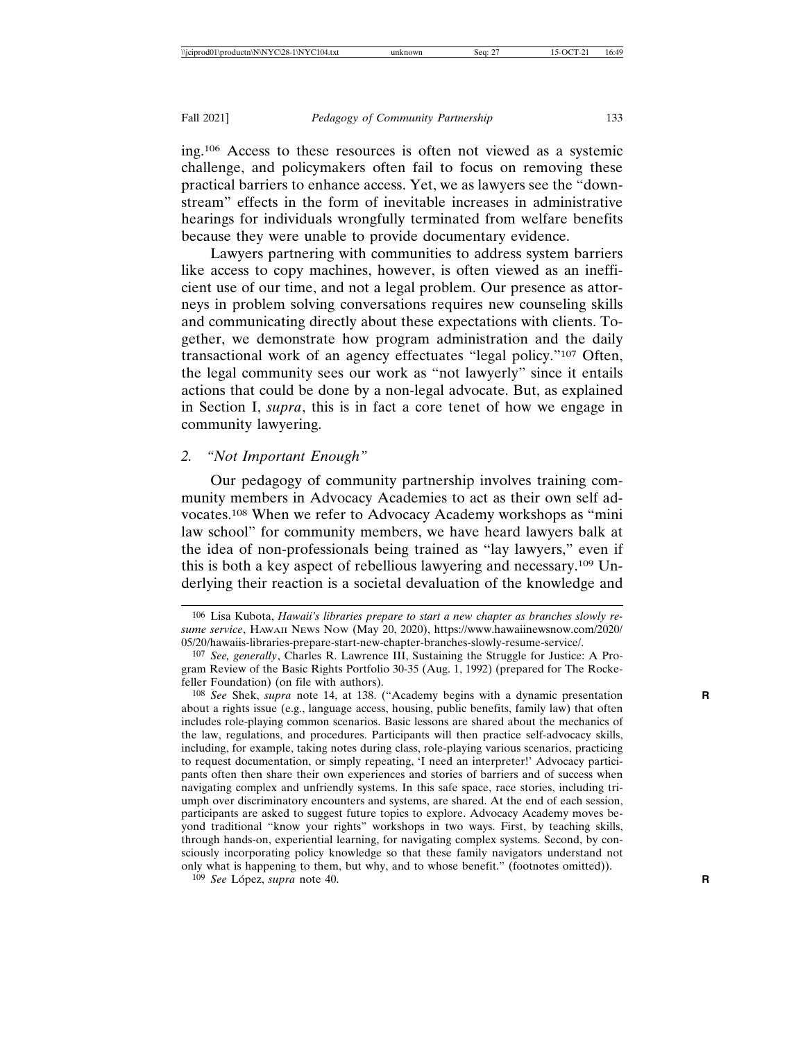ing.[106] Access to these resources is often not viewed as a systemic challenge, and policymakers often fail to focus on removing these practical barriers to enhance access. Yet, we as lawyers see the "downstream" effects in the form of inevitable increases in administrative hearings for individuals wrongfully terminated from welfare benefits because they were unable to provide documentary evidence.

Lawyers partnering with communities to address system barriers like access to copy machines, however, is often viewed as an inefficient use of our time, and not a legal problem. Our presence as attorneys in problem solving conversations requires new counseling skills and communicating directly about these expectations with clients. Together, we demonstrate how program administration and the daily transactional work of an agency effectuates "legal policy."[107] Often, the legal community sees our work as "not lawyerly" since it entails actions that could be done by a non-legal advocate. But, as explained in Section I, *supra*, this is in fact a core tenet of how we engage in community lawyering.

### 2. *"Not Important Enough"*

Our pedagogy of community partnership involves training community members in Advocacy Academies to act as their own self advocates.[108] When we refer to Advocacy Academy workshops as "mini law school" for community members, we have heard lawyers balk at the idea of non-professionals being trained as "lay lawyers," even if this is both a key aspect of rebellious lawyering and necessary.[109] Underlying their reaction is a societal devaluation of the knowledge and

---

[106] Lisa Kubota, *Hawaii's libraries prepare to start a new chapter as branches slowly resume service*, HAWAII NEWS NOW (May 20, 2020), https://www.hawaiinewsnow.com/2020/05/20/hawaiis-libraries-prepare-start-new-chapter-branches-slowly-resume-service/.

[107] *See, generally*, Charles R. Lawrence III, Sustaining the Struggle for Justice: A Program Review of the Basic Rights Portfolio 30-35 (Aug. 1, 1992) (prepared for The Rockefeller Foundation) (on file with authors).

[108] *See* Shek, *supra* note 14, at 138. ("Academy begins with a dynamic presentation about a rights issue (e.g., language access, housing, public benefits, family law) that often includes role-playing common scenarios. Basic lessons are shared about the mechanics of the law, regulations, and procedures. Participants will then practice self-advocacy skills, including, for example, taking notes during class, role-playing various scenarios, practicing to request documentation, or simply repeating, 'I need an interpreter!' Advocacy participants often then share their own experiences and stories of barriers and of success when navigating complex and unfriendly systems. In this safe space, race stories, including triumph over discriminatory encounters and systems, are shared. At the end of each session, participants are asked to suggest future topics to explore. Advocacy Academy moves beyond traditional "know your rights" workshops in two ways. First, by teaching skills, through hands-on, experiential learning, for navigating complex systems. Second, by consciously incorporating policy knowledge so that these family navigators understand not only what is happening to them, but why, and to whose benefit." (footnotes omitted)).

[109] *See* López, *supra* note 40.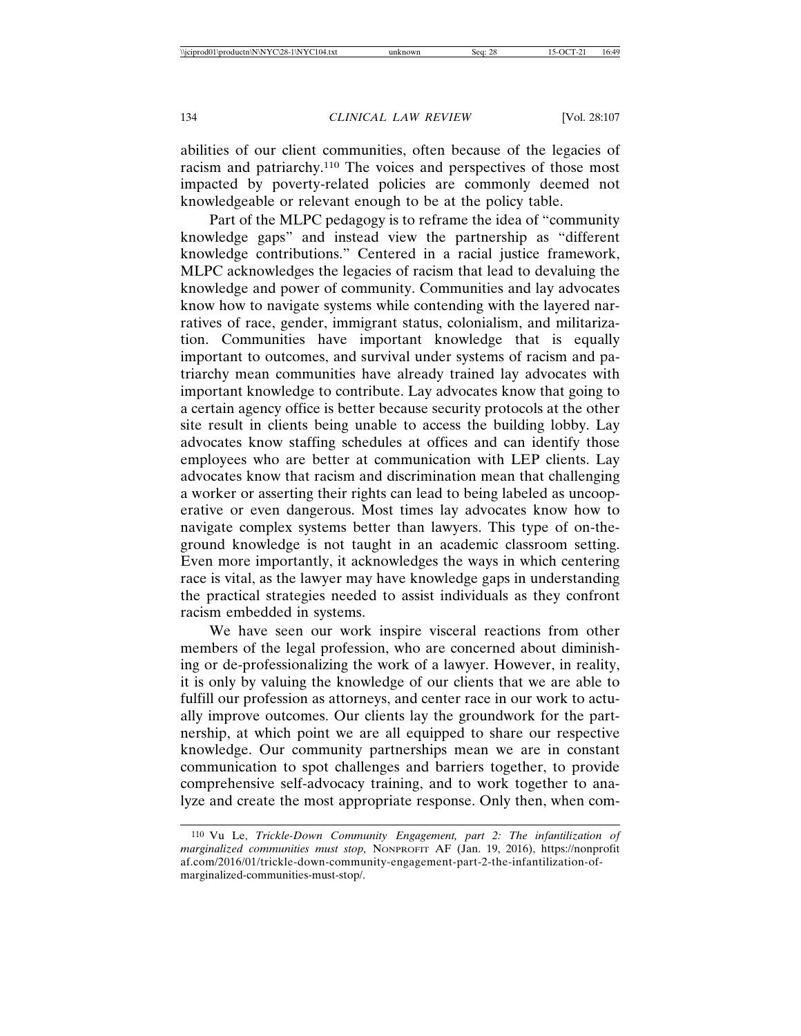abilities of our client communities, often because of the legacies of racism and patriarchy.[110] The voices and perspectives of those most impacted by poverty-related policies are commonly deemed not knowledgeable or relevant enough to be at the policy table.

Part of the MLPC pedagogy is to reframe the idea of "community knowledge gaps" and instead view the partnership as "different knowledge contributions." Centered in a racial justice framework, MLPC acknowledges the legacies of racism that lead to devaluing the knowledge and power of community. Communities and lay advocates know how to navigate systems while contending with the layered narratives of race, gender, immigrant status, colonialism, and militarization. Communities have important knowledge that is equally important to outcomes, and survival under systems of racism and patriarchy mean communities have already trained lay advocates with important knowledge to contribute. Lay advocates know that going to a certain agency office is better because security protocols at the other site result in clients being unable to access the building lobby. Lay advocates know staffing schedules at offices and can identify those employees who are better at communication with LEP clients. Lay advocates know that racism and discrimination mean that challenging a worker or asserting their rights can lead to being labeled as uncooperative or even dangerous. Most times lay advocates know how to navigate complex systems better than lawyers. This type of on-the-ground knowledge is not taught in an academic classroom setting. Even more importantly, it acknowledges the ways in which centering race is vital, as the lawyer may have knowledge gaps in understanding the practical strategies needed to assist individuals as they confront racism embedded in systems.

We have seen our work inspire visceral reactions from other members of the legal profession, who are concerned about diminishing or de-professionalizing the work of a lawyer. However, in reality, it is only by valuing the knowledge of our clients that we are able to fulfill our profession as attorneys, and center race in our work to actually improve outcomes. Our clients lay the groundwork for the partnership, at which point we are all equipped to share our respective knowledge. Our community partnerships mean we are in constant communication to spot challenges and barriers together, to provide comprehensive self-advocacy training, and to work together to analyze and create the most appropriate response. Only then, when com-

[110] Vu Le, *Trickle-Down Community Engagement, part 2: The infantilization of marginalized communities must stop,* NONPROFIT AF (Jan. 19, 2016), https://nonprofitaf.com/2016/01/trickle-down-community-engagement-part-2-the-infantilization-of-marginalized-communities-must-stop/.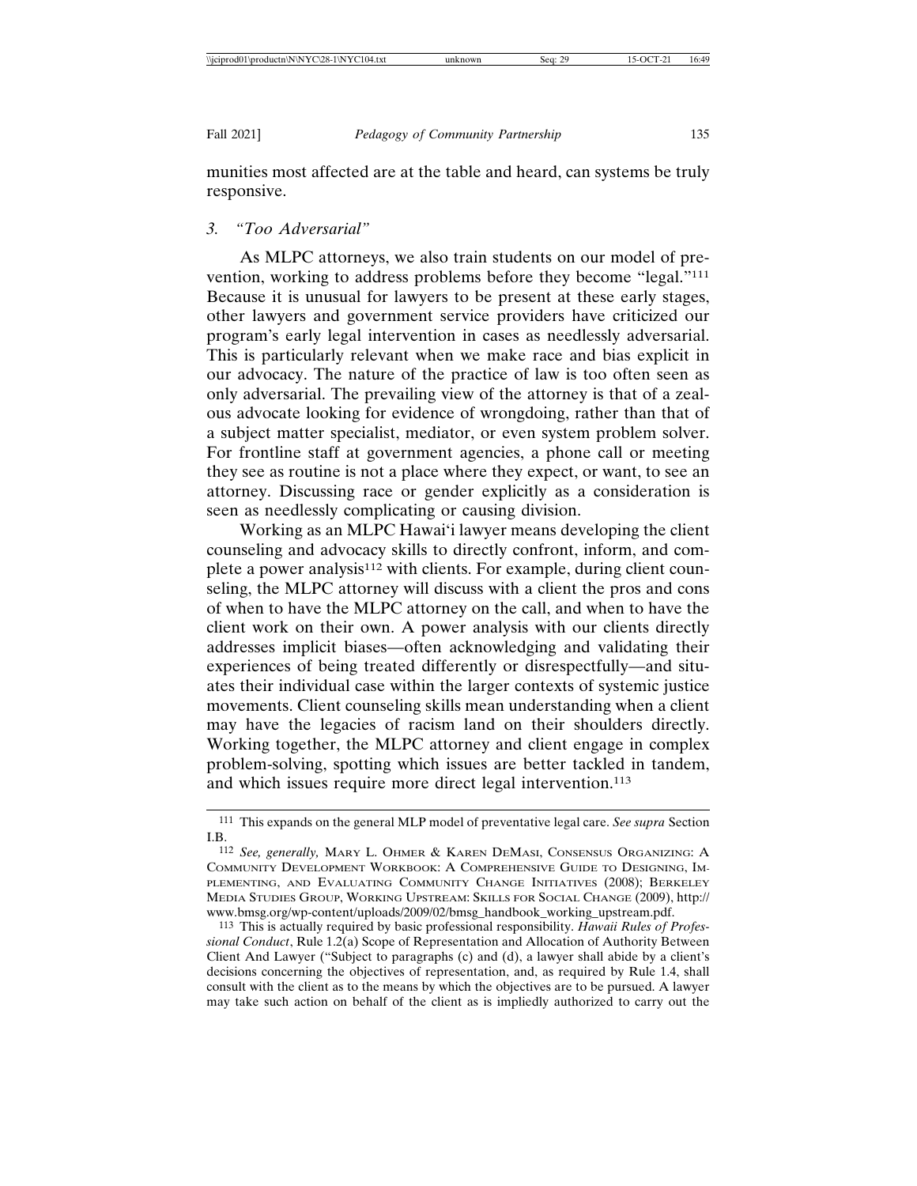munities most affected are at the table and heard, can systems be truly responsive.

### 3. *"Too Adversarial"*

As MLPC attorneys, we also train students on our model of prevention, working to address problems before they become "legal."[111] Because it is unusual for lawyers to be present at these early stages, other lawyers and government service providers have criticized our program's early legal intervention in cases as needlessly adversarial. This is particularly relevant when we make race and bias explicit in our advocacy. The nature of the practice of law is too often seen as only adversarial. The prevailing view of the attorney is that of a zealous advocate looking for evidence of wrongdoing, rather than that of a subject matter specialist, mediator, or even system problem solver. For frontline staff at government agencies, a phone call or meeting they see as routine is not a place where they expect, or want, to see an attorney. Discussing race or gender explicitly as a consideration is seen as needlessly complicating or causing division.

Working as an MLPC Hawai'i lawyer means developing the client counseling and advocacy skills to directly confront, inform, and complete a power analysis[112] with clients. For example, during client counseling, the MLPC attorney will discuss with a client the pros and cons of when to have the MLPC attorney on the call, and when to have the client work on their own. A power analysis with our clients directly addresses implicit biases—often acknowledging and validating their experiences of being treated differently or disrespectfully—and situates their individual case within the larger contexts of systemic justice movements. Client counseling skills mean understanding when a client may have the legacies of racism land on their shoulders directly. Working together, the MLPC attorney and client engage in complex problem-solving, spotting which issues are better tackled in tandem, and which issues require more direct legal intervention.[113]

---

[111] This expands on the general MLP model of preventative legal care. *See supra* Section I.B.

[112] *See, generally,* MARY L. OHMER & KAREN DEMASI, CONSENSUS ORGANIZING: A COMMUNITY DEVELOPMENT WORKBOOK: A COMPREHENSIVE GUIDE TO DESIGNING, IMPLEMENTING, AND EVALUATING COMMUNITY CHANGE INITIATIVES (2008); BERKELEY MEDIA STUDIES GROUP, WORKING UPSTREAM: SKILLS FOR SOCIAL CHANGE (2009), http://www.bmsg.org/wp-content/uploads/2009/02/bmsg_handbook_working_upstream.pdf.

[113] This is actually required by basic professional responsibility. *Hawaii Rules of Professional Conduct*, Rule 1.2(a) Scope of Representation and Allocation of Authority Between Client And Lawyer ("Subject to paragraphs (c) and (d), a lawyer shall abide by a client's decisions concerning the objectives of representation, and, as required by Rule 1.4, shall consult with the client as to the means by which the objectives are to be pursued. A lawyer may take such action on behalf of the client as is impliedly authorized to carry out the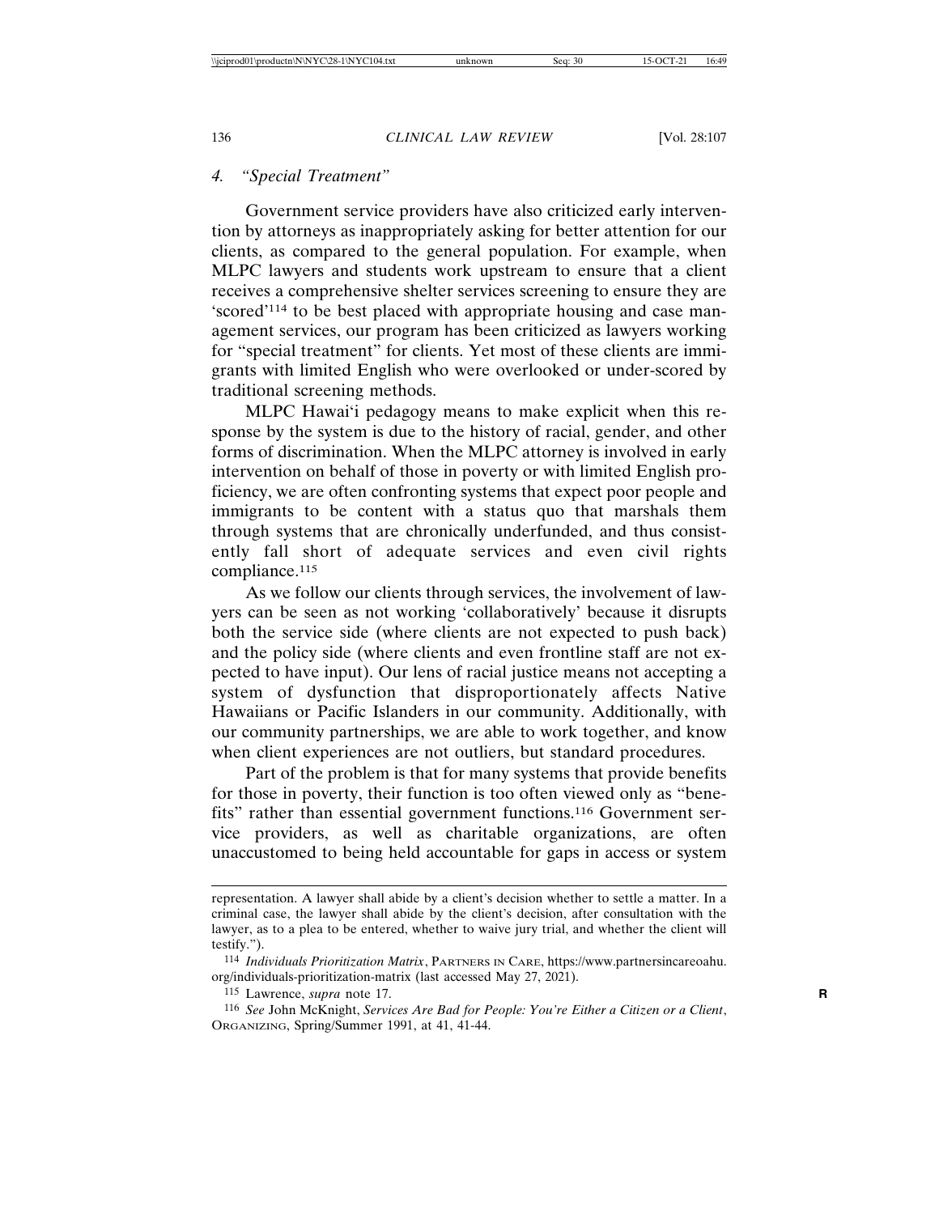### 4. *"Special Treatment"*

Government service providers have also criticized early intervention by attorneys as inappropriately asking for better attention for our clients, as compared to the general population. For example, when MLPC lawyers and students work upstream to ensure that a client receives a comprehensive shelter services screening to ensure they are 'scored'[114] to be best placed with appropriate housing and case management services, our program has been criticized as lawyers working for "special treatment" for clients. Yet most of these clients are immigrants with limited English who were overlooked or under-scored by traditional screening methods.

MLPC Hawai'i pedagogy means to make explicit when this response by the system is due to the history of racial, gender, and other forms of discrimination. When the MLPC attorney is involved in early intervention on behalf of those in poverty or with limited English proficiency, we are often confronting systems that expect poor people and immigrants to be content with a status quo that marshals them through systems that are chronically underfunded, and thus consistently fall short of adequate services and even civil rights compliance.[115]

As we follow our clients through services, the involvement of lawyers can be seen as not working 'collaboratively' because it disrupts both the service side (where clients are not expected to push back) and the policy side (where clients and even frontline staff are not expected to have input). Our lens of racial justice means not accepting a system of dysfunction that disproportionately affects Native Hawaiians or Pacific Islanders in our community. Additionally, with our community partnerships, we are able to work together, and know when client experiences are not outliers, but standard procedures.

Part of the problem is that for many systems that provide benefits for those in poverty, their function is too often viewed only as "benefits" rather than essential government functions.[116] Government service providers, as well as charitable organizations, are often unaccustomed to being held accountable for gaps in access or system

---

representation. A lawyer shall abide by a client's decision whether to settle a matter. In a criminal case, the lawyer shall abide by the client's decision, after consultation with the lawyer, as to a plea to be entered, whether to waive jury trial, and whether the client will testify.").

[114] *Individuals Prioritization Matrix*, PARTNERS IN CARE, https://www.partnersincareoahu.org/individuals-prioritization-matrix (last accessed May 27, 2021).

[115] Lawrence, *supra* note 17.

[116] *See* John McKnight, *Services Are Bad for People: You're Either a Citizen or a Client*, ORGANIZING, Spring/Summer 1991, at 41, 41-44.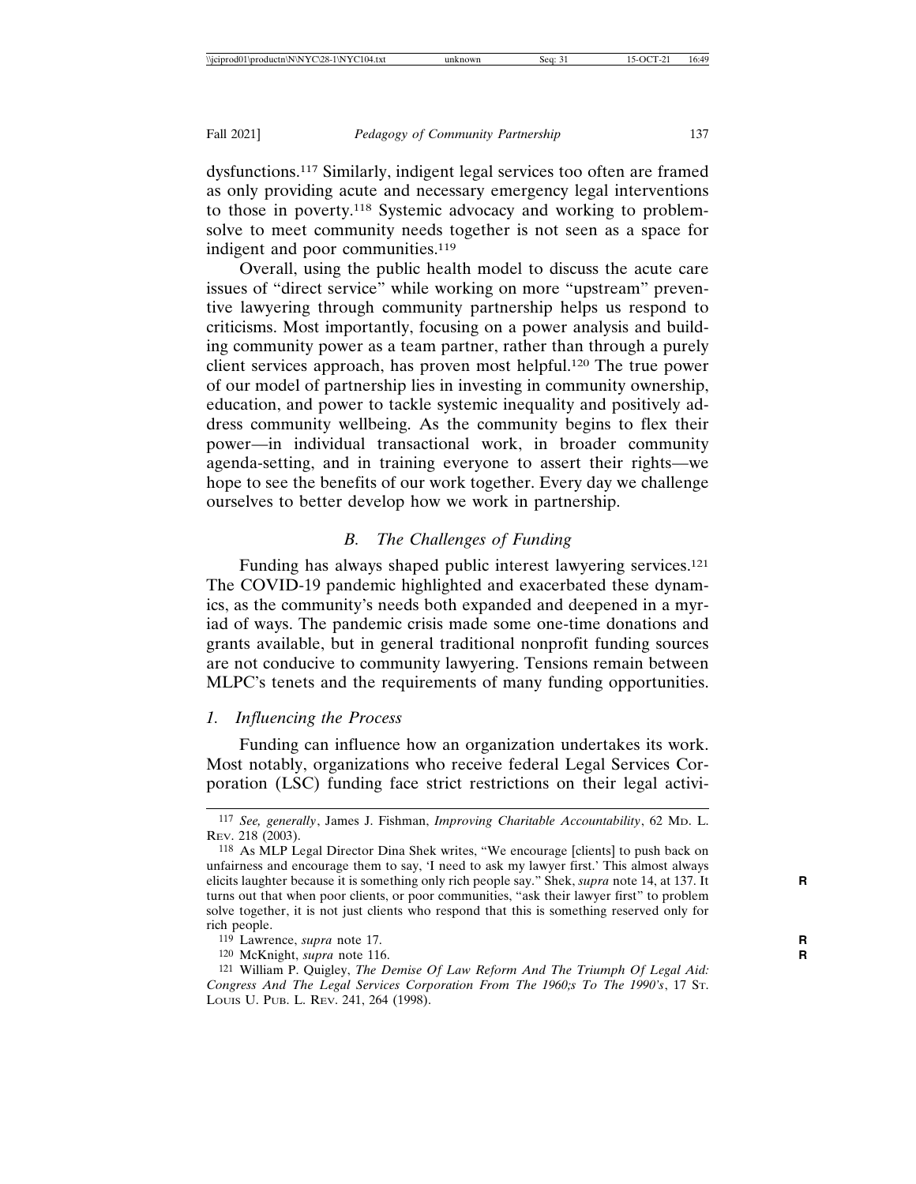dysfunctions.[117] Similarly, indigent legal services too often are framed as only providing acute and necessary emergency legal interventions to those in poverty.[118] Systemic advocacy and working to problem-solve to meet community needs together is not seen as a space for indigent and poor communities.[119]

Overall, using the public health model to discuss the acute care issues of "direct service" while working on more "upstream" preventive lawyering through community partnership helps us respond to criticisms. Most importantly, focusing on a power analysis and building community power as a team partner, rather than through a purely client services approach, has proven most helpful.[120] The true power of our model of partnership lies in investing in community ownership, education, and power to tackle systemic inequality and positively address community wellbeing. As the community begins to flex their power—in individual transactional work, in broader community agenda-setting, and in training everyone to assert their rights—we hope to see the benefits of our work together. Every day we challenge ourselves to better develop how we work in partnership.

### *B. The Challenges of Funding*

Funding has always shaped public interest lawyering services.[121] The COVID-19 pandemic highlighted and exacerbated these dynamics, as the community's needs both expanded and deepened in a myriad of ways. The pandemic crisis made some one-time donations and grants available, but in general traditional nonprofit funding sources are not conducive to community lawyering. Tensions remain between MLPC's tenets and the requirements of many funding opportunities.

#### *1. Influencing the Process*

Funding can influence how an organization undertakes its work. Most notably, organizations who receive federal Legal Services Corporation (LSC) funding face strict restrictions on their legal activi-

---

[117] *See, generally*, James J. Fishman, *Improving Charitable Accountability*, 62 Md. L. Rev. 218 (2003).

[118] As MLP Legal Director Dina Shek writes, "We encourage [clients] to push back on unfairness and encourage them to say, 'I need to ask my lawyer first.' This almost always elicits laughter because it is something only rich people say." Shek, *supra* note 14, at 137. It turns out that when poor clients, or poor communities, "ask their lawyer first" to problem solve together, it is not just clients who respond that this is something reserved only for rich people.

[119] Lawrence, *supra* note 17.

[120] McKnight, *supra* note 116.

[121] William P. Quigley, *The Demise Of Law Reform And The Triumph Of Legal Aid: Congress And The Legal Services Corporation From The 1960;s To The 1990's*, 17 St. Louis U. Pub. L. Rev. 241, 264 (1998).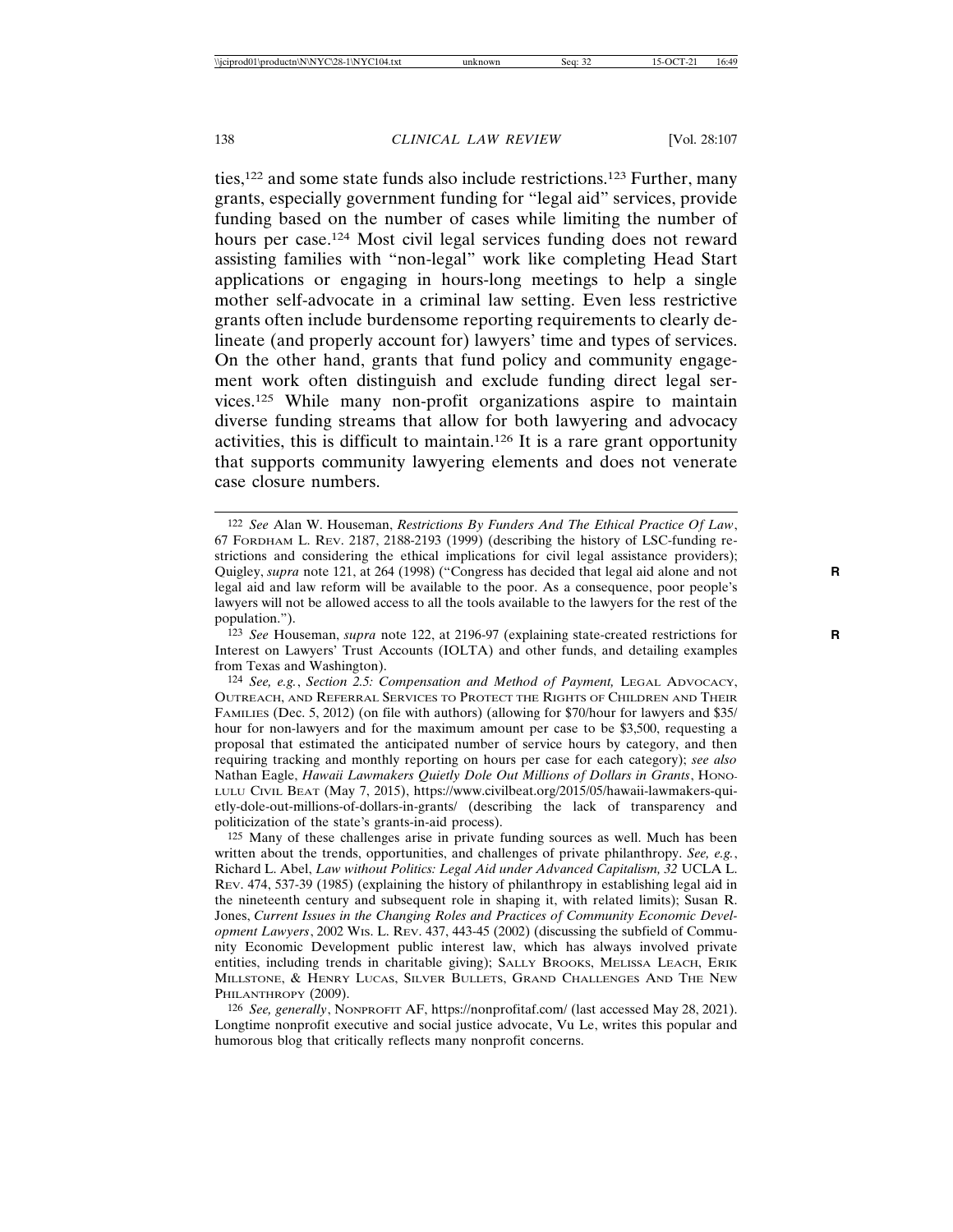ties,[122] and some state funds also include restrictions.[123] Further, many grants, especially government funding for "legal aid" services, provide funding based on the number of cases while limiting the number of hours per case.[124] Most civil legal services funding does not reward assisting families with "non-legal" work like completing Head Start applications or engaging in hours-long meetings to help a single mother self-advocate in a criminal law setting. Even less restrictive grants often include burdensome reporting requirements to clearly delineate (and properly account for) lawyers' time and types of services. On the other hand, grants that fund policy and community engagement work often distinguish and exclude funding direct legal services.[125] While many non-profit organizations aspire to maintain diverse funding streams that allow for both lawyering and advocacy activities, this is difficult to maintain.[126] It is a rare grant opportunity that supports community lawyering elements and does not venerate case closure numbers.

---

[122] *See* Alan W. Houseman, *Restrictions By Funders And The Ethical Practice Of Law*, 67 FORDHAM L. REV. 2187, 2188-2193 (1999) (describing the history of LSC-funding restrictions and considering the ethical implications for civil legal assistance providers); Quigley, *supra* note 121, at 264 (1998) ("Congress has decided that legal aid alone and not legal aid and law reform will be available to the poor. As a consequence, poor people's lawyers will not be allowed access to all the tools available to the lawyers for the rest of the population.").

[123] *See* Houseman, *supra* note 122, at 2196-97 (explaining state-created restrictions for Interest on Lawyers' Trust Accounts (IOLTA) and other funds, and detailing examples from Texas and Washington).

[124] *See, e.g.*, *Section 2.5: Compensation and Method of Payment,* LEGAL ADVOCACY, OUTREACH, AND REFERRAL SERVICES TO PROTECT THE RIGHTS OF CHILDREN AND THEIR FAMILIES (Dec. 5, 2012) (on file with authors) (allowing for $70/hour for lawyers and $35/hour for non-lawyers and for the maximum amount per case to be $3,500, requesting a proposal that estimated the anticipated number of service hours by category, and then requiring tracking and monthly reporting on hours per case for each category); *see also* Nathan Eagle, *Hawaii Lawmakers Quietly Dole Out Millions of Dollars in Grants*, HONOLULU CIVIL BEAT (May 7, 2015), https://www.civilbeat.org/2015/05/hawaii-lawmakers-quietly-dole-out-millions-of-dollars-in-grants/ (describing the lack of transparency and politicization of the state's grants-in-aid process).

[125] Many of these challenges arise in private funding sources as well. Much has been written about the trends, opportunities, and challenges of private philanthropy. *See, e.g.*, Richard L. Abel, *Law without Politics: Legal Aid under Advanced Capitalism, 32* UCLA L. REV. 474, 537-39 (1985) (explaining the history of philanthropy in establishing legal aid in the nineteenth century and subsequent role in shaping it, with related limits); Susan R. Jones, *Current Issues in the Changing Roles and Practices of Community Economic Development Lawyers*, 2002 WIS. L. REV. 437, 443-45 (2002) (discussing the subfield of Community Economic Development public interest law, which has always involved private entities, including trends in charitable giving); SALLY BROOKS, MELISSA LEACH, ERIK MILLSTONE, & HENRY LUCAS, SILVER BULLETS, GRAND CHALLENGES AND THE NEW PHILANTHROPY (2009).

[126] *See, generally*, NONPROFIT AF, https://nonprofitaf.com/ (last accessed May 28, 2021). Longtime nonprofit executive and social justice advocate, Vu Le, writes this popular and humorous blog that critically reflects many nonprofit concerns.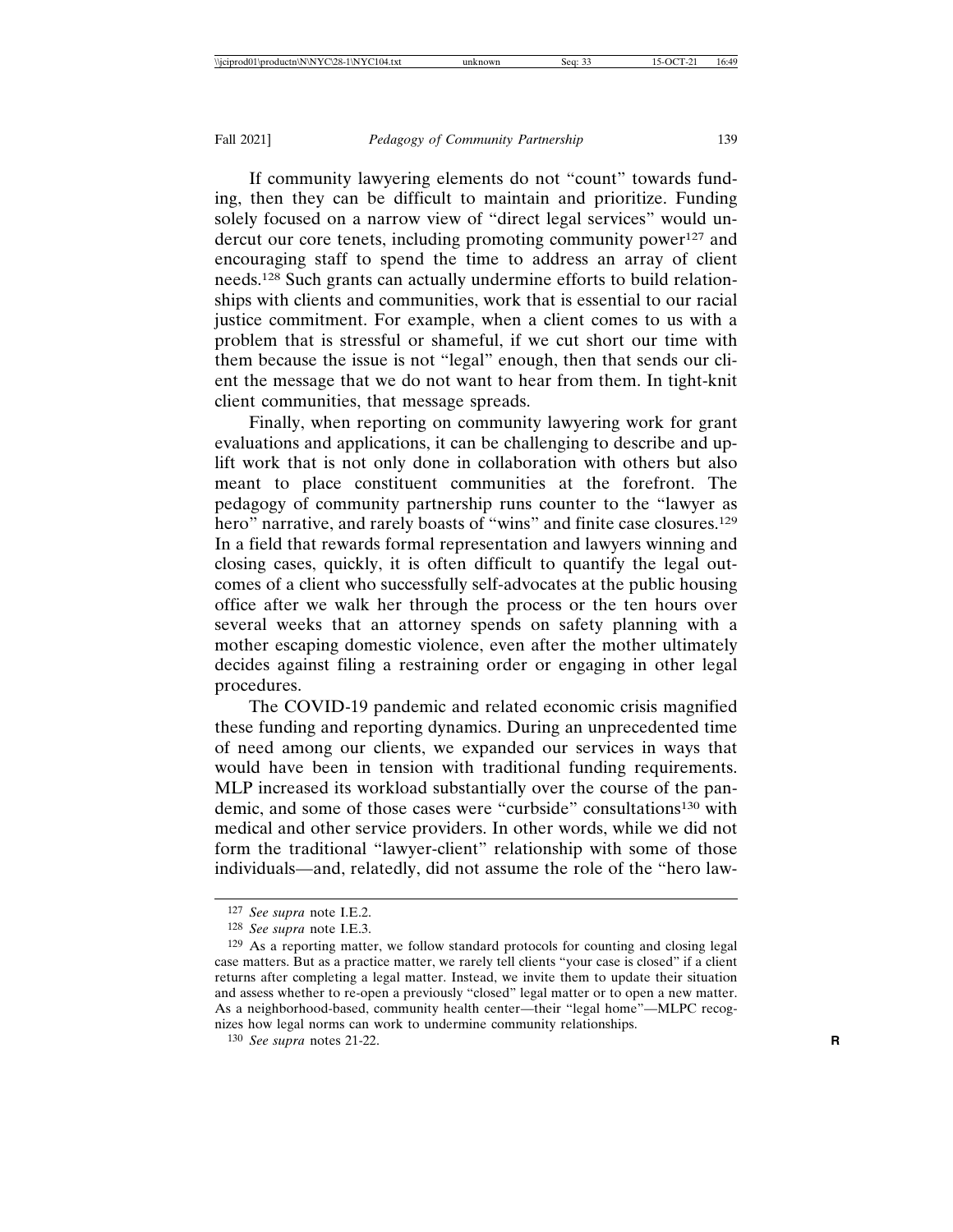If community lawyering elements do not "count" towards funding, then they can be difficult to maintain and prioritize. Funding solely focused on a narrow view of "direct legal services" would undercut our core tenets, including promoting community power[127] and encouraging staff to spend the time to address an array of client needs.[128] Such grants can actually undermine efforts to build relationships with clients and communities, work that is essential to our racial justice commitment. For example, when a client comes to us with a problem that is stressful or shameful, if we cut short our time with them because the issue is not "legal" enough, then that sends our client the message that we do not want to hear from them. In tight-knit client communities, that message spreads.

Finally, when reporting on community lawyering work for grant evaluations and applications, it can be challenging to describe and uplift work that is not only done in collaboration with others but also meant to place constituent communities at the forefront. The pedagogy of community partnership runs counter to the "lawyer as hero" narrative, and rarely boasts of "wins" and finite case closures.[129] In a field that rewards formal representation and lawyers winning and closing cases, quickly, it is often difficult to quantify the legal outcomes of a client who successfully self-advocates at the public housing office after we walk her through the process or the ten hours over several weeks that an attorney spends on safety planning with a mother escaping domestic violence, even after the mother ultimately decides against filing a restraining order or engaging in other legal procedures.

The COVID-19 pandemic and related economic crisis magnified these funding and reporting dynamics. During an unprecedented time of need among our clients, we expanded our services in ways that would have been in tension with traditional funding requirements. MLP increased its workload substantially over the course of the pandemic, and some of those cases were "curbside" consultations[130] with medical and other service providers. In other words, while we did not form the traditional "lawyer-client" relationship with some of those individuals—and, relatedly, did not assume the role of the "hero law-

---

[127] *See supra* note I.E.2.

[128] *See supra* note I.E.3.

[129] As a reporting matter, we follow standard protocols for counting and closing legal case matters. But as a practice matter, we rarely tell clients "your case is closed" if a client returns after completing a legal matter. Instead, we invite them to update their situation and assess whether to re-open a previously "closed" legal matter or to open a new matter. As a neighborhood-based, community health center—their "legal home"—MLPC recognizes how legal norms can work to undermine community relationships.

[130] *See supra* notes 21-22.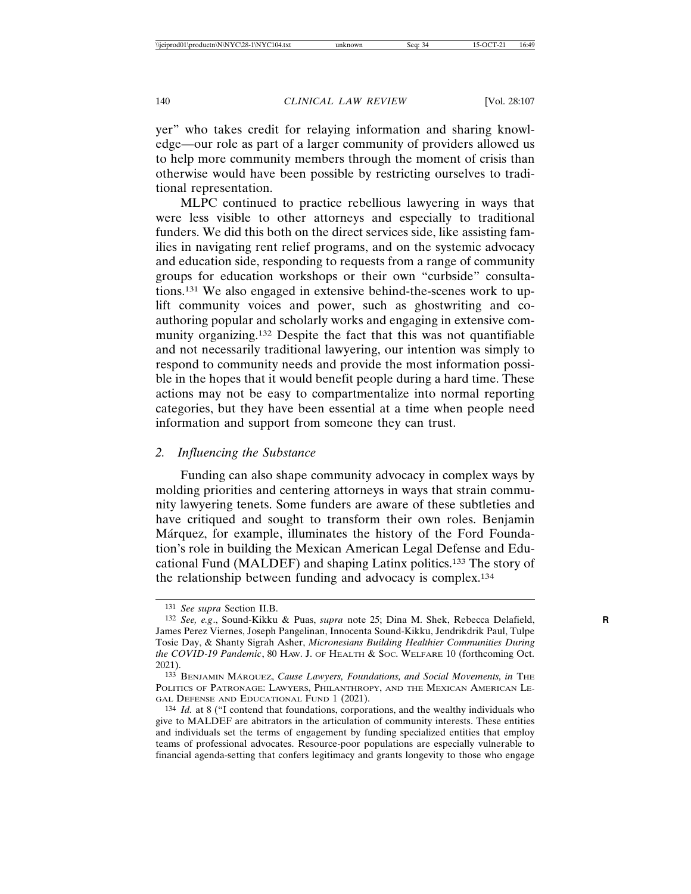yer" who takes credit for relaying information and sharing knowledge—our role as part of a larger community of providers allowed us to help more community members through the moment of crisis than otherwise would have been possible by restricting ourselves to traditional representation.

MLPC continued to practice rebellious lawyering in ways that were less visible to other attorneys and especially to traditional funders. We did this both on the direct services side, like assisting families in navigating rent relief programs, and on the systemic advocacy and education side, responding to requests from a range of community groups for education workshops or their own "curbside" consultations.[131] We also engaged in extensive behind-the-scenes work to uplift community voices and power, such as ghostwriting and co-authoring popular and scholarly works and engaging in extensive community organizing.[132] Despite the fact that this was not quantifiable and not necessarily traditional lawyering, our intention was simply to respond to community needs and provide the most information possible in the hopes that it would benefit people during a hard time. These actions may not be easy to compartmentalize into normal reporting categories, but they have been essential at a time when people need information and support from someone they can trust.

### 2. *Influencing the Substance*

Funding can also shape community advocacy in complex ways by molding priorities and centering attorneys in ways that strain community lawyering tenets. Some funders are aware of these subtleties and have critiqued and sought to transform their own roles. Benjamin Márquez, for example, illuminates the history of the Ford Foundation's role in building the Mexican American Legal Defense and Educational Fund (MALDEF) and shaping Latinx politics.[133] The story of the relationship between funding and advocacy is complex.[134]

---

[131] *See supra* Section II.B.

[132] *See, e.g*., Sound-Kikku & Puas, *supra* note 25; Dina M. Shek, Rebecca Delafield, James Perez Viernes, Joseph Pangelinan, Innocenta Sound-Kikku, Jendrikdrik Paul, Tulpe Tosie Day, & Shanty Sigrah Asher, *Micronesians Building Healthier Communities During the COVID-19 Pandemic*, 80 HAW. J. OF HEALTH & SOC. WELFARE 10 (forthcoming Oct. 2021).

[133] BENJAMIN MÁRQUEZ, *Cause Lawyers, Foundations, and Social Movements, in* THE POLITICS OF PATRONAGE: LAWYERS, PHILANTHROPY, AND THE MEXICAN AMERICAN LEGAL DEFENSE AND EDUCATIONAL FUND 1 (2021).

[134] *Id.* at 8 ("I contend that foundations, corporations, and the wealthy individuals who give to MALDEF are abitrators in the articulation of community interests. These entities and individuals set the terms of engagement by funding specialized entities that employ teams of professional advocates. Resource-poor populations are especially vulnerable to financial agenda-setting that confers legitimacy and grants longevity to those who engage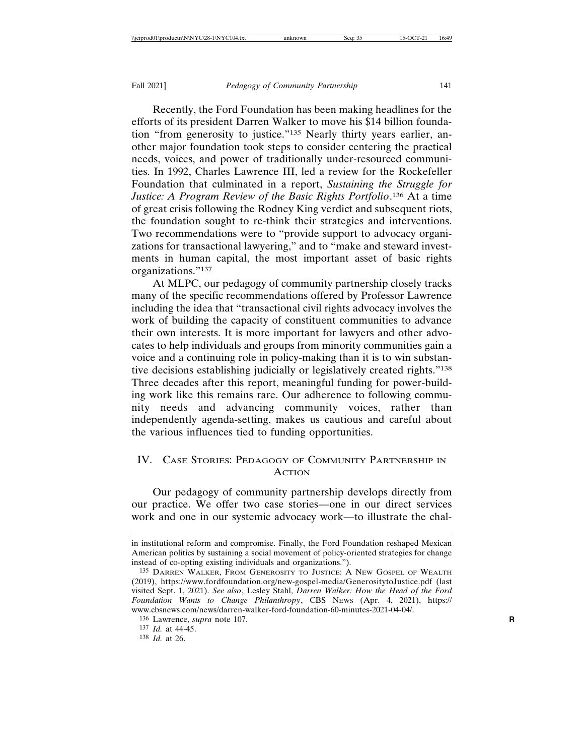Recently, the Ford Foundation has been making headlines for the efforts of its president Darren Walker to move his $14 billion foundation "from generosity to justice."[135] Nearly thirty years earlier, another major foundation took steps to consider centering the practical needs, voices, and power of traditionally under-resourced communities. In 1992, Charles Lawrence III, led a review for the Rockefeller Foundation that culminated in a report, *Sustaining the Struggle for Justice: A Program Review of the Basic Rights Portfolio*.[136] At a time of great crisis following the Rodney King verdict and subsequent riots, the foundation sought to re-think their strategies and interventions. Two recommendations were to "provide support to advocacy organizations for transactional lawyering," and to "make and steward investments in human capital, the most important asset of basic rights organizations."[137]

At MLPC, our pedagogy of community partnership closely tracks many of the specific recommendations offered by Professor Lawrence including the idea that "transactional civil rights advocacy involves the work of building the capacity of constituent communities to advance their own interests. It is more important for lawyers and other advocates to help individuals and groups from minority communities gain a voice and a continuing role in policy-making than it is to win substantive decisions establishing judicially or legislatively created rights."[138] Three decades after this report, meaningful funding for power-building work like this remains rare. Our adherence to following community needs and advancing community voices, rather than independently agenda-setting, makes us cautious and careful about the various influences tied to funding opportunities.

## IV. Case Stories: Pedagogy of Community Partnership in Action

Our pedagogy of community partnership develops directly from our practice. We offer two case stories—one in our direct services work and one in our systemic advocacy work—to illustrate the chal-

---

in institutional reform and compromise. Finally, the Ford Foundation reshaped Mexican American politics by sustaining a social movement of policy-oriented strategies for change instead of co-opting existing individuals and organizations.").

[135] Darren Walker, From Generosity to Justice: A New Gospel of Wealth (2019), https://www.fordfoundation.org/new-gospel-media/GenerositytoJustice.pdf (last visited Sept. 1, 2021). *See also*, Lesley Stahl, *Darren Walker: How the Head of the Ford Foundation Wants to Change Philanthropy*, CBS News (Apr. 4, 2021), https://www.cbsnews.com/news/darren-walker-ford-foundation-60-minutes-2021-04-04/.

[136] Lawrence, *supra* note 107.

[137] *Id.* at 44-45.

[138] *Id.* at 26.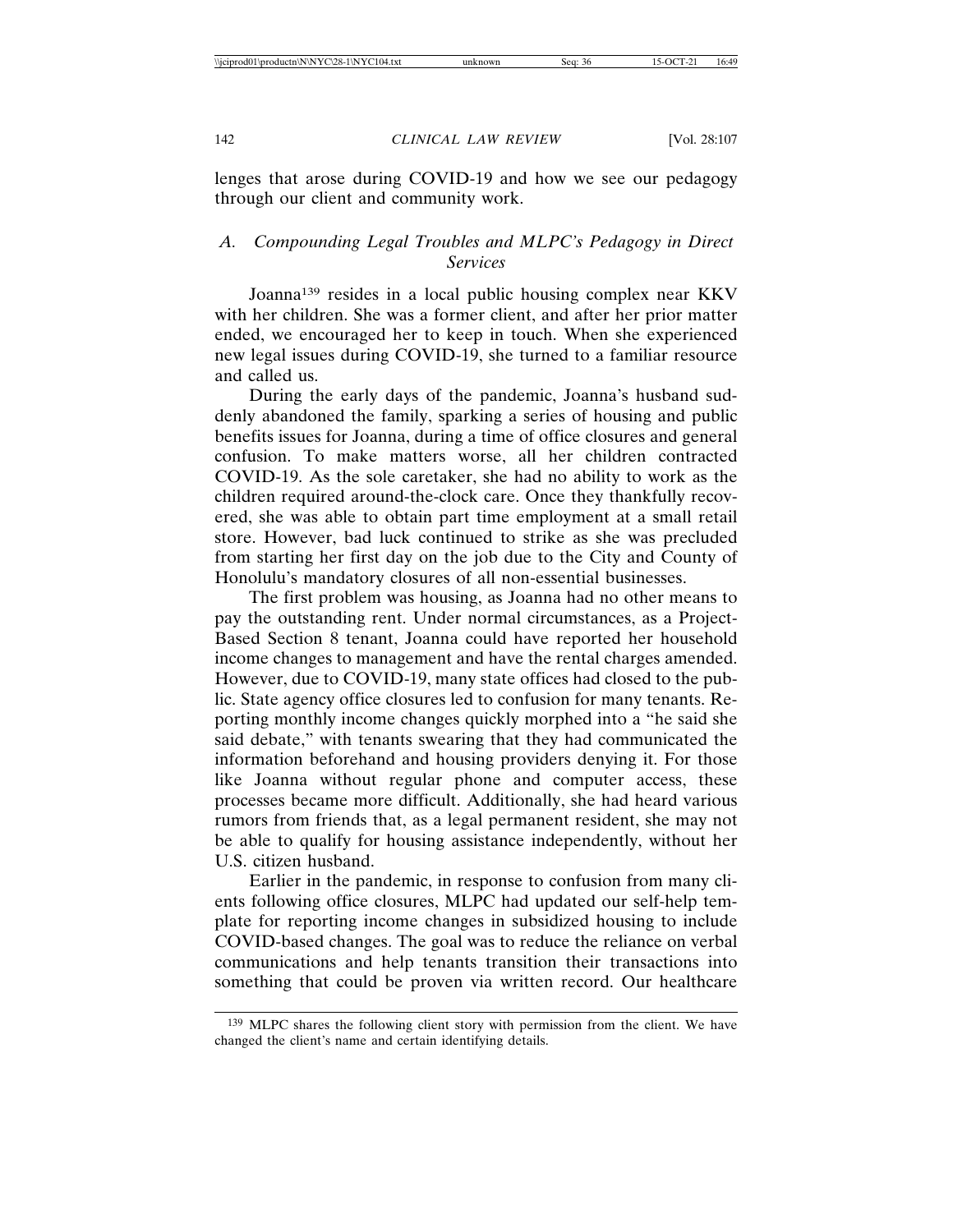lenges that arose during COVID-19 and how we see our pedagogy through our client and community work.

### *A. Compounding Legal Troubles and MLPC's Pedagogy in Direct Services*

Joanna[139] resides in a local public housing complex near KKV with her children. She was a former client, and after her prior matter ended, we encouraged her to keep in touch. When she experienced new legal issues during COVID-19, she turned to a familiar resource and called us.

During the early days of the pandemic, Joanna's husband suddenly abandoned the family, sparking a series of housing and public benefits issues for Joanna, during a time of office closures and general confusion. To make matters worse, all her children contracted COVID-19. As the sole caretaker, she had no ability to work as the children required around-the-clock care. Once they thankfully recovered, she was able to obtain part time employment at a small retail store. However, bad luck continued to strike as she was precluded from starting her first day on the job due to the City and County of Honolulu's mandatory closures of all non-essential businesses.

The first problem was housing, as Joanna had no other means to pay the outstanding rent. Under normal circumstances, as a Project-Based Section 8 tenant, Joanna could have reported her household income changes to management and have the rental charges amended. However, due to COVID-19, many state offices had closed to the public. State agency office closures led to confusion for many tenants. Reporting monthly income changes quickly morphed into a "he said she said debate," with tenants swearing that they had communicated the information beforehand and housing providers denying it. For those like Joanna without regular phone and computer access, these processes became more difficult. Additionally, she had heard various rumors from friends that, as a legal permanent resident, she may not be able to qualify for housing assistance independently, without her U.S. citizen husband.

Earlier in the pandemic, in response to confusion from many clients following office closures, MLPC had updated our self-help template for reporting income changes in subsidized housing to include COVID-based changes. The goal was to reduce the reliance on verbal communications and help tenants transition their transactions into something that could be proven via written record. Our healthcare

[139] MLPC shares the following client story with permission from the client. We have changed the client's name and certain identifying details.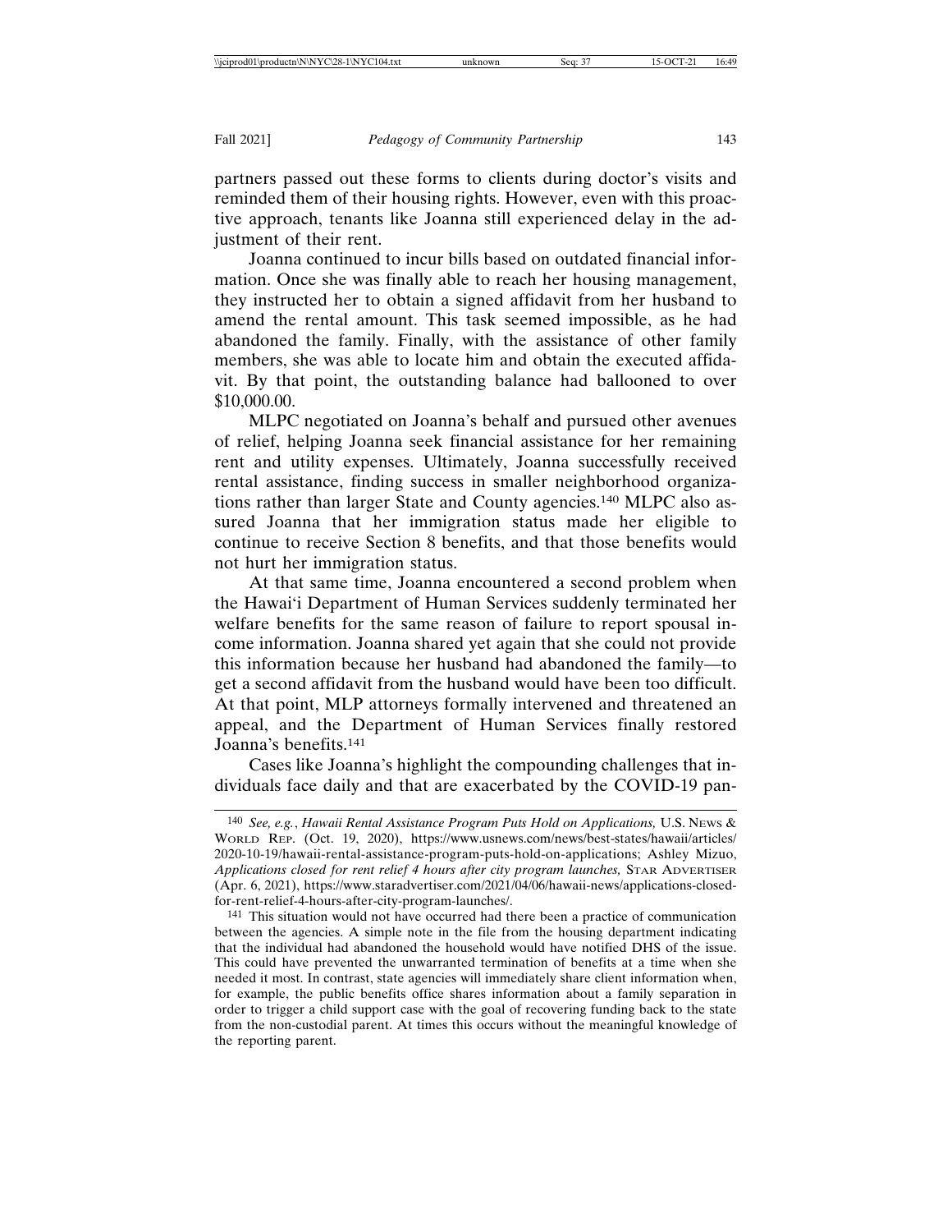partners passed out these forms to clients during doctor's visits and reminded them of their housing rights. However, even with this proactive approach, tenants like Joanna still experienced delay in the adjustment of their rent.

Joanna continued to incur bills based on outdated financial information. Once she was finally able to reach her housing management, they instructed her to obtain a signed affidavit from her husband to amend the rental amount. This task seemed impossible, as he had abandoned the family. Finally, with the assistance of other family members, she was able to locate him and obtain the executed affidavit. By that point, the outstanding balance had ballooned to over $10,000.00.

MLPC negotiated on Joanna's behalf and pursued other avenues of relief, helping Joanna seek financial assistance for her remaining rent and utility expenses. Ultimately, Joanna successfully received rental assistance, finding success in smaller neighborhood organizations rather than larger State and County agencies.[140] MLPC also assured Joanna that her immigration status made her eligible to continue to receive Section 8 benefits, and that those benefits would not hurt her immigration status.

At that same time, Joanna encountered a second problem when the Hawai'i Department of Human Services suddenly terminated her welfare benefits for the same reason of failure to report spousal income information. Joanna shared yet again that she could not provide this information because her husband had abandoned the family—to get a second affidavit from the husband would have been too difficult. At that point, MLP attorneys formally intervened and threatened an appeal, and the Department of Human Services finally restored Joanna's benefits.[141]

Cases like Joanna's highlight the compounding challenges that individuals face daily and that are exacerbated by the COVID-19 pan-

---

[140] *See, e.g.*, *Hawaii Rental Assistance Program Puts Hold on Applications,* U.S. News & World Rep. (Oct. 19, 2020), https://www.usnews.com/news/best-states/hawaii/articles/2020-10-19/hawaii-rental-assistance-program-puts-hold-on-applications; Ashley Mizuo, *Applications closed for rent relief 4 hours after city program launches,* Star Advertiser (Apr. 6, 2021), https://www.staradvertiser.com/2021/04/06/hawaii-news/applications-closed-for-rent-relief-4-hours-after-city-program-launches/.

[141] This situation would not have occurred had there been a practice of communication between the agencies. A simple note in the file from the housing department indicating that the individual had abandoned the household would have notified DHS of the issue. This could have prevented the unwarranted termination of benefits at a time when she needed it most. In contrast, state agencies will immediately share client information when, for example, the public benefits office shares information about a family separation in order to trigger a child support case with the goal of recovering funding back to the state from the non-custodial parent. At times this occurs without the meaningful knowledge of the reporting parent.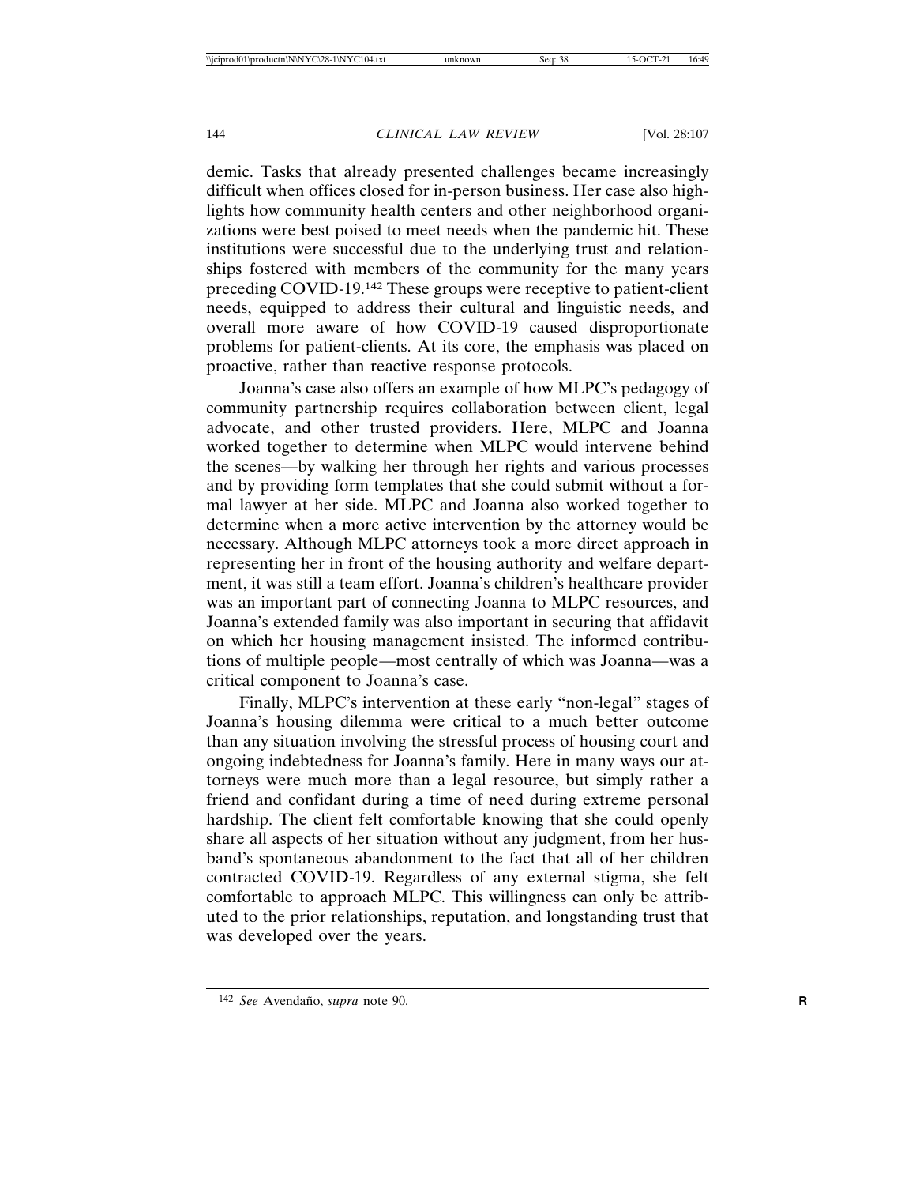demic. Tasks that already presented challenges became increasingly difficult when offices closed for in-person business. Her case also highlights how community health centers and other neighborhood organizations were best poised to meet needs when the pandemic hit. These institutions were successful due to the underlying trust and relationships fostered with members of the community for the many years preceding COVID-19.[142] These groups were receptive to patient-client needs, equipped to address their cultural and linguistic needs, and overall more aware of how COVID-19 caused disproportionate problems for patient-clients. At its core, the emphasis was placed on proactive, rather than reactive response protocols.

Joanna's case also offers an example of how MLPC's pedagogy of community partnership requires collaboration between client, legal advocate, and other trusted providers. Here, MLPC and Joanna worked together to determine when MLPC would intervene behind the scenes—by walking her through her rights and various processes and by providing form templates that she could submit without a formal lawyer at her side. MLPC and Joanna also worked together to determine when a more active intervention by the attorney would be necessary. Although MLPC attorneys took a more direct approach in representing her in front of the housing authority and welfare department, it was still a team effort. Joanna's children's healthcare provider was an important part of connecting Joanna to MLPC resources, and Joanna's extended family was also important in securing that affidavit on which her housing management insisted. The informed contributions of multiple people—most centrally of which was Joanna—was a critical component to Joanna's case.

Finally, MLPC's intervention at these early "non-legal" stages of Joanna's housing dilemma were critical to a much better outcome than any situation involving the stressful process of housing court and ongoing indebtedness for Joanna's family. Here in many ways our attorneys were much more than a legal resource, but simply rather a friend and confidant during a time of need during extreme personal hardship. The client felt comfortable knowing that she could openly share all aspects of her situation without any judgment, from her husband's spontaneous abandonment to the fact that all of her children contracted COVID-19. Regardless of any external stigma, she felt comfortable to approach MLPC. This willingness can only be attributed to the prior relationships, reputation, and longstanding trust that was developed over the years.

---

[142] *See* Avendaño, *supra* note 90.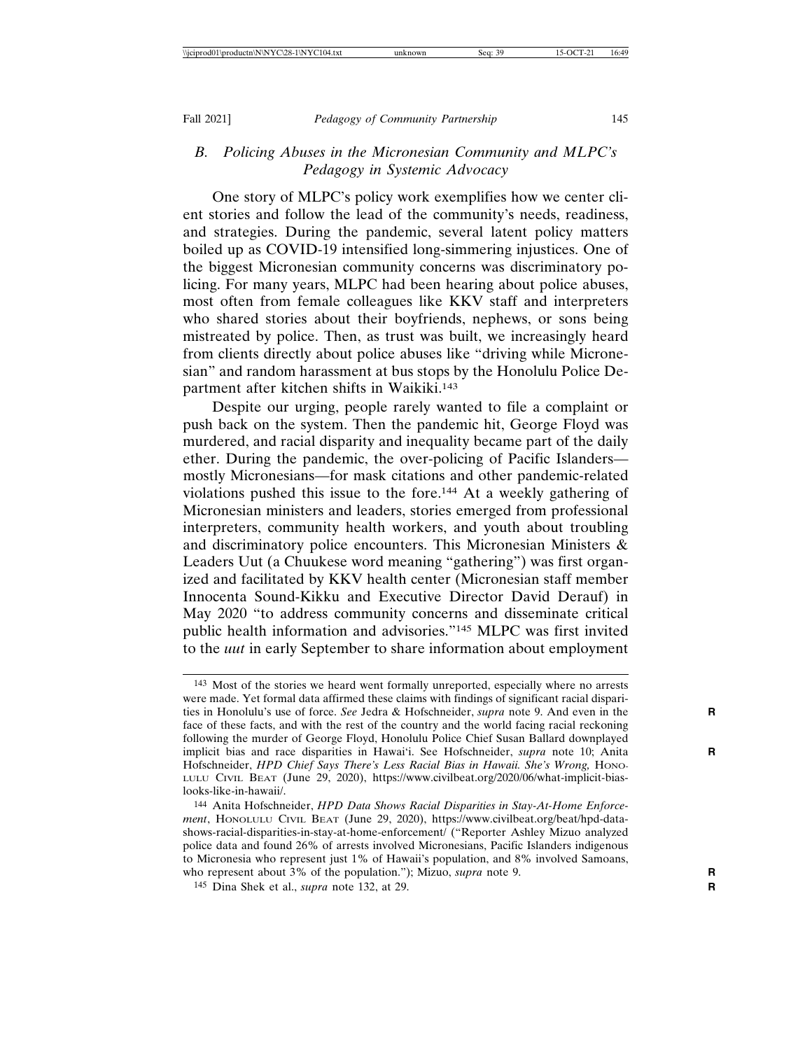### B. Policing Abuses in the Micronesian Community and MLPC's Pedagogy in Systemic Advocacy

One story of MLPC's policy work exemplifies how we center client stories and follow the lead of the community's needs, readiness, and strategies. During the pandemic, several latent policy matters boiled up as COVID-19 intensified long-simmering injustices. One of the biggest Micronesian community concerns was discriminatory policing. For many years, MLPC had been hearing about police abuses, most often from female colleagues like KKV staff and interpreters who shared stories about their boyfriends, nephews, or sons being mistreated by police. Then, as trust was built, we increasingly heard from clients directly about police abuses like "driving while Micronesian" and random harassment at bus stops by the Honolulu Police Department after kitchen shifts in Waikiki.[143]

Despite our urging, people rarely wanted to file a complaint or push back on the system. Then the pandemic hit, George Floyd was murdered, and racial disparity and inequality became part of the daily ether. During the pandemic, the over-policing of Pacific Islanders—mostly Micronesians—for mask citations and other pandemic-related violations pushed this issue to the fore.[144] At a weekly gathering of Micronesian ministers and leaders, stories emerged from professional interpreters, community health workers, and youth about troubling and discriminatory police encounters. This Micronesian Ministers & Leaders Uut (a Chuukese word meaning "gathering") was first organized and facilitated by KKV health center (Micronesian staff member Innocenta Sound-Kikku and Executive Director David Derauf) in May 2020 "to address community concerns and disseminate critical public health information and advisories."[145] MLPC was first invited to the *uut* in early September to share information about employment

---

143 Most of the stories we heard went formally unreported, especially where no arrests were made. Yet formal data affirmed these claims with findings of significant racial disparities in Honolulu's use of force. *See* Jedra & Hofschneider, *supra* note 9. And even in the face of these facts, and with the rest of the country and the world facing racial reckoning following the murder of George Floyd, Honolulu Police Chief Susan Ballard downplayed implicit bias and race disparities in Hawai'i. See Hofschneider, *supra* note 10; Anita Hofschneider, *HPD Chief Says There's Less Racial Bias in Hawaii. She's Wrong,* HONOLULU CIVIL BEAT (June 29, 2020), https://www.civilbeat.org/2020/06/what-implicit-bias-looks-like-in-hawaii/.

144 Anita Hofschneider, *HPD Data Shows Racial Disparities in Stay-At-Home Enforcement*, HONOLULU CIVIL BEAT (June 29, 2020), https://www.civilbeat.org/beat/hpd-data-shows-racial-disparities-in-stay-at-home-enforcement/ ("Reporter Ashley Mizuo analyzed police data and found 26% of arrests involved Micronesians, Pacific Islanders indigenous to Micronesia who represent just 1% of Hawaii's population, and 8% involved Samoans, who represent about 3% of the population."); Mizuo, *supra* note 9.

145 Dina Shek et al., *supra* note 132, at 29.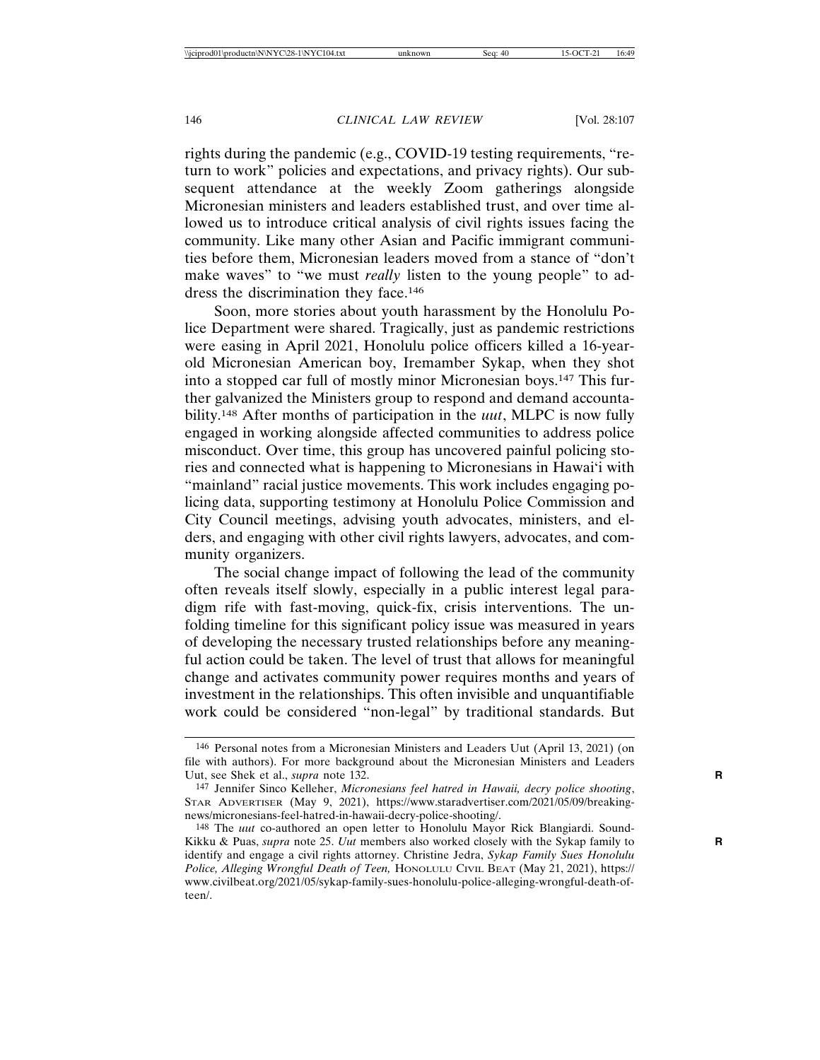rights during the pandemic (e.g., COVID-19 testing requirements, "return to work" policies and expectations, and privacy rights). Our subsequent attendance at the weekly Zoom gatherings alongside Micronesian ministers and leaders established trust, and over time allowed us to introduce critical analysis of civil rights issues facing the community. Like many other Asian and Pacific immigrant communities before them, Micronesian leaders moved from a stance of "don't make waves" to "we must *really* listen to the young people" to address the discrimination they face.[146]

Soon, more stories about youth harassment by the Honolulu Police Department were shared. Tragically, just as pandemic restrictions were easing in April 2021, Honolulu police officers killed a 16-year-old Micronesian American boy, Iremamber Sykap, when they shot into a stopped car full of mostly minor Micronesian boys.[147] This further galvanized the Ministers group to respond and demand accountability.[148] After months of participation in the *uut*, MLPC is now fully engaged in working alongside affected communities to address police misconduct. Over time, this group has uncovered painful policing stories and connected what is happening to Micronesians in Hawai'i with "mainland" racial justice movements. This work includes engaging policing data, supporting testimony at Honolulu Police Commission and City Council meetings, advising youth advocates, ministers, and elders, and engaging with other civil rights lawyers, advocates, and community organizers.

The social change impact of following the lead of the community often reveals itself slowly, especially in a public interest legal paradigm rife with fast-moving, quick-fix, crisis interventions. The unfolding timeline for this significant policy issue was measured in years of developing the necessary trusted relationships before any meaningful action could be taken. The level of trust that allows for meaningful change and activates community power requires months and years of investment in the relationships. This often invisible and unquantifiable work could be considered "non-legal" by traditional standards. But

---

146 Personal notes from a Micronesian Ministers and Leaders Uut (April 13, 2021) (on file with authors). For more background about the Micronesian Ministers and Leaders Uut, see Shek et al., *supra* note 132.

147 Jennifer Sinco Kelleher, *Micronesians feel hatred in Hawaii, decry police shooting*, STAR ADVERTISER (May 9, 2021), https://www.staradvertiser.com/2021/05/09/breaking-news/micronesians-feel-hatred-in-hawaii-decry-police-shooting/.

148 The *uut* co-authored an open letter to Honolulu Mayor Rick Blangiardi. Sound-Kikku & Puas, *supra* note 25. *Uut* members also worked closely with the Sykap family to identify and engage a civil rights attorney. Christine Jedra, *Sykap Family Sues Honolulu Police, Alleging Wrongful Death of Teen,* HONOLULU CIVIL BEAT (May 21, 2021), https://www.civilbeat.org/2021/05/sykap-family-sues-honolulu-police-alleging-wrongful-death-of-teen/.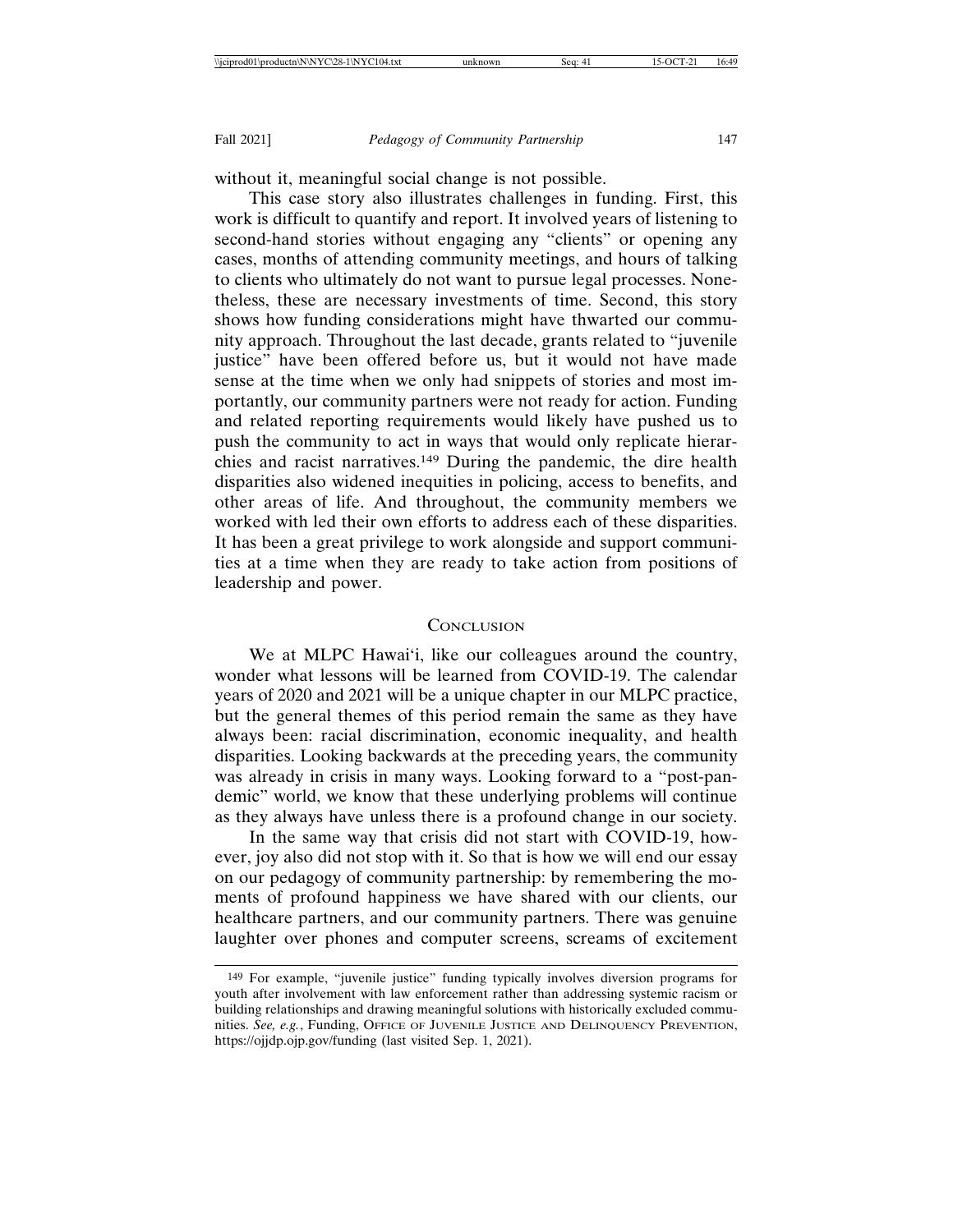without it, meaningful social change is not possible.

This case story also illustrates challenges in funding. First, this work is difficult to quantify and report. It involved years of listening to second-hand stories without engaging any "clients" or opening any cases, months of attending community meetings, and hours of talking to clients who ultimately do not want to pursue legal processes. Nonetheless, these are necessary investments of time. Second, this story shows how funding considerations might have thwarted our community approach. Throughout the last decade, grants related to "juvenile justice" have been offered before us, but it would not have made sense at the time when we only had snippets of stories and most importantly, our community partners were not ready for action. Funding and related reporting requirements would likely have pushed us to push the community to act in ways that would only replicate hierarchies and racist narratives.[149] During the pandemic, the dire health disparities also widened inequities in policing, access to benefits, and other areas of life. And throughout, the community members we worked with led their own efforts to address each of these disparities. It has been a great privilege to work alongside and support communities at a time when they are ready to take action from positions of leadership and power.

## Conclusion

We at MLPC Hawai'i, like our colleagues around the country, wonder what lessons will be learned from COVID-19. The calendar years of 2020 and 2021 will be a unique chapter in our MLPC practice, but the general themes of this period remain the same as they have always been: racial discrimination, economic inequality, and health disparities. Looking backwards at the preceding years, the community was already in crisis in many ways. Looking forward to a "post-pandemic" world, we know that these underlying problems will continue as they always have unless there is a profound change in our society.

In the same way that crisis did not start with COVID-19, however, joy also did not stop with it. So that is how we will end our essay on our pedagogy of community partnership: by remembering the moments of profound happiness we have shared with our clients, our healthcare partners, and our community partners. There was genuine laughter over phones and computer screens, screams of excitement

---

[149] For example, "juvenile justice" funding typically involves diversion programs for youth after involvement with law enforcement rather than addressing systemic racism or building relationships and drawing meaningful solutions with historically excluded communities. *See, e.g.*, Funding, Office of Juvenile Justice and Delinquency Prevention, https://ojjdp.ojp.gov/funding (last visited Sep. 1, 2021).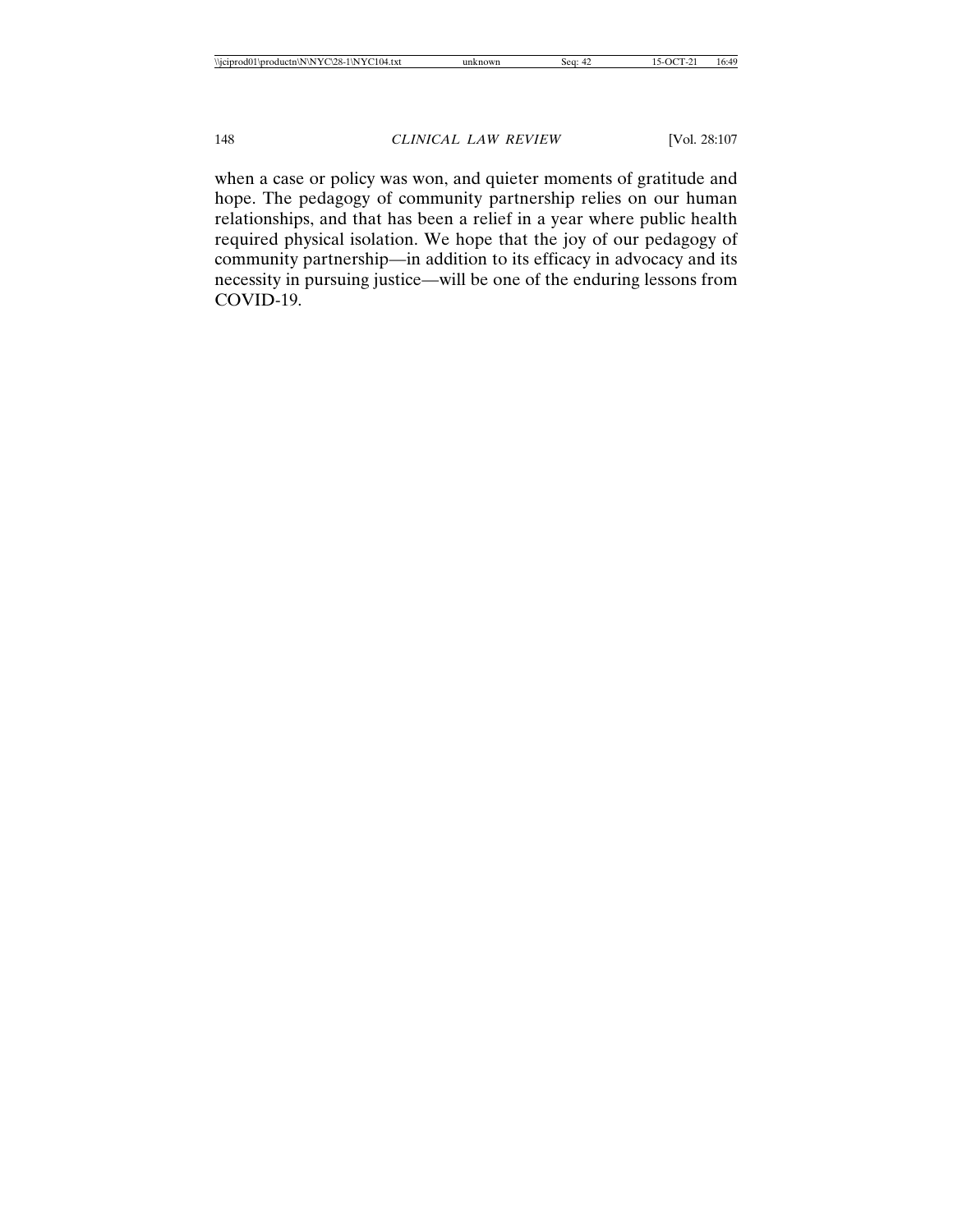when a case or policy was won, and quieter moments of gratitude and hope. The pedagogy of community partnership relies on our human relationships, and that has been a relief in a year where public health required physical isolation. We hope that the joy of our pedagogy of community partnership—in addition to its efficacy in advocacy and its necessity in pursuing justice—will be one of the enduring lessons from COVID-19.